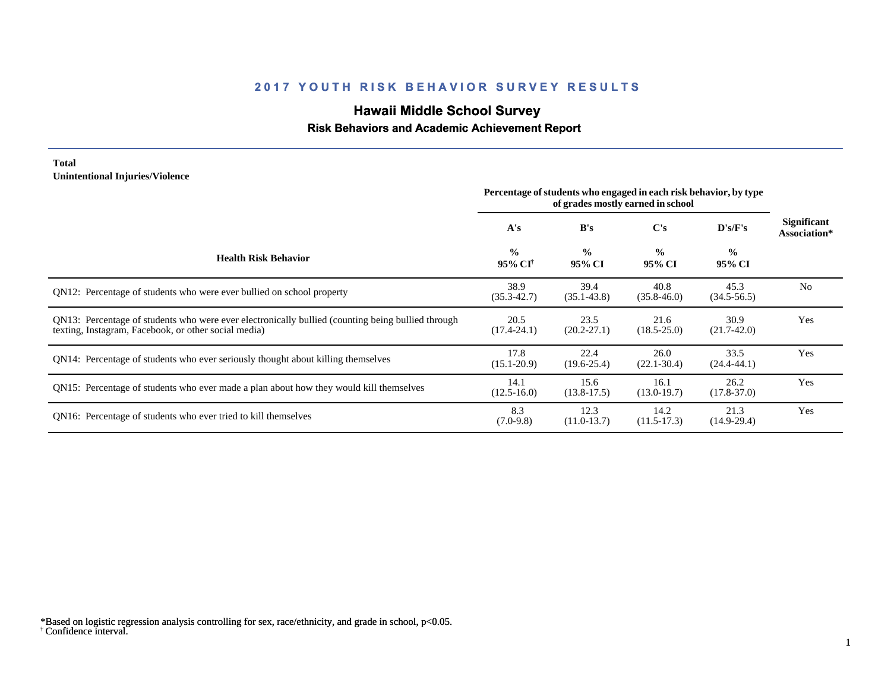# 2017 YOUTH RISK BEHAVIOR SURVEY RESULTS

## Hawaii Middle School Survey

### Risk Behaviors and Academic Achievement Report

**Total**
**Unintentional Injuries/Violence**

| Health Risk Behavior | Percentage of students who engaged in each risk behavior, by type of grades mostly earned in school | | | | Significant Association* |
|---|---|---|---|---|---|
| | A's | B's | C's | D's/F's | |
| | % 95% CI[†] | % 95% CI | % 95% CI | % 95% CI | |
| QN12: Percentage of students who were ever bullied on school property | 38.9 (35.3-42.7) | 39.4 (35.1-43.8) | 40.8 (35.8-46.0) | 45.3 (34.5-56.5) | No |
| QN13: Percentage of students who were ever electronically bullied (counting being bullied through texting, Instagram, Facebook, or other social media) | 20.5 (17.4-24.1) | 23.5 (20.2-27.1) | 21.6 (18.5-25.0) | 30.9 (21.7-42.0) | Yes |
| QN14: Percentage of students who ever seriously thought about killing themselves | 17.8 (15.1-20.9) | 22.4 (19.6-25.4) | 26.0 (22.1-30.4) | 33.5 (24.4-44.1) | Yes |
| QN15: Percentage of students who ever made a plan about how they would kill themselves | 14.1 (12.5-16.0) | 15.6 (13.8-17.5) | 16.1 (13.0-19.7) | 26.2 (17.8-37.0) | Yes |
| QN16: Percentage of students who ever tried to kill themselves | 8.3 (7.0-9.8) | 12.3 (11.0-13.7) | 14.2 (11.5-17.3) | 21.3 (14.9-29.4) | Yes |

*Based on logistic regression analysis controlling for sex, race/ethnicity, and grade in school, $p<0.05$.
[†] Confidence interval.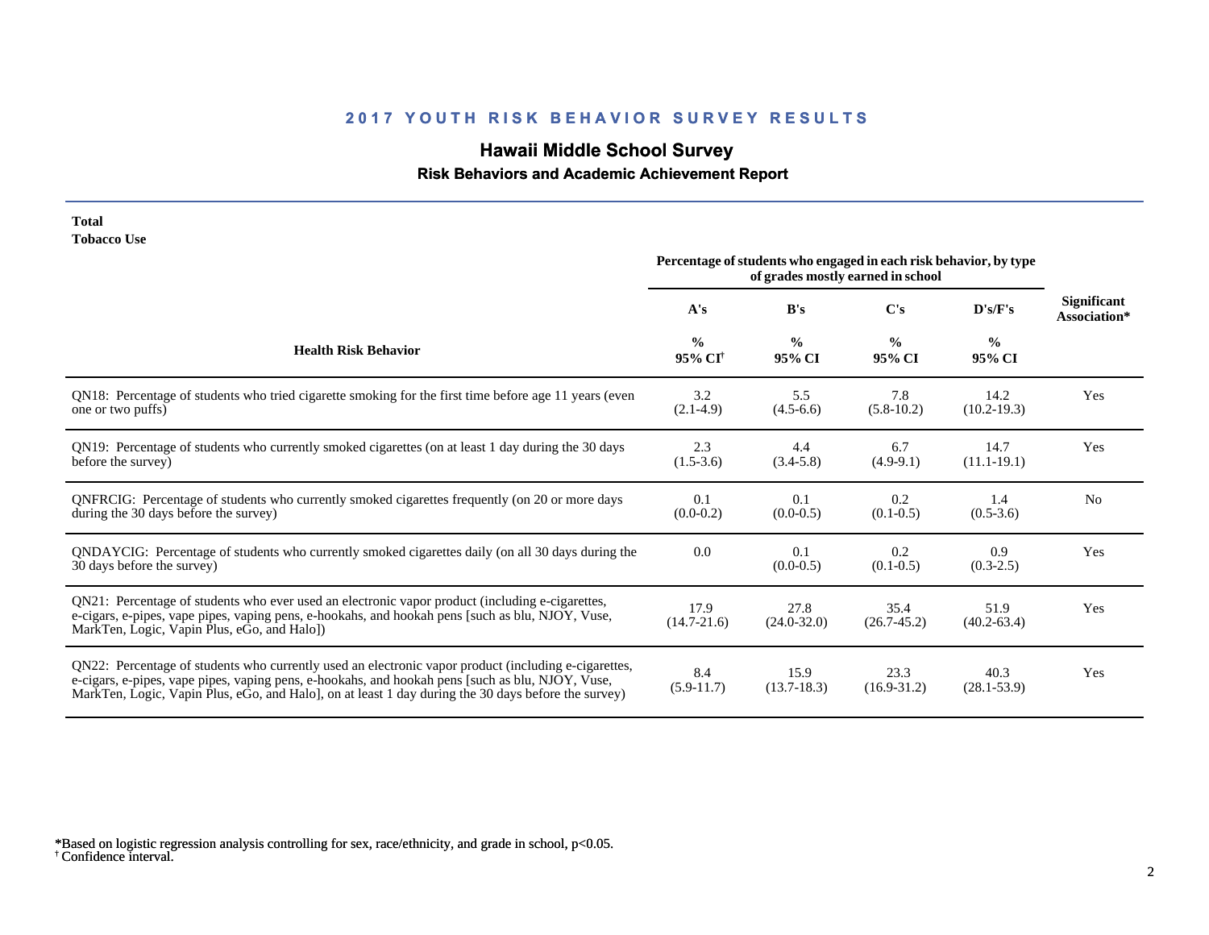## 2017 YOUTH RISK BEHAVIOR SURVEY RESULTS

# Hawaii Middle School Survey

### Risk Behaviors and Academic Achievement Report

**Total**
**Tobacco Use**

| Health Risk Behavior | Percentage of students who engaged in each risk behavior, by type of grades mostly earned in school | | | | Significant Association* |
|---|---|---|---|---|---|
| | A's | B's | C's | D's/F's | |
| | % 95% CI† | % 95% CI | % 95% CI | % 95% CI | |
| QN18: Percentage of students who tried cigarette smoking for the first time before age 11 years (even one or two puffs) | 3.2 (2.1-4.9) | 5.5 (4.5-6.6) | 7.8 (5.8-10.2) | 14.2 (10.2-19.3) | Yes |
| QN19: Percentage of students who currently smoked cigarettes (on at least 1 day during the 30 days before the survey) | 2.3 (1.5-3.6) | 4.4 (3.4-5.8) | 6.7 (4.9-9.1) | 14.7 (11.1-19.1) | Yes |
| QNFRCIG: Percentage of students who currently smoked cigarettes frequently (on 20 or more days during the 30 days before the survey) | 0.1 (0.0-0.2) | 0.1 (0.0-0.5) | 0.2 (0.1-0.5) | 1.4 (0.5-3.6) | No |
| QNDAYCIG: Percentage of students who currently smoked cigarettes daily (on all 30 days during the 30 days before the survey) | 0.0 | 0.1 (0.0-0.5) | 0.2 (0.1-0.5) | 0.9 (0.3-2.5) | Yes |
| QN21: Percentage of students who ever used an electronic vapor product (including e-cigarettes, e-cigars, e-pipes, vape pipes, vaping pens, e-hookahs, and hookah pens [such as blu, NJOY, Vuse, MarkTen, Logic, Vapin Plus, eGo, and Halo]) | 17.9 (14.7-21.6) | 27.8 (24.0-32.0) | 35.4 (26.7-45.2) | 51.9 (40.2-63.4) | Yes |
| QN22: Percentage of students who currently used an electronic vapor product (including e-cigarettes, e-cigars, e-pipes, vape pipes, vaping pens, e-hookahs, and hookah pens [such as blu, NJOY, Vuse, MarkTen, Logic, Vapin Plus, eGo, and Halo], on at least 1 day during the 30 days before the survey) | 8.4 (5.9-11.7) | 15.9 (13.7-18.3) | 23.3 (16.9-31.2) | 40.3 (28.1-53.9) | Yes |

*Based on logistic regression analysis controlling for sex, race/ethnicity, and grade in school, $p<0.05$.
† Confidence interval.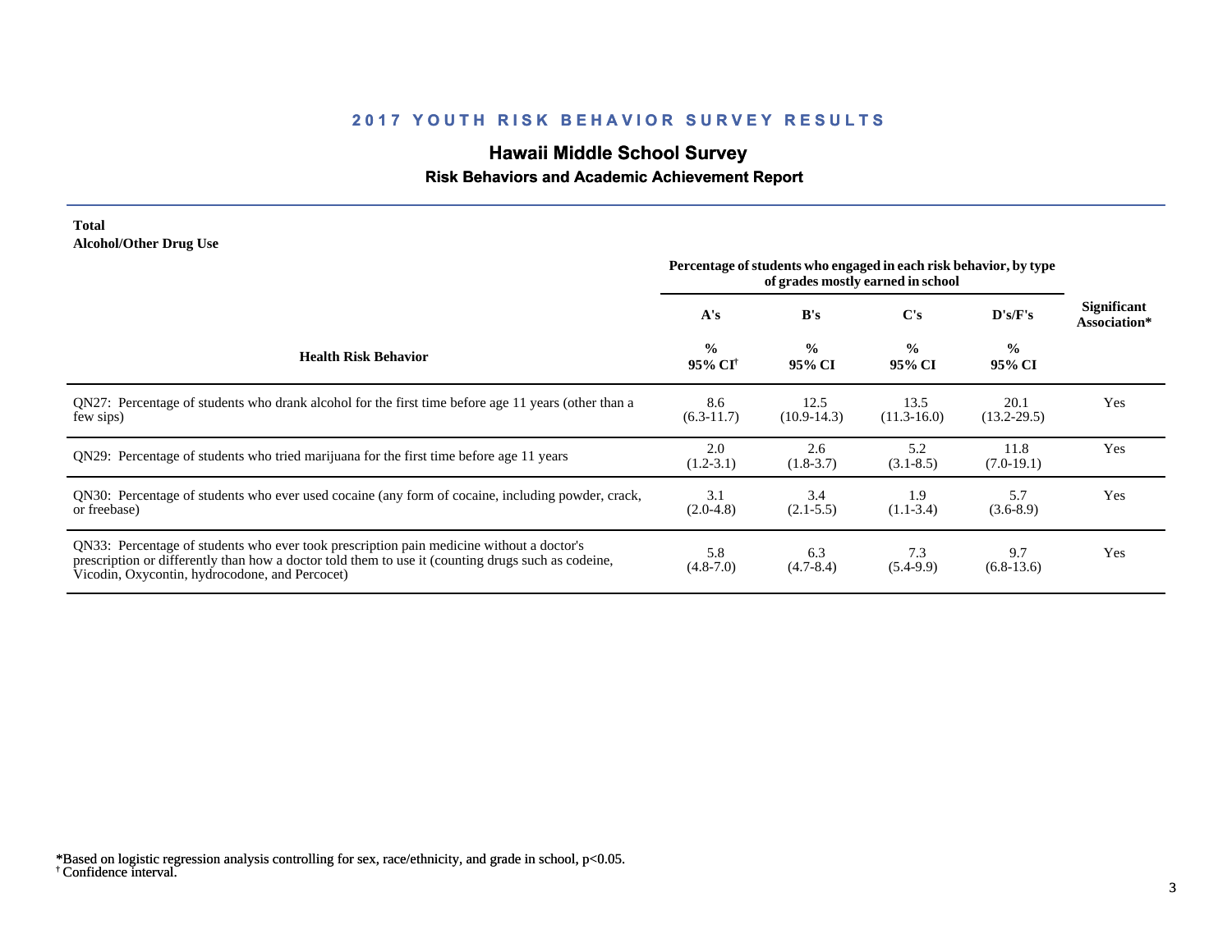## 2017 YOUTH RISK BEHAVIOR SURVEY RESULTS

# Hawaii Middle School Survey

### Risk Behaviors and Academic Achievement Report

**Total**
**Alcohol/Other Drug Use**

| Health Risk Behavior | Percentage of students who engaged in each risk behavior, by type of grades mostly earned in school | | | | Significant Association* |
|---|---|---|---|---|---|
| | A's | B's | C's | D's/F's | |
| | % 95% CI[†] | % 95% CI | % 95% CI | % 95% CI | |
| QN27: Percentage of students who drank alcohol for the first time before age 11 years (other than a few sips) | 8.6 (6.3-11.7) | 12.5 (10.9-14.3) | 13.5 (11.3-16.0) | 20.1 (13.2-29.5) | Yes |
| QN29: Percentage of students who tried marijuana for the first time before age 11 years | 2.0 (1.2-3.1) | 2.6 (1.8-3.7) | 5.2 (3.1-8.5) | 11.8 (7.0-19.1) | Yes |
| QN30: Percentage of students who ever used cocaine (any form of cocaine, including powder, crack, or freebase) | 3.1 (2.0-4.8) | 3.4 (2.1-5.5) | 1.9 (1.1-3.4) | 5.7 (3.6-8.9) | Yes |
| QN33: Percentage of students who ever took prescription pain medicine without a doctor's prescription or differently than how a doctor told them to use it (counting drugs such as codeine, Vicodin, Oxycontin, hydrocodone, and Percocet) | 5.8 (4.8-7.0) | 6.3 (4.7-8.4) | 7.3 (5.4-9.9) | 9.7 (6.8-13.6) | Yes |

*Based on logistic regression analysis controlling for sex, race/ethnicity, and grade in school, $p<0.05$.
† Confidence interval.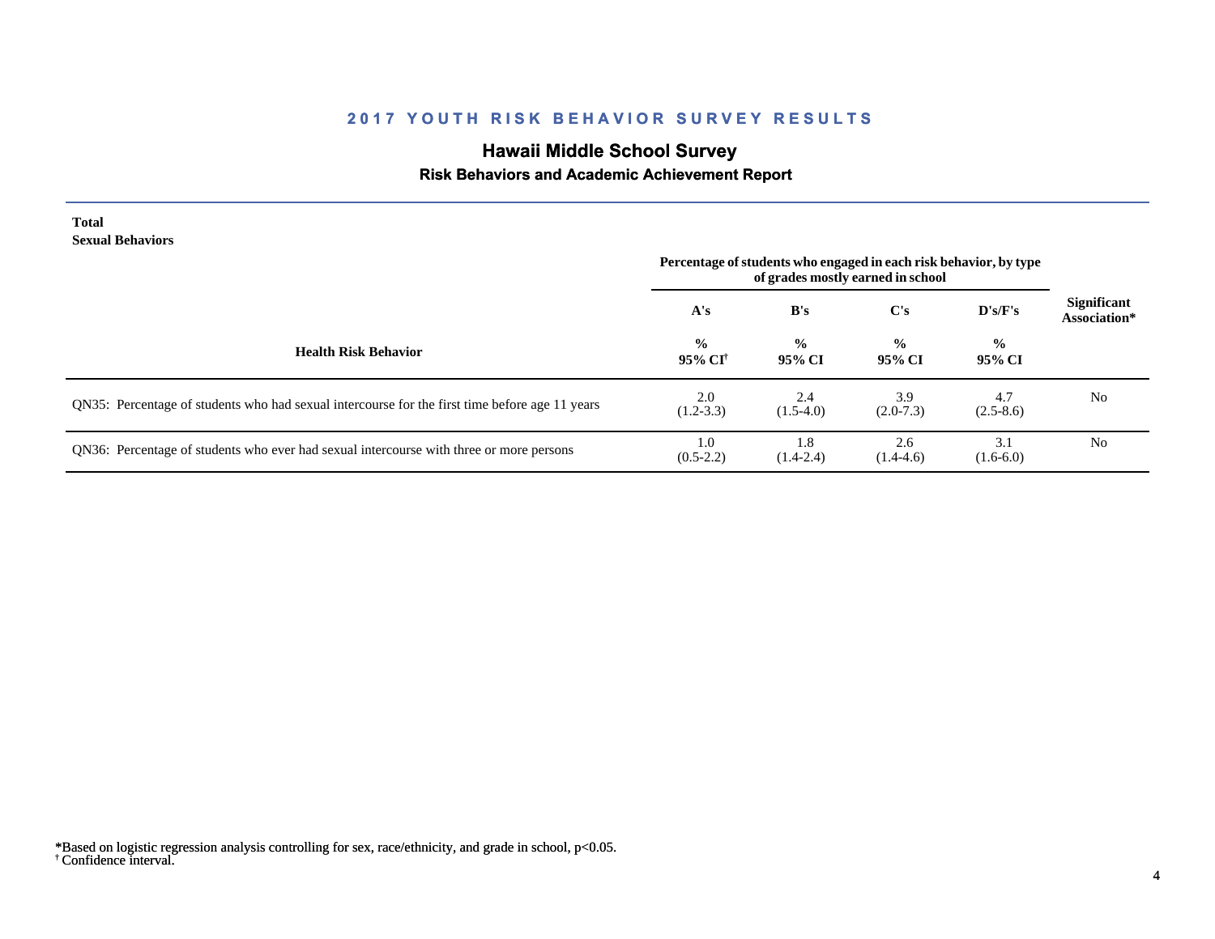## 2017 YOUTH RISK BEHAVIOR SURVEY RESULTS

# Hawaii Middle School Survey

### Risk Behaviors and Academic Achievement Report

**Total**
**Sexual Behaviors**

| Health Risk Behavior | Percentage of students who engaged in each risk behavior, by type of grades mostly earned in school | | | | Significant Association* |
|---|---|---|---|---|---|
| | A's | B's | C's | D's/F's | |
| | % 95% CI[†] | % 95% CI | % 95% CI | % 95% CI | |
| QN35: Percentage of students who had sexual intercourse for the first time before age 11 years | 2.0 (1.2-3.3) | 2.4 (1.5-4.0) | 3.9 (2.0-7.3) | 4.7 (2.5-8.6) | No |
| QN36: Percentage of students who ever had sexual intercourse with three or more persons | 1.0 (0.5-2.2) | 1.8 (1.4-2.4) | 2.6 (1.4-4.6) | 3.1 (1.6-6.0) | No |

*Based on logistic regression analysis controlling for sex, race/ethnicity, and grade in school, $p<0.05$.
[†] Confidence interval.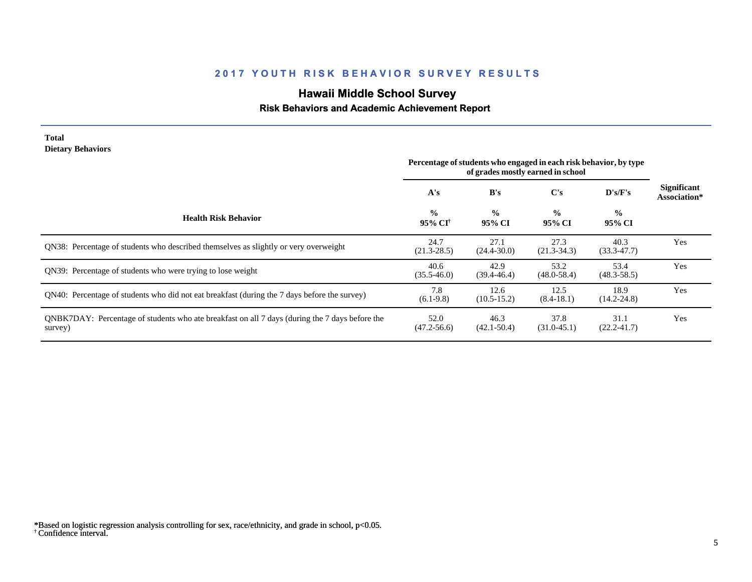## 2017 YOUTH RISK BEHAVIOR SURVEY RESULTS

# Hawaii Middle School Survey

### Risk Behaviors and Academic Achievement Report

**Total**
**Dietary Behaviors**

| Health Risk Behavior | Percentage of students who engaged in each risk behavior, by type of grades mostly earned in school | | | | Significant Association* |
|---|---|---|---|---|---|
| | A's | B's | C's | D's/F's | |
| | % 95% CI[†] | % 95% CI | % 95% CI | % 95% CI | |
| QN38: Percentage of students who described themselves as slightly or very overweight | 24.7 (21.3-28.5) | 27.1 (24.4-30.0) | 27.3 (21.3-34.3) | 40.3 (33.3-47.7) | Yes |
| QN39: Percentage of students who were trying to lose weight | 40.6 (35.5-46.0) | 42.9 (39.4-46.4) | 53.2 (48.0-58.4) | 53.4 (48.3-58.5) | Yes |
| QN40: Percentage of students who did not eat breakfast (during the 7 days before the survey) | 7.8 (6.1-9.8) | 12.6 (10.5-15.2) | 12.5 (8.4-18.1) | 18.9 (14.2-24.8) | Yes |
| QNBK7DAY: Percentage of students who ate breakfast on all 7 days (during the 7 days before the survey) | 52.0 (47.2-56.6) | 46.3 (42.1-50.4) | 37.8 (31.0-45.1) | 31.1 (22.2-41.7) | Yes |

*Based on logistic regression analysis controlling for sex, race/ethnicity, and grade in school, $p<0.05$.
[†] Confidence interval.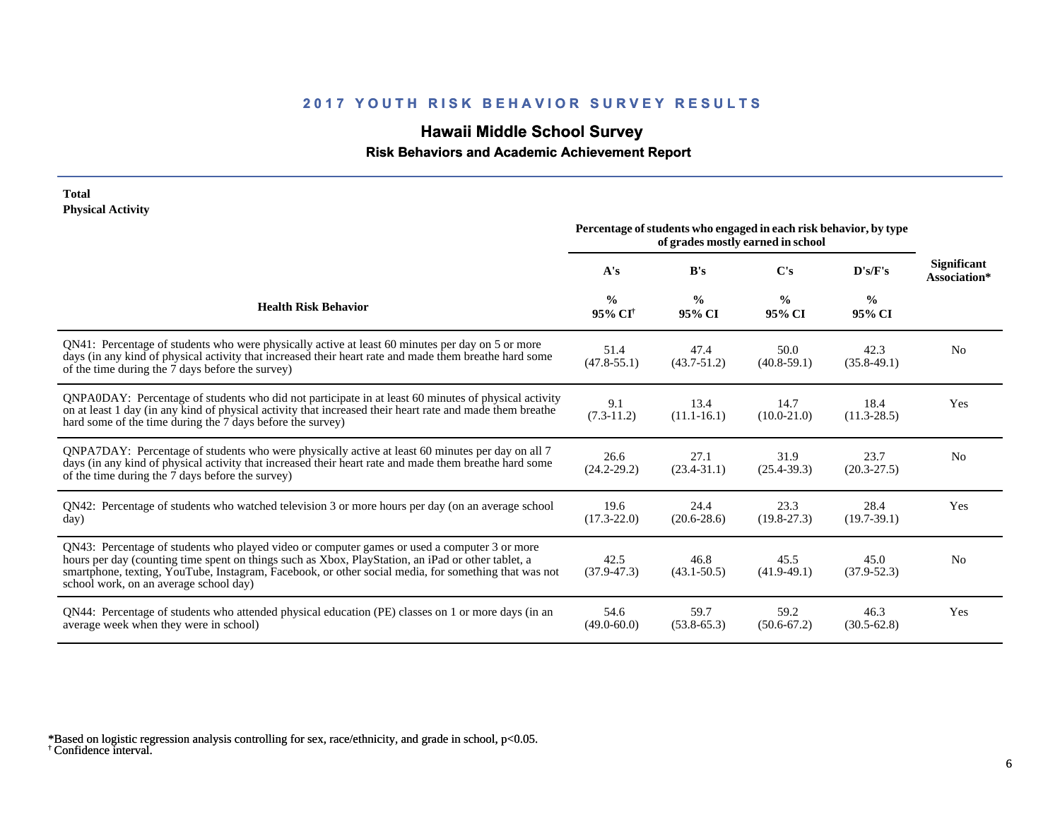## 2017 YOUTH RISK BEHAVIOR SURVEY RESULTS

# Hawaii Middle School Survey

### Risk Behaviors and Academic Achievement Report

**Total**
**Physical Activity**

| Health Risk Behavior | A's % 95% CI† | B's % 95% CI | C's % 95% CI | D's/F's % 95% CI | Significant Association* |
|---|---|---|---|---|---|
| | Percentage of students who engaged in each risk behavior, by type of grades mostly earned in school | | | | |
| QN41: Percentage of students who were physically active at least 60 minutes per day on 5 or more days (in any kind of physical activity that increased their heart rate and made them breathe hard some of the time during the 7 days before the survey) | 51.4 (47.8-55.1) | 47.4 (43.7-51.2) | 50.0 (40.8-59.1) | 42.3 (35.8-49.1) | No |
| QNPA0DAY: Percentage of students who did not participate in at least 60 minutes of physical activity on at least 1 day (in any kind of physical activity that increased their heart rate and made them breathe hard some of the time during the 7 days before the survey) | 9.1 (7.3-11.2) | 13.4 (11.1-16.1) | 14.7 (10.0-21.0) | 18.4 (11.3-28.5) | Yes |
| QNPA7DAY: Percentage of students who were physically active at least 60 minutes per day on all 7 days (in any kind of physical activity that increased their heart rate and made them breathe hard some of the time during the 7 days before the survey) | 26.6 (24.2-29.2) | 27.1 (23.4-31.1) | 31.9 (25.4-39.3) | 23.7 (20.3-27.5) | No |
| QN42: Percentage of students who watched television 3 or more hours per day (on an average school day) | 19.6 (17.3-22.0) | 24.4 (20.6-28.6) | 23.3 (19.8-27.3) | 28.4 (19.7-39.1) | Yes |
| QN43: Percentage of students who played video or computer games or used a computer 3 or more hours per day (counting time spent on things such as Xbox, PlayStation, an iPad or other tablet, a smartphone, texting, YouTube, Instagram, Facebook, or other social media, for something that was not school work, on an average school day) | 42.5 (37.9-47.3) | 46.8 (43.1-50.5) | 45.5 (41.9-49.1) | 45.0 (37.9-52.3) | No |
| QN44: Percentage of students who attended physical education (PE) classes on 1 or more days (in an average week when they were in school) | 54.6 (49.0-60.0) | 59.7 (53.8-65.3) | 59.2 (50.6-67.2) | 46.3 (30.5-62.8) | Yes |

*Based on logistic regression analysis controlling for sex, race/ethnicity, and grade in school, $p<0.05$.
† Confidence interval.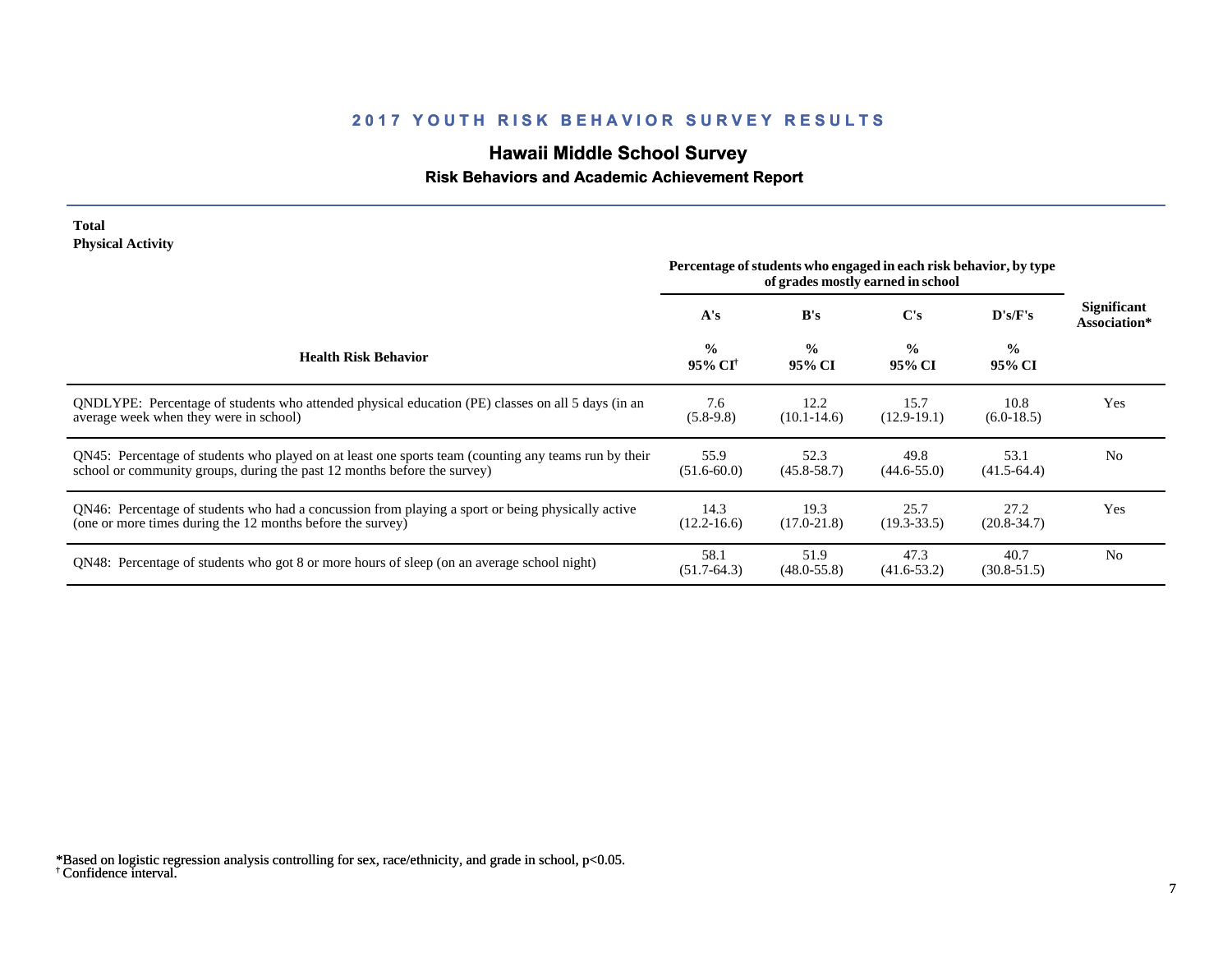## 2017 YOUTH RISK BEHAVIOR SURVEY RESULTS

# Hawaii Middle School Survey

### Risk Behaviors and Academic Achievement Report

**Total**
**Physical Activity**

| Health Risk Behavior | Percentage of students who engaged in each risk behavior, by type of grades mostly earned in school | | | | Significant Association* |
|---|---|---|---|---|---|
| | A's | B's | C's | D's/F's | |
| | % 95% CI[†] | % 95% CI | % 95% CI | % 95% CI | |
| QNDLYPE: Percentage of students who attended physical education (PE) classes on all 5 days (in an average week when they were in school) | 7.6 (5.8-9.8) | 12.2 (10.1-14.6) | 15.7 (12.9-19.1) | 10.8 (6.0-18.5) | Yes |
| QN45: Percentage of students who played on at least one sports team (counting any teams run by their school or community groups, during the past 12 months before the survey) | 55.9 (51.6-60.0) | 52.3 (45.8-58.7) | 49.8 (44.6-55.0) | 53.1 (41.5-64.4) | No |
| QN46: Percentage of students who had a concussion from playing a sport or being physically active (one or more times during the 12 months before the survey) | 14.3 (12.2-16.6) | 19.3 (17.0-21.8) | 25.7 (19.3-33.5) | 27.2 (20.8-34.7) | Yes |
| QN48: Percentage of students who got 8 or more hours of sleep (on an average school night) | 58.1 (51.7-64.3) | 51.9 (48.0-55.8) | 47.3 (41.6-53.2) | 40.7 (30.8-51.5) | No |

*Based on logistic regression analysis controlling for sex, race/ethnicity, and grade in school, $p<0.05$.
† Confidence interval.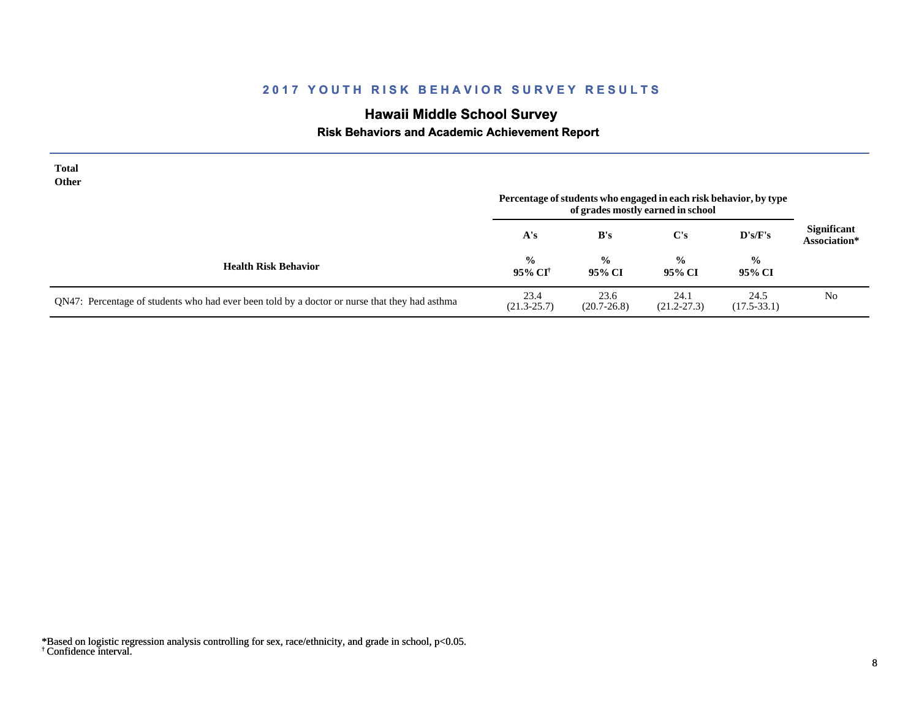## 2017 YOUTH RISK BEHAVIOR SURVEY RESULTS

# Hawaii Middle School Survey

### Risk Behaviors and Academic Achievement Report

**Total**
**Other**

| Health Risk Behavior | Percentage of students who engaged in each risk behavior, by type of grades mostly earned in school | | | | Significant Association* |
|---|---|---|---|---|---|
| | A's | B's | C's | D's/F's | |
| | % 95% CI[†] | % 95% CI | % 95% CI | % 95% CI | |
| QN47: Percentage of students who had ever been told by a doctor or nurse that they had asthma | 23.4 (21.3-25.7) | 23.6 (20.7-26.8) | 24.1 (21.2-27.3) | 24.5 (17.5-33.1) | No |

*Based on logistic regression analysis controlling for sex, race/ethnicity, and grade in school, p<0.05.
† Confidence interval.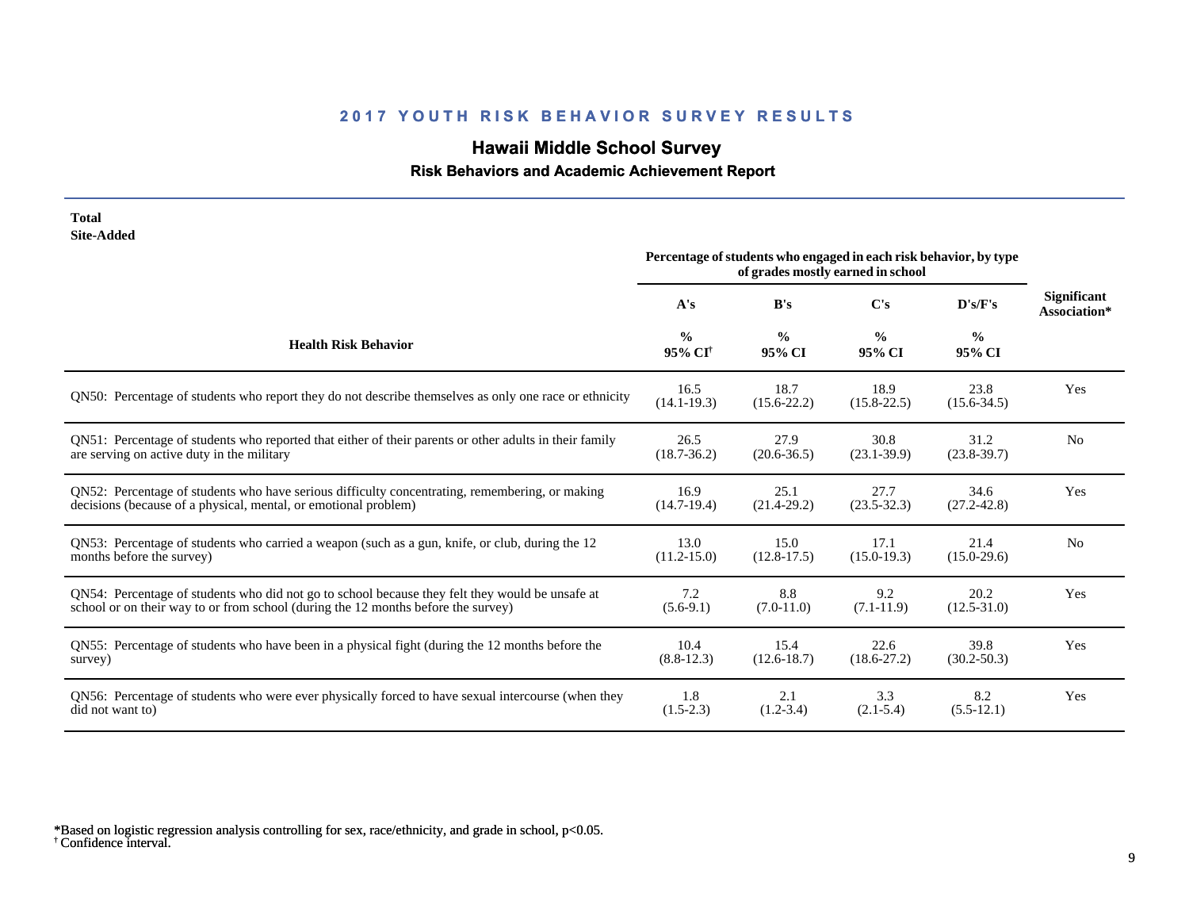## 2017 YOUTH RISK BEHAVIOR SURVEY RESULTS

### Hawaii Middle School Survey

#### Risk Behaviors and Academic Achievement Report

**Total**
**Site-Added**

| Health Risk Behavior | A's<br>%<br>95% CI† | B's<br>%<br>95% CI | C's<br>%<br>95% CI | D's/F's<br>%<br>95% CI | Significant Association* |
|---|---|---|---|---|---|
| | Percentage of students who engaged in each risk behavior, by type of grades mostly earned in school | | | | |
| QN50: Percentage of students who report they do not describe themselves as only one race or ethnicity | 16.5<br>(14.1-19.3) | 18.7<br>(15.6-22.2) | 18.9<br>(15.8-22.5) | 23.8<br>(15.6-34.5) | Yes |
| QN51: Percentage of students who reported that either of their parents or other adults in their family are serving on active duty in the military | 26.5<br>(18.7-36.2) | 27.9<br>(20.6-36.5) | 30.8<br>(23.1-39.9) | 31.2<br>(23.8-39.7) | No |
| QN52: Percentage of students who have serious difficulty concentrating, remembering, or making decisions (because of a physical, mental, or emotional problem) | 16.9<br>(14.7-19.4) | 25.1<br>(21.4-29.2) | 27.7<br>(23.5-32.3) | 34.6<br>(27.2-42.8) | Yes |
| QN53: Percentage of students who carried a weapon (such as a gun, knife, or club, during the 12 months before the survey) | 13.0<br>(11.2-15.0) | 15.0<br>(12.8-17.5) | 17.1<br>(15.0-19.3) | 21.4<br>(15.0-29.6) | No |
| QN54: Percentage of students who did not go to school because they felt they would be unsafe at school or on their way to or from school (during the 12 months before the survey) | 7.2<br>(5.6-9.1) | 8.8<br>(7.0-11.0) | 9.2<br>(7.1-11.9) | 20.2<br>(12.5-31.0) | Yes |
| QN55: Percentage of students who have been in a physical fight (during the 12 months before the survey) | 10.4<br>(8.8-12.3) | 15.4<br>(12.6-18.7) | 22.6<br>(18.6-27.2) | 39.8<br>(30.2-50.3) | Yes |
| QN56: Percentage of students who were ever physically forced to have sexual intercourse (when they did not want to) | 1.8<br>(1.5-2.3) | 2.1<br>(1.2-3.4) | 3.3<br>(2.1-5.4) | 8.2<br>(5.5-12.1) | Yes |

*Based on logistic regression analysis controlling for sex, race/ethnicity, and grade in school, $p<0.05$.
† Confidence interval.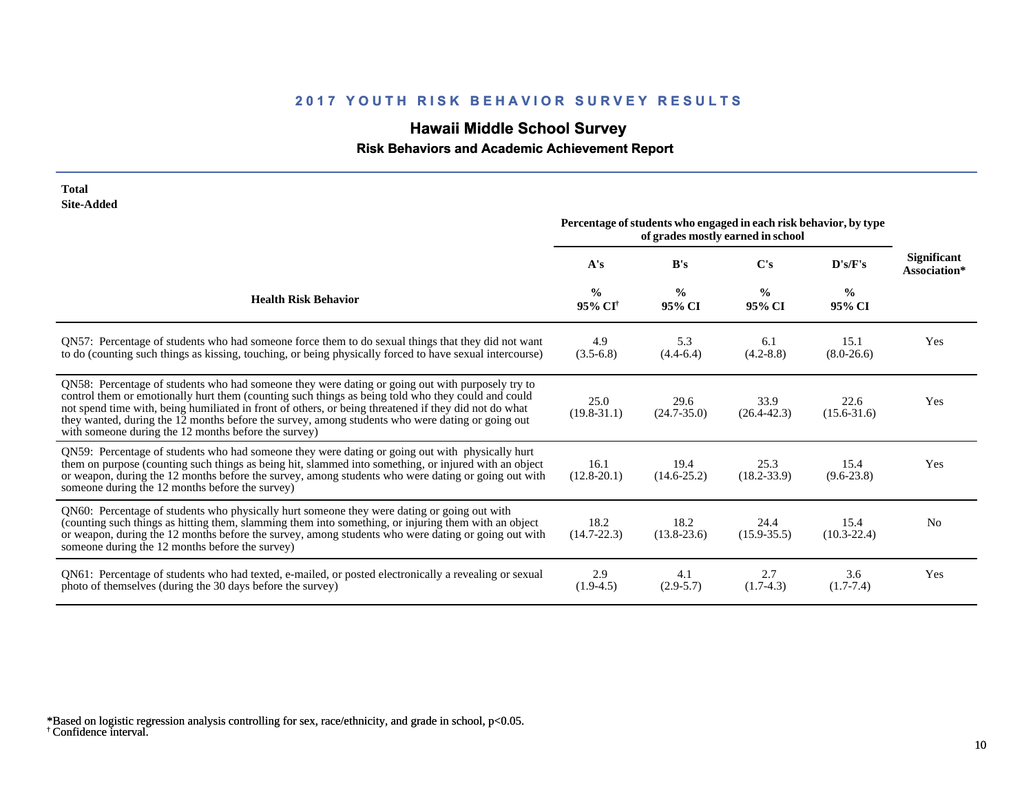## 2017 YOUTH RISK BEHAVIOR SURVEY RESULTS

# Hawaii Middle School Survey

### Risk Behaviors and Academic Achievement Report

**Total**
**Site-Added**

| Health Risk Behavior | Percentage of students who engaged in each risk behavior, by type of grades mostly earned in school | | | | Significant Association* |
|---|---|---|---|---|---|
| | A's | B's | C's | D's/F's | |
| | % 95% CI[†] | % 95% CI | % 95% CI | % 95% CI | |
| QN57: Percentage of students who had someone force them to do sexual things that they did not want to do (counting such things as kissing, touching, or being physically forced to have sexual intercourse) | 4.9 (3.5-6.8) | 5.3 (4.4-6.4) | 6.1 (4.2-8.8) | 15.1 (8.0-26.6) | Yes |
| QN58: Percentage of students who had someone they were dating or going out with purposely try to control them or emotionally hurt them (counting such things as being told who they could and could not spend time with, being humiliated in front of others, or being threatened if they did not do what they wanted, during the 12 months before the survey, among students who were dating or going out with someone during the 12 months before the survey) | 25.0 (19.8-31.1) | 29.6 (24.7-35.0) | 33.9 (26.4-42.3) | 22.6 (15.6-31.6) | Yes |
| QN59: Percentage of students who had someone they were dating or going out with physically hurt them on purpose (counting such things as being hit, slammed into something, or injured with an object or weapon, during the 12 months before the survey, among students who were dating or going out with someone during the 12 months before the survey) | 16.1 (12.8-20.1) | 19.4 (14.6-25.2) | 25.3 (18.2-33.9) | 15.4 (9.6-23.8) | Yes |
| QN60: Percentage of students who physically hurt someone they were dating or going out with (counting such things as hitting them, slamming them into something, or injuring them with an object or weapon, during the 12 months before the survey, among students who were dating or going out with someone during the 12 months before the survey) | 18.2 (14.7-22.3) | 18.2 (13.8-23.6) | 24.4 (15.9-35.5) | 15.4 (10.3-22.4) | No |
| QN61: Percentage of students who had texted, e-mailed, or posted electronically a revealing or sexual photo of themselves (during the 30 days before the survey) | 2.9 (1.9-4.5) | 4.1 (2.9-5.7) | 2.7 (1.7-4.3) | 3.6 (1.7-7.4) | Yes |

*Based on logistic regression analysis controlling for sex, race/ethnicity, and grade in school, p<0.05.
[†] Confidence interval.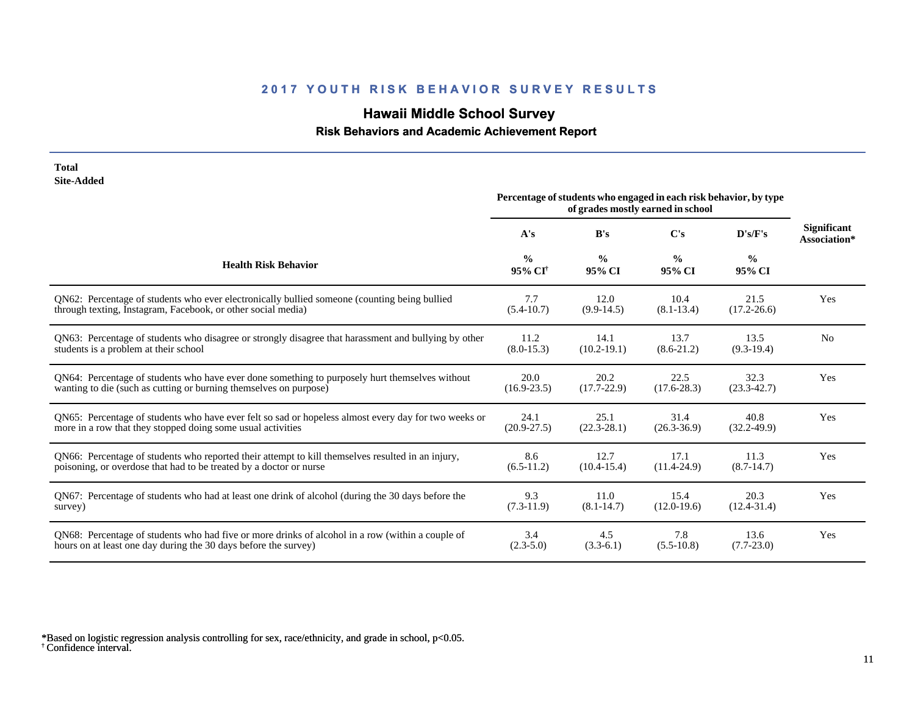## 2017 YOUTH RISK BEHAVIOR SURVEY RESULTS

# Hawaii Middle School Survey

### Risk Behaviors and Academic Achievement Report

**Total**
**Site-Added**

| Health Risk Behavior | A's % 95% CI[†] | B's % 95% CI | C's % 95% CI | D's/F's % 95% CI | Significant Association* |
|---|---|---|---|---|---|
| | Percentage of students who engaged in each risk behavior, by type of grades mostly earned in school | | | | |
| QN62: Percentage of students who ever electronically bullied someone (counting being bullied through texting, Instagram, Facebook, or other social media) | 7.7 (5.4-10.7) | 12.0 (9.9-14.5) | 10.4 (8.1-13.4) | 21.5 (17.2-26.6) | Yes |
| QN63: Percentage of students who disagree or strongly disagree that harassment and bullying by other students is a problem at their school | 11.2 (8.0-15.3) | 14.1 (10.2-19.1) | 13.7 (8.6-21.2) | 13.5 (9.3-19.4) | No |
| QN64: Percentage of students who have ever done something to purposely hurt themselves without wanting to die (such as cutting or burning themselves on purpose) | 20.0 (16.9-23.5) | 20.2 (17.7-22.9) | 22.5 (17.6-28.3) | 32.3 (23.3-42.7) | Yes |
| QN65: Percentage of students who have ever felt so sad or hopeless almost every day for two weeks or more in a row that they stopped doing some usual activities | 24.1 (20.9-27.5) | 25.1 (22.3-28.1) | 31.4 (26.3-36.9) | 40.8 (32.2-49.9) | Yes |
| QN66: Percentage of students who reported their attempt to kill themselves resulted in an injury, poisoning, or overdose that had to be treated by a doctor or nurse | 8.6 (6.5-11.2) | 12.7 (10.4-15.4) | 17.1 (11.4-24.9) | 11.3 (8.7-14.7) | Yes |
| QN67: Percentage of students who had at least one drink of alcohol (during the 30 days before the survey) | 9.3 (7.3-11.9) | 11.0 (8.1-14.7) | 15.4 (12.0-19.6) | 20.3 (12.4-31.4) | Yes |
| QN68: Percentage of students who had five or more drinks of alcohol in a row (within a couple of hours on at least one day during the 30 days before the survey) | 3.4 (2.3-5.0) | 4.5 (3.3-6.1) | 7.8 (5.5-10.8) | 13.6 (7.7-23.0) | Yes |

*Based on logistic regression analysis controlling for sex, race/ethnicity, and grade in school, $p<0.05$.
[†] Confidence interval.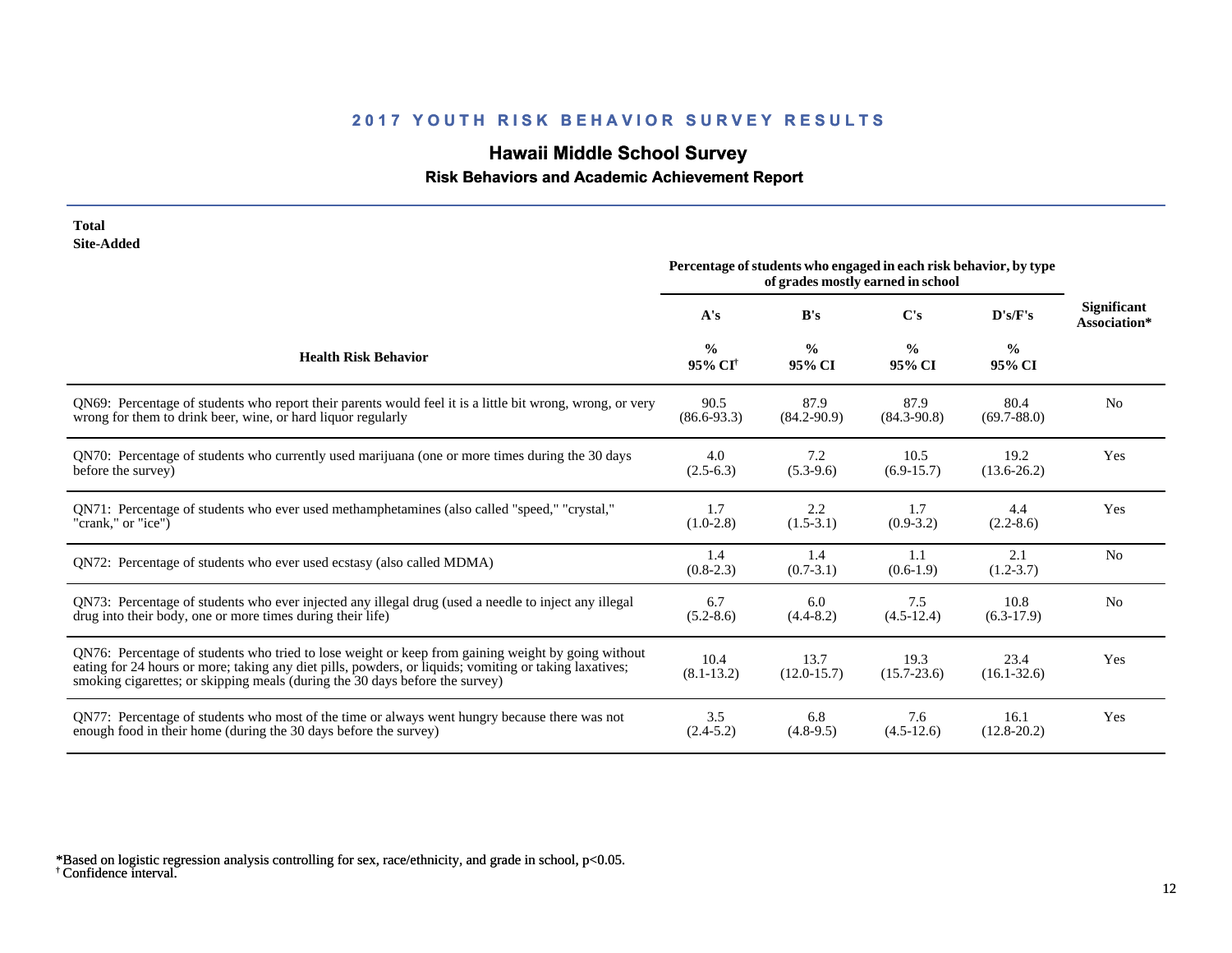## 2017 YOUTH RISK BEHAVIOR SURVEY RESULTS

# Hawaii Middle School Survey

### Risk Behaviors and Academic Achievement Report

**Total**
**Site-Added**

| Health Risk Behavior | Percentage of students who engaged in each risk behavior, by type of grades mostly earned in school | | | | Significant Association* |
|---|---|---|---|---|---|
| | A's | B's | C's | D's/F's | |
| | % 95% CI[†] | % 95% CI | % 95% CI | % 95% CI | |
| QN69: Percentage of students who report their parents would feel it is a little bit wrong, wrong, or very wrong for them to drink beer, wine, or hard liquor regularly | 90.5 (86.6-93.3) | 87.9 (84.2-90.9) | 87.9 (84.3-90.8) | 80.4 (69.7-88.0) | No |
| QN70: Percentage of students who currently used marijuana (one or more times during the 30 days before the survey) | 4.0 (2.5-6.3) | 7.2 (5.3-9.6) | 10.5 (6.9-15.7) | 19.2 (13.6-26.2) | Yes |
| QN71: Percentage of students who ever used methamphetamines (also called "speed," "crystal," "crank," or "ice") | 1.7 (1.0-2.8) | 2.2 (1.5-3.1) | 1.7 (0.9-3.2) | 4.4 (2.2-8.6) | Yes |
| QN72: Percentage of students who ever used ecstasy (also called MDMA) | 1.4 (0.8-2.3) | 1.4 (0.7-3.1) | 1.1 (0.6-1.9) | 2.1 (1.2-3.7) | No |
| QN73: Percentage of students who ever injected any illegal drug (used a needle to inject any illegal drug into their body, one or more times during their life) | 6.7 (5.2-8.6) | 6.0 (4.4-8.2) | 7.5 (4.5-12.4) | 10.8 (6.3-17.9) | No |
| QN76: Percentage of students who tried to lose weight or keep from gaining weight by going without eating for 24 hours or more; taking any diet pills, powders, or liquids; vomiting or taking laxatives; smoking cigarettes; or skipping meals (during the 30 days before the survey) | 10.4 (8.1-13.2) | 13.7 (12.0-15.7) | 19.3 (15.7-23.6) | 23.4 (16.1-32.6) | Yes |
| QN77: Percentage of students who most of the time or always went hungry because there was not enough food in their home (during the 30 days before the survey) | 3.5 (2.4-5.2) | 6.8 (4.8-9.5) | 7.6 (4.5-12.6) | 16.1 (12.8-20.2) | Yes |

*Based on logistic regression analysis controlling for sex, race/ethnicity, and grade in school, $p<0.05$.
[†] Confidence interval.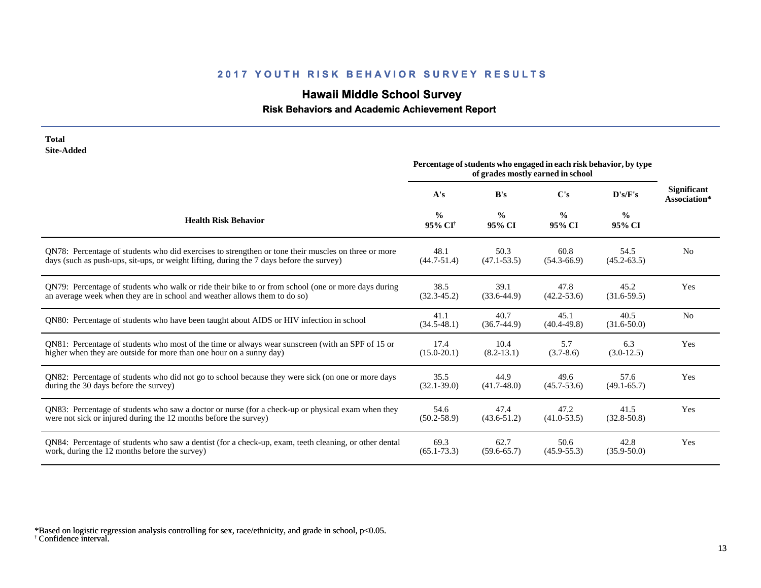## 2017 YOUTH RISK BEHAVIOR SURVEY RESULTS

# Hawaii Middle School Survey

### Risk Behaviors and Academic Achievement Report

**Total**
**Site-Added**

| Health Risk Behavior | Percentage of students who engaged in each risk behavior, by type of grades mostly earned in school | | | | Significant Association* |
|---|---|---|---|---|---|
| | A's | B's | C's | D's/F's | |
| | % 95% CI[†] | % 95% CI | % 95% CI | % 95% CI | |
| QN78: Percentage of students who did exercises to strengthen or tone their muscles on three or more days (such as push-ups, sit-ups, or weight lifting, during the 7 days before the survey) | 48.1 (44.7-51.4) | 50.3 (47.1-53.5) | 60.8 (54.3-66.9) | 54.5 (45.2-63.5) | No |
| QN79: Percentage of students who walk or ride their bike to or from school (one or more days during an average week when they are in school and weather allows them to do so) | 38.5 (32.3-45.2) | 39.1 (33.6-44.9) | 47.8 (42.2-53.6) | 45.2 (31.6-59.5) | Yes |
| QN80: Percentage of students who have been taught about AIDS or HIV infection in school | 41.1 (34.5-48.1) | 40.7 (36.7-44.9) | 45.1 (40.4-49.8) | 40.5 (31.6-50.0) | No |
| QN81: Percentage of students who most of the time or always wear sunscreen (with an SPF of 15 or higher when they are outside for more than one hour on a sunny day) | 17.4 (15.0-20.1) | 10.4 (8.2-13.1) | 5.7 (3.7-8.6) | 6.3 (3.0-12.5) | Yes |
| QN82: Percentage of students who did not go to school because they were sick (on one or more days during the 30 days before the survey) | 35.5 (32.1-39.0) | 44.9 (41.7-48.0) | 49.6 (45.7-53.6) | 57.6 (49.1-65.7) | Yes |
| QN83: Percentage of students who saw a doctor or nurse (for a check-up or physical exam when they were not sick or injured during the 12 months before the survey) | 54.6 (50.2-58.9) | 47.4 (43.6-51.2) | 47.2 (41.0-53.5) | 41.5 (32.8-50.8) | Yes |
| QN84: Percentage of students who saw a dentist (for a check-up, exam, teeth cleaning, or other dental work, during the 12 months before the survey) | 69.3 (65.1-73.3) | 62.7 (59.6-65.7) | 50.6 (45.9-55.3) | 42.8 (35.9-50.0) | Yes |

*Based on logistic regression analysis controlling for sex, race/ethnicity, and grade in school, $p<0.05$.
[†] Confidence interval.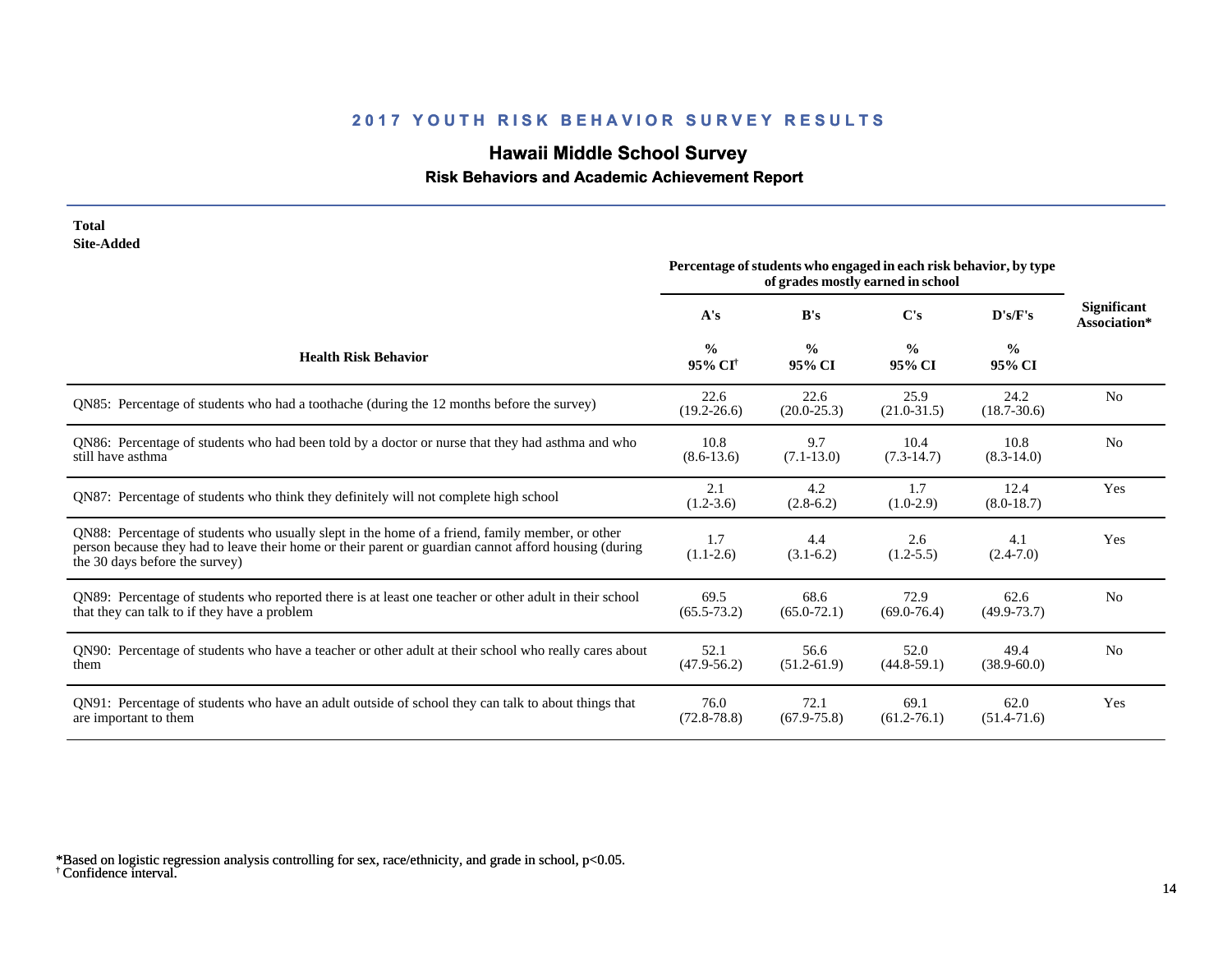## 2017 YOUTH RISK BEHAVIOR SURVEY RESULTS

# Hawaii Middle School Survey

### Risk Behaviors and Academic Achievement Report

**Total**
**Site-Added**

| Health Risk Behavior | Percentage of students who engaged in each risk behavior, by type of grades mostly earned in school | | | | Significant Association* |
|---|---|---|---|---|---|
| | A's | B's | C's | D's/F's | |
| | % 95% CI[†] | % 95% CI | % 95% CI | % 95% CI | |
| QN85: Percentage of students who had a toothache (during the 12 months before the survey) | 22.6 (19.2-26.6) | 22.6 (20.0-25.3) | 25.9 (21.0-31.5) | 24.2 (18.7-30.6) | No |
| QN86: Percentage of students who had been told by a doctor or nurse that they had asthma and who still have asthma | 10.8 (8.6-13.6) | 9.7 (7.1-13.0) | 10.4 (7.3-14.7) | 10.8 (8.3-14.0) | No |
| QN87: Percentage of students who think they definitely will not complete high school | 2.1 (1.2-3.6) | 4.2 (2.8-6.2) | 1.7 (1.0-2.9) | 12.4 (8.0-18.7) | Yes |
| QN88: Percentage of students who usually slept in the home of a friend, family member, or other person because they had to leave their home or their parent or guardian cannot afford housing (during the 30 days before the survey) | 1.7 (1.1-2.6) | 4.4 (3.1-6.2) | 2.6 (1.2-5.5) | 4.1 (2.4-7.0) | Yes |
| QN89: Percentage of students who reported there is at least one teacher or other adult in their school that they can talk to if they have a problem | 69.5 (65.5-73.2) | 68.6 (65.0-72.1) | 72.9 (69.0-76.4) | 62.6 (49.9-73.7) | No |
| QN90: Percentage of students who have a teacher or other adult at their school who really cares about them | 52.1 (47.9-56.2) | 56.6 (51.2-61.9) | 52.0 (44.8-59.1) | 49.4 (38.9-60.0) | No |
| QN91: Percentage of students who have an adult outside of school they can talk to about things that are important to them | 76.0 (72.8-78.8) | 72.1 (67.9-75.8) | 69.1 (61.2-76.1) | 62.0 (51.4-71.6) | Yes |

*Based on logistic regression analysis controlling for sex, race/ethnicity, and grade in school, $p<0.05$.
[†] Confidence interval.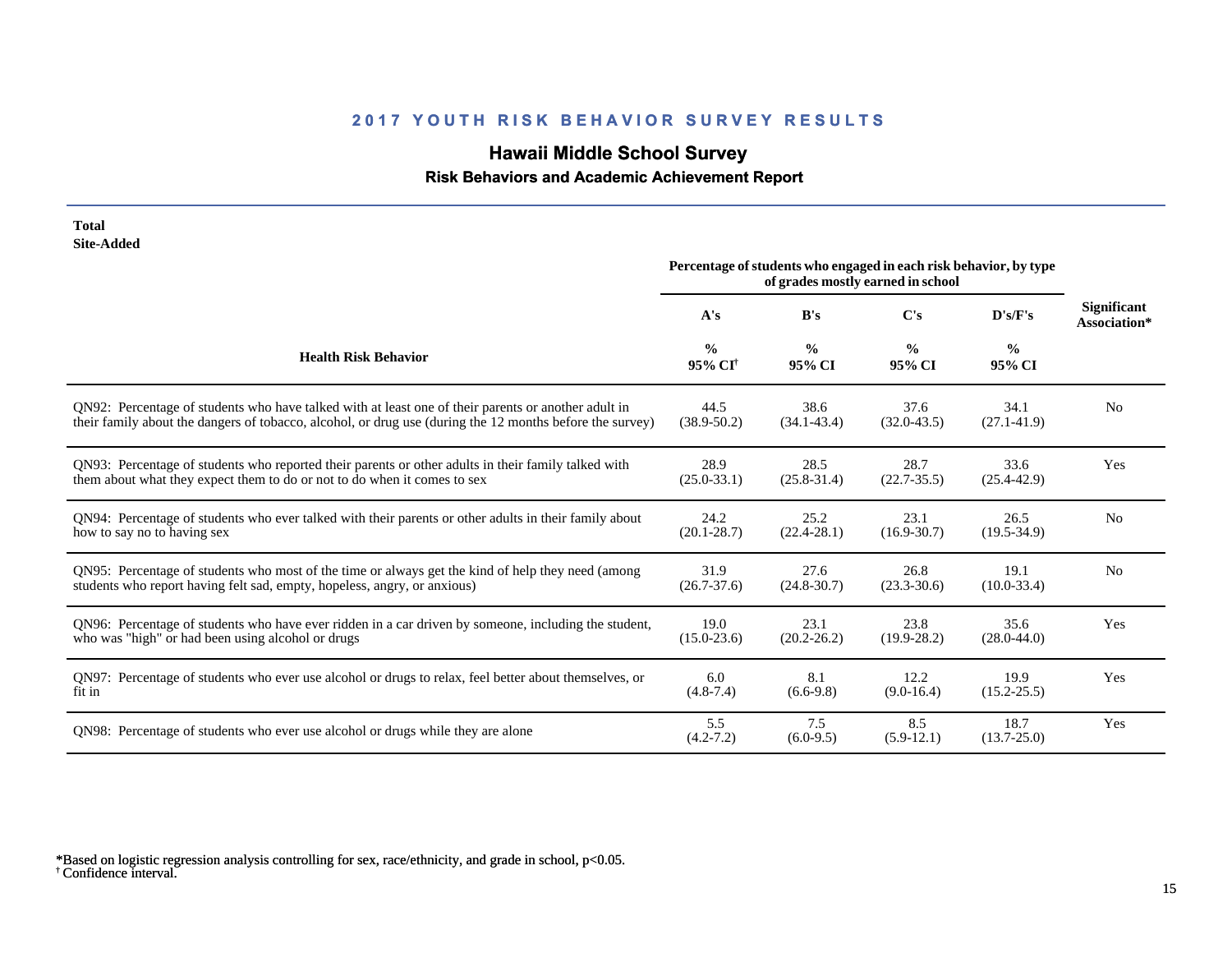## 2017 YOUTH RISK BEHAVIOR SURVEY RESULTS

# Hawaii Middle School Survey

### Risk Behaviors and Academic Achievement Report

**Total**
**Site-Added**

| Health Risk Behavior | Percentage of students who engaged in each risk behavior, by type of grades mostly earned in school | | | | Significant Association* |
|---|---|---|---|---|---|
| | A's | B's | C's | D's/F's | |
| | % 95% CI[†] | % 95% CI | % 95% CI | % 95% CI | |
| QN92: Percentage of students who have talked with at least one of their parents or another adult in their family about the dangers of tobacco, alcohol, or drug use (during the 12 months before the survey) | 44.5 (38.9-50.2) | 38.6 (34.1-43.4) | 37.6 (32.0-43.5) | 34.1 (27.1-41.9) | No |
| QN93: Percentage of students who reported their parents or other adults in their family talked with them about what they expect them to do or not to do when it comes to sex | 28.9 (25.0-33.1) | 28.5 (25.8-31.4) | 28.7 (22.7-35.5) | 33.6 (25.4-42.9) | Yes |
| QN94: Percentage of students who ever talked with their parents or other adults in their family about how to say no to having sex | 24.2 (20.1-28.7) | 25.2 (22.4-28.1) | 23.1 (16.9-30.7) | 26.5 (19.5-34.9) | No |
| QN95: Percentage of students who most of the time or always get the kind of help they need (among students who report having felt sad, empty, hopeless, angry, or anxious) | 31.9 (26.7-37.6) | 27.6 (24.8-30.7) | 26.8 (23.3-30.6) | 19.1 (10.0-33.4) | No |
| QN96: Percentage of students who have ever ridden in a car driven by someone, including the student, who was "high" or had been using alcohol or drugs | 19.0 (15.0-23.6) | 23.1 (20.2-26.2) | 23.8 (19.9-28.2) | 35.6 (28.0-44.0) | Yes |
| QN97: Percentage of students who ever use alcohol or drugs to relax, feel better about themselves, or fit in | 6.0 (4.8-7.4) | 8.1 (6.6-9.8) | 12.2 (9.0-16.4) | 19.9 (15.2-25.5) | Yes |
| QN98: Percentage of students who ever use alcohol or drugs while they are alone | 5.5 (4.2-7.2) | 7.5 (6.0-9.5) | 8.5 (5.9-12.1) | 18.7 (13.7-25.0) | Yes |

*Based on logistic regression analysis controlling for sex, race/ethnicity, and grade in school, $p<0.05$.
[†] Confidence interval.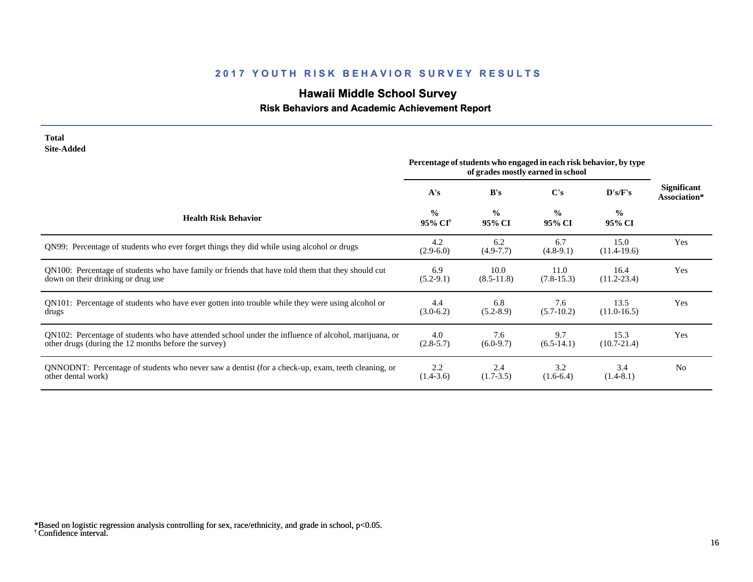# 2017 YOUTH RISK BEHAVIOR SURVEY RESULTS

## Hawaii Middle School Survey

### Risk Behaviors and Academic Achievement Report

**Total**
**Site-Added**

| Health Risk Behavior | A's % 95% CI[†] | B's % 95% CI | C's % 95% CI | D's/F's % 95% CI | Significant Association* |
|---|---|---|---|---|---|
| | *Percentage of students who engaged in each risk behavior, by type of grades mostly earned in school* | | | | |
| QN99: Percentage of students who ever forget things they did while using alcohol or drugs | 4.2 (2.9-6.0) | 6.2 (4.9-7.7) | 6.7 (4.8-9.1) | 15.0 (11.4-19.6) | Yes |
| QN100: Percentage of students who have family or friends that have told them that they should cut down on their drinking or drug use | 6.9 (5.2-9.1) | 10.0 (8.5-11.8) | 11.0 (7.8-15.3) | 16.4 (11.2-23.4) | Yes |
| QN101: Percentage of students who have ever gotten into trouble while they were using alcohol or drugs | 4.4 (3.0-6.2) | 6.8 (5.2-8.9) | 7.6 (5.7-10.2) | 13.5 (11.0-16.5) | Yes |
| QN102: Percentage of students who have attended school under the influence of alcohol, marijuana, or other drugs (during the 12 months before the survey) | 4.0 (2.8-5.7) | 7.6 (6.0-9.7) | 9.7 (6.5-14.1) | 15.3 (10.7-21.4) | Yes |
| QNNODNT: Percentage of students who never saw a dentist (for a check-up, exam, teeth cleaning, or other dental work) | 2.2 (1.4-3.6) | 2.4 (1.7-3.5) | 3.2 (1.6-6.4) | 3.4 (1.4-8.1) | No |

*Based on logistic regression analysis controlling for sex, race/ethnicity, and grade in school, $p<0.05$.
[†] Confidence interval.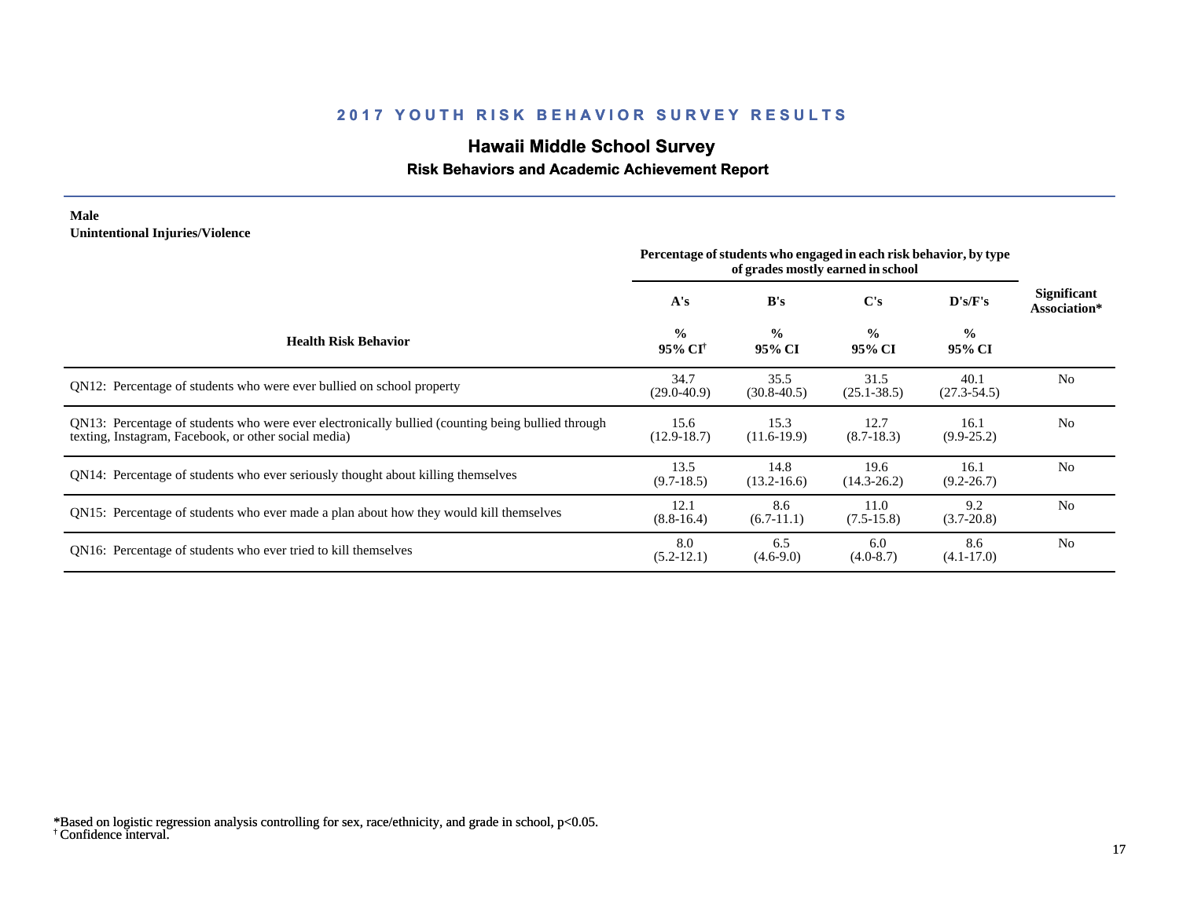## 2017 YOUTH RISK BEHAVIOR SURVEY RESULTS

# Hawaii Middle School Survey

### Risk Behaviors and Academic Achievement Report

**Male**
**Unintentional Injuries/Violence**

| Health Risk Behavior | A's<br>%<br>95% CI[†] | B's<br>%<br>95% CI | C's<br>%<br>95% CI | D's/F's<br>%<br>95% CI | Significant Association* |
|---|---|---|---|---|---|
| QN12: Percentage of students who were ever bullied on school property | 34.7<br>(29.0-40.9) | 35.5<br>(30.8-40.5) | 31.5<br>(25.1-38.5) | 40.1<br>(27.3-54.5) | No |
| QN13: Percentage of students who were ever electronically bullied (counting being bullied through texting, Instagram, Facebook, or other social media) | 15.6<br>(12.9-18.7) | 15.3<br>(11.6-19.9) | 12.7<br>(8.7-18.3) | 16.1<br>(9.9-25.2) | No |
| QN14: Percentage of students who ever seriously thought about killing themselves | 13.5<br>(9.7-18.5) | 14.8<br>(13.2-16.6) | 19.6<br>(14.3-26.2) | 16.1<br>(9.2-26.7) | No |
| QN15: Percentage of students who ever made a plan about how they would kill themselves | 12.1<br>(8.8-16.4) | 8.6<br>(6.7-11.1) | 11.0<br>(7.5-15.8) | 9.2<br>(3.7-20.8) | No |
| QN16: Percentage of students who ever tried to kill themselves | 8.0<br>(5.2-12.1) | 6.5<br>(4.6-9.0) | 6.0<br>(4.0-8.7) | 8.6<br>(4.1-17.0) | No |

Percentage of students who engaged in each risk behavior, by type of grades mostly earned in school

*Based on logistic regression analysis controlling for sex, race/ethnicity, and grade in school, $p<0.05$.
[†] Confidence interval.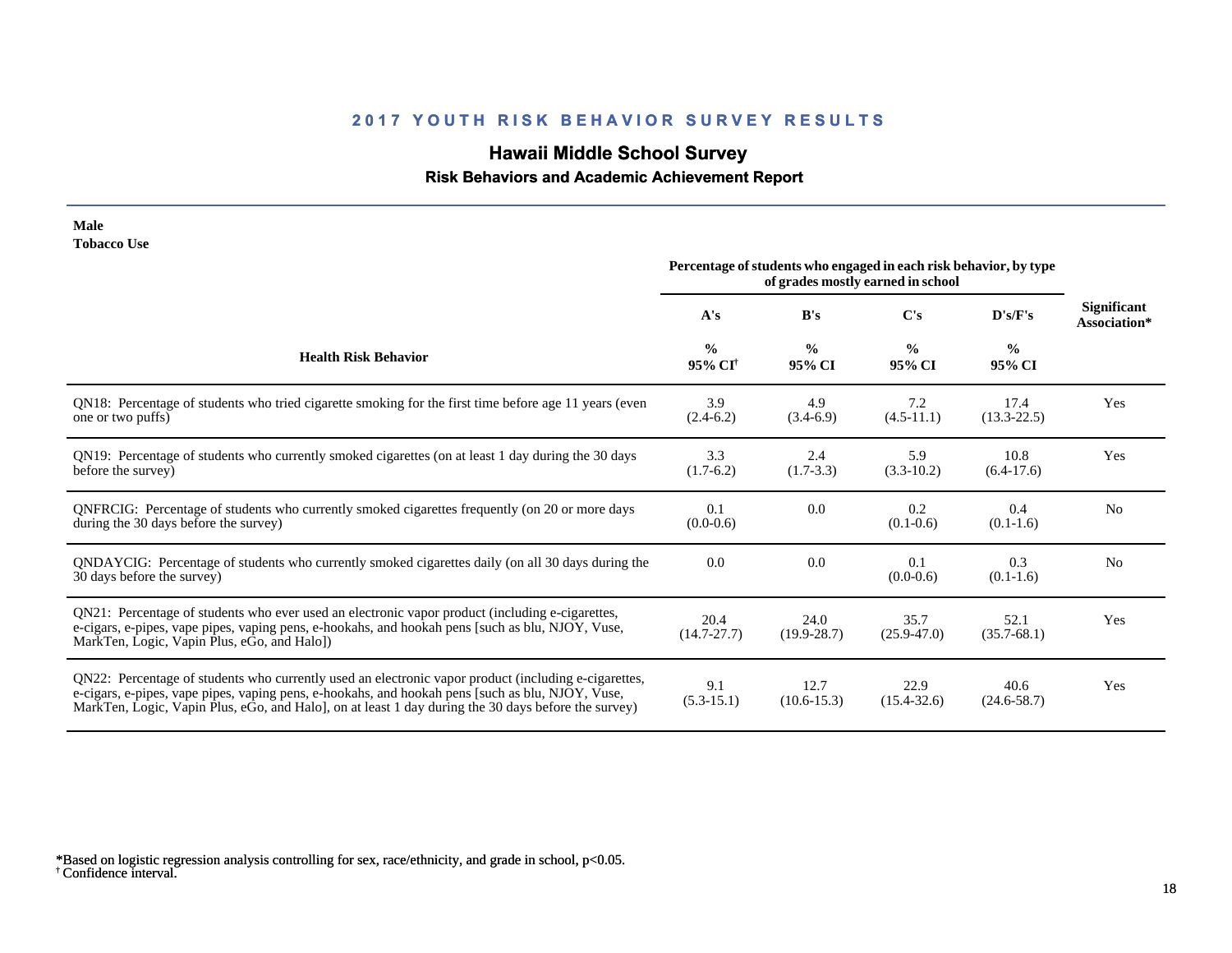# 2017 YOUTH RISK BEHAVIOR SURVEY RESULTS

## Hawaii Middle School Survey

### Risk Behaviors and Academic Achievement Report

**Male**
**Tobacco Use**

| Health Risk Behavior | A's % 95% CI[†] | B's % 95% CI | C's % 95% CI | D's/F's % 95% CI | Significant Association* |
|---|---|---|---|---|---|
| | Percentage of students who engaged in each risk behavior, by type of grades mostly earned in school | | | | |
| QN18: Percentage of students who tried cigarette smoking for the first time before age 11 years (even one or two puffs) | 3.9 (2.4-6.2) | 4.9 (3.4-6.9) | 7.2 (4.5-11.1) | 17.4 (13.3-22.5) | Yes |
| QN19: Percentage of students who currently smoked cigarettes (on at least 1 day during the 30 days before the survey) | 3.3 (1.7-6.2) | 2.4 (1.7-3.3) | 5.9 (3.3-10.2) | 10.8 (6.4-17.6) | Yes |
| QNFRCIG: Percentage of students who currently smoked cigarettes frequently (on 20 or more days during the 30 days before the survey) | 0.1 (0.0-0.6) | 0.0 | 0.2 (0.1-0.6) | 0.4 (0.1-1.6) | No |
| QNDAYCIG: Percentage of students who currently smoked cigarettes daily (on all 30 days during the 30 days before the survey) | 0.0 | 0.0 | 0.1 (0.0-0.6) | 0.3 (0.1-1.6) | No |
| QN21: Percentage of students who ever used an electronic vapor product (including e-cigarettes, e-cigars, e-pipes, vape pipes, vaping pens, e-hookahs, and hookah pens [such as blu, NJOY, Vuse, MarkTen, Logic, Vapin Plus, eGo, and Halo]) | 20.4 (14.7-27.7) | 24.0 (19.9-28.7) | 35.7 (25.9-47.0) | 52.1 (35.7-68.1) | Yes |
| QN22: Percentage of students who currently used an electronic vapor product (including e-cigarettes, e-cigars, e-pipes, vape pipes, vaping pens, e-hookahs, and hookah pens [such as blu, NJOY, Vuse, MarkTen, Logic, Vapin Plus, eGo, and Halo], on at least 1 day during the 30 days before the survey) | 9.1 (5.3-15.1) | 12.7 (10.6-15.3) | 22.9 (15.4-32.6) | 40.6 (24.6-58.7) | Yes |

*Based on logistic regression analysis controlling for sex, race/ethnicity, and grade in school, $p<0.05$.
[†] Confidence interval.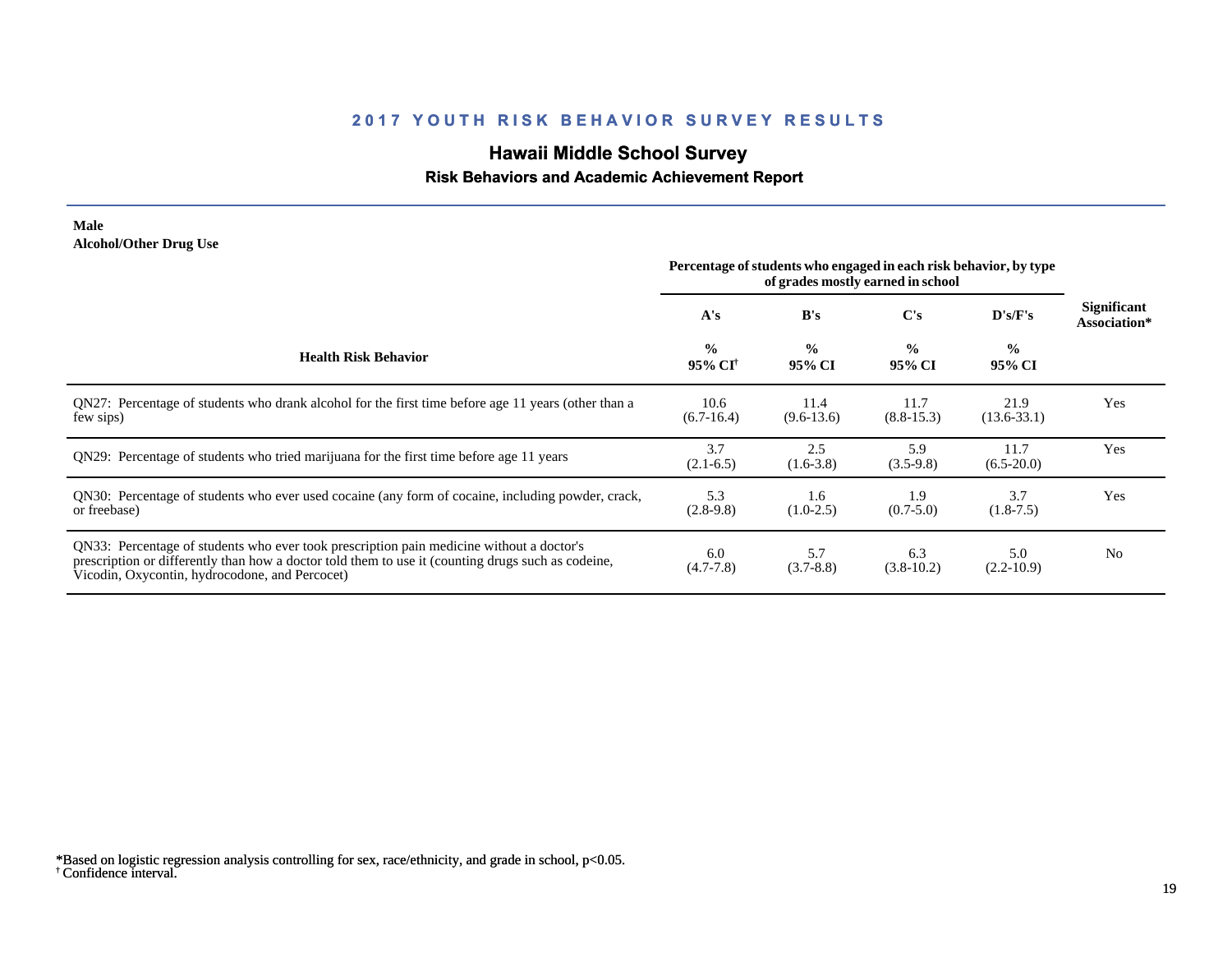# 2017 YOUTH RISK BEHAVIOR SURVEY RESULTS

## Hawaii Middle School Survey

### Risk Behaviors and Academic Achievement Report

**Male**
**Alcohol/Other Drug Use**

| Health Risk Behavior | Percentage of students who engaged in each risk behavior, by type of grades mostly earned in school | | | | Significant Association* |
|---|---|---|---|---|---|
| | A's | B's | C's | D's/F's | |
| | % 95% CI[†] | % 95% CI | % 95% CI | % 95% CI | |
| QN27: Percentage of students who drank alcohol for the first time before age 11 years (other than a few sips) | 10.6 (6.7-16.4) | 11.4 (9.6-13.6) | 11.7 (8.8-15.3) | 21.9 (13.6-33.1) | Yes |
| QN29: Percentage of students who tried marijuana for the first time before age 11 years | 3.7 (2.1-6.5) | 2.5 (1.6-3.8) | 5.9 (3.5-9.8) | 11.7 (6.5-20.0) | Yes |
| QN30: Percentage of students who ever used cocaine (any form of cocaine, including powder, crack, or freebase) | 5.3 (2.8-9.8) | 1.6 (1.0-2.5) | 1.9 (0.7-5.0) | 3.7 (1.8-7.5) | Yes |
| QN33: Percentage of students who ever took prescription pain medicine without a doctor's prescription or differently than how a doctor told them to use it (counting drugs such as codeine, Vicodin, Oxycontin, hydrocodone, and Percocet) | 6.0 (4.7-7.8) | 5.7 (3.7-8.8) | 6.3 (3.8-10.2) | 5.0 (2.2-10.9) | No |

*Based on logistic regression analysis controlling for sex, race/ethnicity, and grade in school, $p<0.05$.
[†] Confidence interval.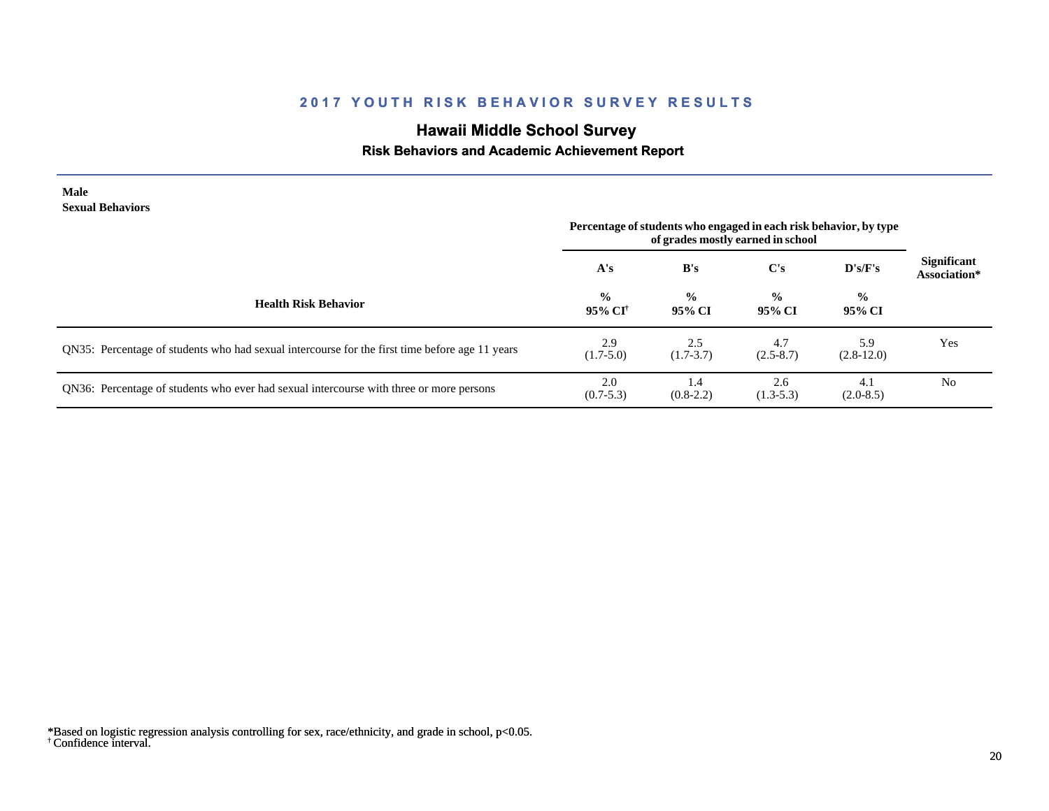## 2017 YOUTH RISK BEHAVIOR SURVEY RESULTS

## Hawaii Middle School Survey

### Risk Behaviors and Academic Achievement Report

**Male**
**Sexual Behaviors**

| Health Risk Behavior | A's % 95% CI[†] | B's % 95% CI | C's % 95% CI | D's/F's % 95% CI | Significant Association* |
|---|---|---|---|---|---|
| | Percentage of students who engaged in each risk behavior, by type of grades mostly earned in school | | | | |
| QN35: Percentage of students who had sexual intercourse for the first time before age 11 years | 2.9 (1.7-5.0) | 2.5 (1.7-3.7) | 4.7 (2.5-8.7) | 5.9 (2.8-12.0) | Yes |
| QN36: Percentage of students who ever had sexual intercourse with three or more persons | 2.0 (0.7-5.3) | 1.4 (0.8-2.2) | 2.6 (1.3-5.3) | 4.1 (2.0-8.5) | No |

*Based on logistic regression analysis controlling for sex, race/ethnicity, and grade in school, $p<0.05$.
[†] Confidence interval.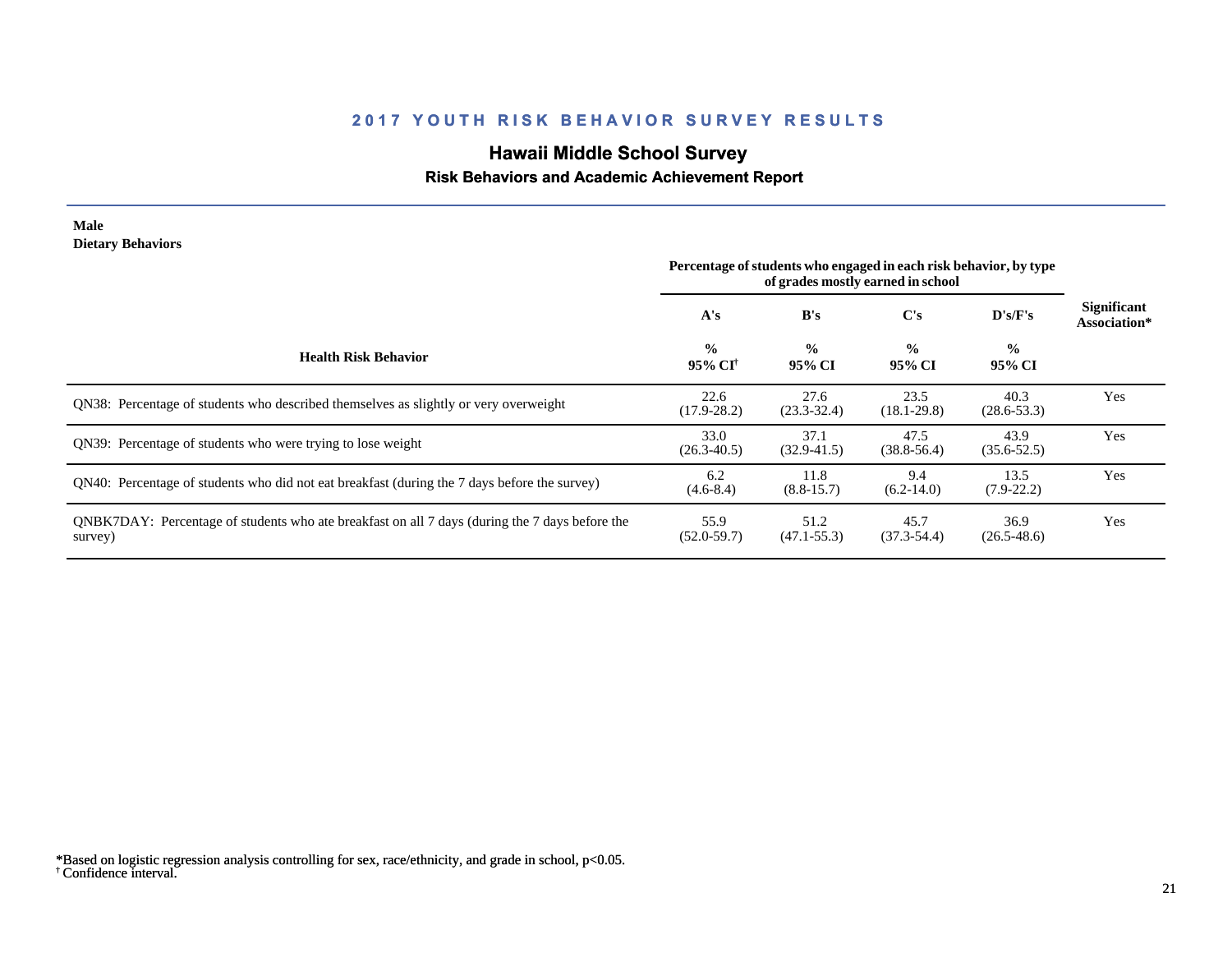## 2017 YOUTH RISK BEHAVIOR SURVEY RESULTS

# Hawaii Middle School Survey

### Risk Behaviors and Academic Achievement Report

**Male**
**Dietary Behaviors**

| Health Risk Behavior | A's | B's | C's | D's/F's | Significant Association* |
|---|---|---|---|---|---|
| | Percentage of students who engaged in each risk behavior, by type of grades mostly earned in school | | | | |
| | % 95% CI† | % 95% CI | % 95% CI | % 95% CI | |
| QN38: Percentage of students who described themselves as slightly or very overweight | 22.6 (17.9-28.2) | 27.6 (23.3-32.4) | 23.5 (18.1-29.8) | 40.3 (28.6-53.3) | Yes |
| QN39: Percentage of students who were trying to lose weight | 33.0 (26.3-40.5) | 37.1 (32.9-41.5) | 47.5 (38.8-56.4) | 43.9 (35.6-52.5) | Yes |
| QN40: Percentage of students who did not eat breakfast (during the 7 days before the survey) | 6.2 (4.6-8.4) | 11.8 (8.8-15.7) | 9.4 (6.2-14.0) | 13.5 (7.9-22.2) | Yes |
| QNBK7DAY: Percentage of students who ate breakfast on all 7 days (during the 7 days before the survey) | 55.9 (52.0-59.7) | 51.2 (47.1-55.3) | 45.7 (37.3-54.4) | 36.9 (26.5-48.6) | Yes |

*Based on logistic regression analysis controlling for sex, race/ethnicity, and grade in school, $p<0.05$.
† Confidence interval.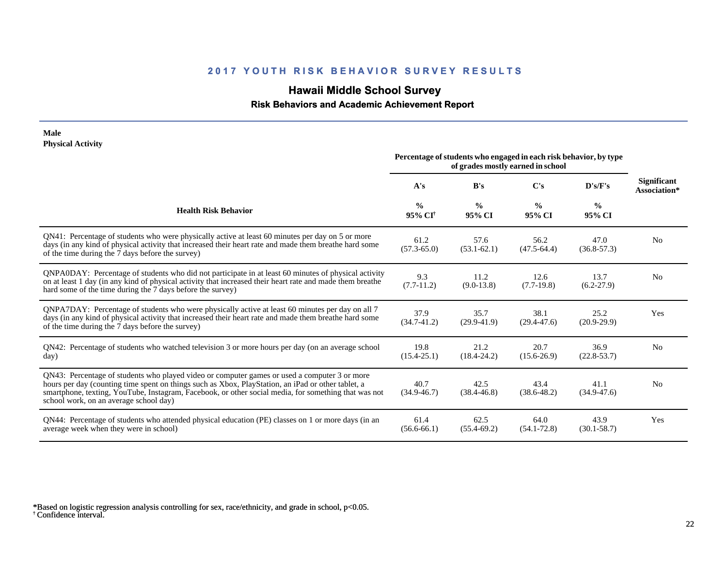## 2017 YOUTH RISK BEHAVIOR SURVEY RESULTS

# Hawaii Middle School Survey

### Risk Behaviors and Academic Achievement Report

**Male**
**Physical Activity**

| Health Risk Behavior | A's % 95% CI[†] | B's % 95% CI | C's % 95% CI | D's/F's % 95% CI | Significant Association* |
|---|---|---|---|---|---|
| | Percentage of students who engaged in each risk behavior, by type of grades mostly earned in school | | | | |
| QN41: Percentage of students who were physically active at least 60 minutes per day on 5 or more days (in any kind of physical activity that increased their heart rate and made them breathe hard some of the time during the 7 days before the survey) | 61.2 (57.3-65.0) | 57.6 (53.1-62.1) | 56.2 (47.5-64.4) | 47.0 (36.8-57.3) | No |
| QNPA0DAY: Percentage of students who did not participate in at least 60 minutes of physical activity on at least 1 day (in any kind of physical activity that increased their heart rate and made them breathe hard some of the time during the 7 days before the survey) | 9.3 (7.7-11.2) | 11.2 (9.0-13.8) | 12.6 (7.7-19.8) | 13.7 (6.2-27.9) | No |
| QNPA7DAY: Percentage of students who were physically active at least 60 minutes per day on all 7 days (in any kind of physical activity that increased their heart rate and made them breathe hard some of the time during the 7 days before the survey) | 37.9 (34.7-41.2) | 35.7 (29.9-41.9) | 38.1 (29.4-47.6) | 25.2 (20.9-29.9) | Yes |
| QN42: Percentage of students who watched television 3 or more hours per day (on an average school day) | 19.8 (15.4-25.1) | 21.2 (18.4-24.2) | 20.7 (15.6-26.9) | 36.9 (22.8-53.7) | No |
| QN43: Percentage of students who played video or computer games or used a computer 3 or more hours per day (counting time spent on things such as Xbox, PlayStation, an iPad or other tablet, a smartphone, texting, YouTube, Instagram, Facebook, or other social media, for something that was not school work, on an average school day) | 40.7 (34.9-46.7) | 42.5 (38.4-46.8) | 43.4 (38.6-48.2) | 41.1 (34.9-47.6) | No |
| QN44: Percentage of students who attended physical education (PE) classes on 1 or more days (in an average week when they were in school) | 61.4 (56.6-66.1) | 62.5 (55.4-69.2) | 64.0 (54.1-72.8) | 43.9 (30.1-58.7) | Yes |

*Based on logistic regression analysis controlling for sex, race/ethnicity, and grade in school, $p<0.05$.
[†] Confidence interval.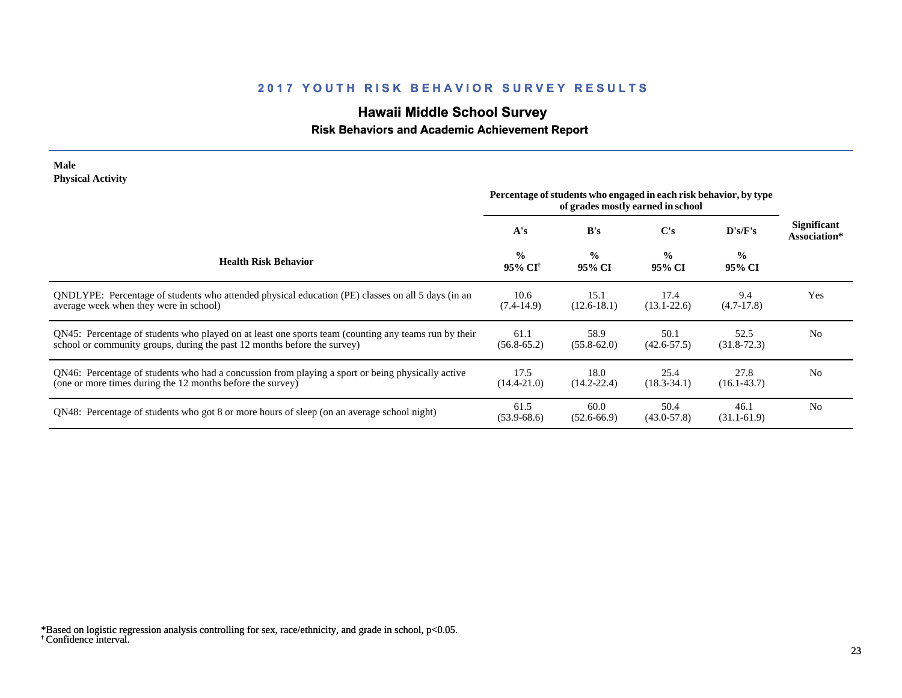## 2017 YOUTH RISK BEHAVIOR SURVEY RESULTS

### Hawaii Middle School Survey

#### Risk Behaviors and Academic Achievement Report

**Male**
**Physical Activity**

| Health Risk Behavior | Percentage of students who engaged in each risk behavior, by type of grades mostly earned in school | | | | Significant Association* |
|---|---|---|---|---|---|
| | A's | B's | C's | D's/F's | |
| | % 95% CI[†] | % 95% CI | % 95% CI | % 95% CI | |
| QNDLYPE: Percentage of students who attended physical education (PE) classes on all 5 days (in an average week when they were in school) | 10.6 (7.4-14.9) | 15.1 (12.6-18.1) | 17.4 (13.1-22.6) | 9.4 (4.7-17.8) | Yes |
| QN45: Percentage of students who played on at least one sports team (counting any teams run by their school or community groups, during the past 12 months before the survey) | 61.1 (56.8-65.2) | 58.9 (55.8-62.0) | 50.1 (42.6-57.5) | 52.5 (31.8-72.3) | No |
| QN46: Percentage of students who had a concussion from playing a sport or being physically active (one or more times during the 12 months before the survey) | 17.5 (14.4-21.0) | 18.0 (14.2-22.4) | 25.4 (18.3-34.1) | 27.8 (16.1-43.7) | No |
| QN48: Percentage of students who got 8 or more hours of sleep (on an average school night) | 61.5 (53.9-68.6) | 60.0 (52.6-66.9) | 50.4 (43.0-57.8) | 46.1 (31.1-61.9) | No |

*Based on logistic regression analysis controlling for sex, race/ethnicity, and grade in school, p<0.05.
[†] Confidence interval.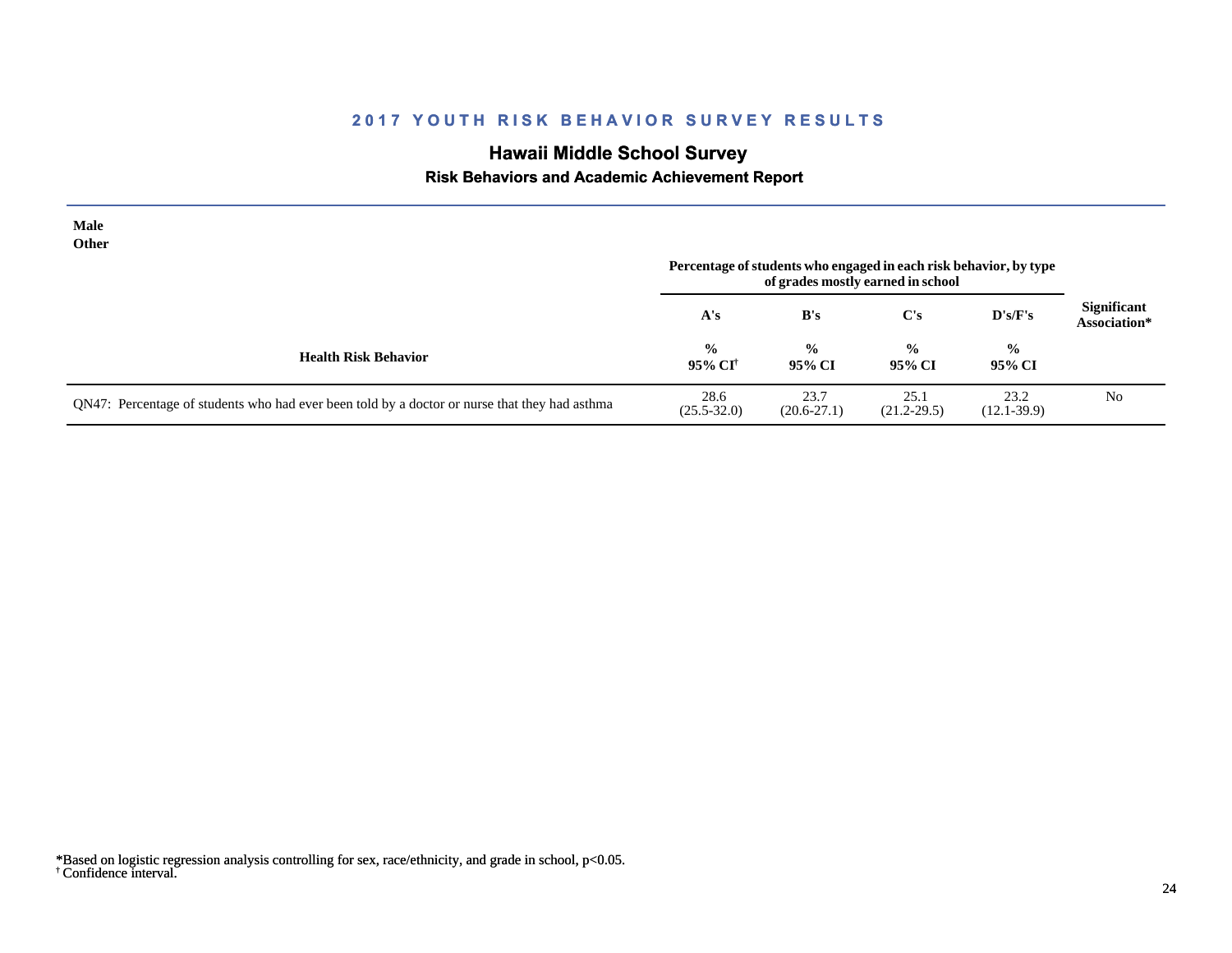## 2017 YOUTH RISK BEHAVIOR SURVEY RESULTS

### Hawaii Middle School Survey

#### Risk Behaviors and Academic Achievement Report

**Male**
**Other**

| Health Risk Behavior | Percentage of students who engaged in each risk behavior, by type of grades mostly earned in school | | | | Significant Association* |
|---|---|---|---|---|---|
| | A's | B's | C's | D's/F's | |
| | % 95% CI† | % 95% CI | % 95% CI | % 95% CI | |
| QN47: Percentage of students who had ever been told by a doctor or nurse that they had asthma | 28.6 (25.5-32.0) | 23.7 (20.6-27.1) | 25.1 (21.2-29.5) | 23.2 (12.1-39.9) | No |

*Based on logistic regression analysis controlling for sex, race/ethnicity, and grade in school, p<0.05.
† Confidence interval.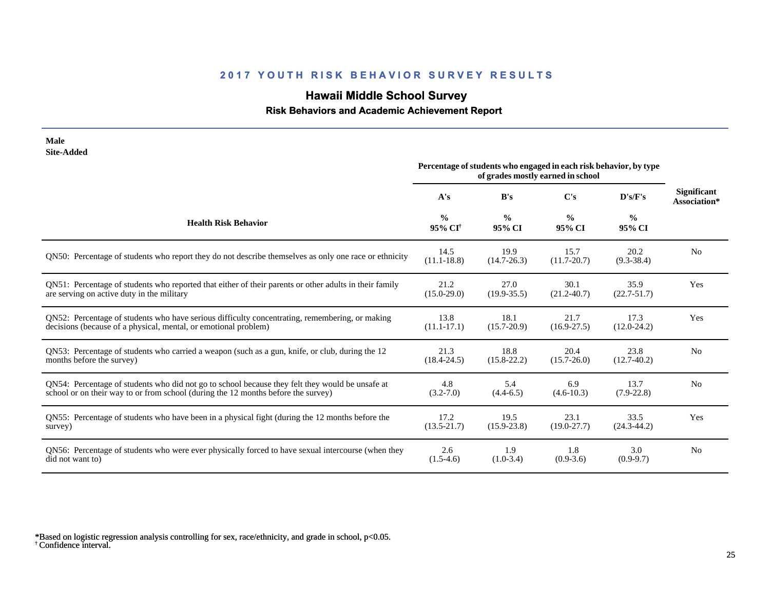## 2017 YOUTH RISK BEHAVIOR SURVEY RESULTS

### Hawaii Middle School Survey

#### Risk Behaviors and Academic Achievement Report

**Male**
**Site-Added**

| Health Risk Behavior | A's<br>%<br>95% CI† | B's<br>%<br>95% CI | C's<br>%<br>95% CI | D's/F's<br>%<br>95% CI | Significant Association* |
|---|---|---|---|---|---|
| | Percentage of students who engaged in each risk behavior, by type of grades mostly earned in school | | | | |
| QN50: Percentage of students who report they do not describe themselves as only one race or ethnicity | 14.5<br>(11.1-18.8) | 19.9<br>(14.7-26.3) | 15.7<br>(11.7-20.7) | 20.2<br>(9.3-38.4) | No |
| QN51: Percentage of students who reported that either of their parents or other adults in their family are serving on active duty in the military | 21.2<br>(15.0-29.0) | 27.0<br>(19.9-35.5) | 30.1<br>(21.2-40.7) | 35.9<br>(22.7-51.7) | Yes |
| QN52: Percentage of students who have serious difficulty concentrating, remembering, or making decisions (because of a physical, mental, or emotional problem) | 13.8<br>(11.1-17.1) | 18.1<br>(15.7-20.9) | 21.7<br>(16.9-27.5) | 17.3<br>(12.0-24.2) | Yes |
| QN53: Percentage of students who carried a weapon (such as a gun, knife, or club, during the 12 months before the survey) | 21.3<br>(18.4-24.5) | 18.8<br>(15.8-22.2) | 20.4<br>(15.7-26.0) | 23.8<br>(12.7-40.2) | No |
| QN54: Percentage of students who did not go to school because they felt they would be unsafe at school or on their way to or from school (during the 12 months before the survey) | 4.8<br>(3.2-7.0) | 5.4<br>(4.4-6.5) | 6.9<br>(4.6-10.3) | 13.7<br>(7.9-22.8) | No |
| QN55: Percentage of students who have been in a physical fight (during the 12 months before the survey) | 17.2<br>(13.5-21.7) | 19.5<br>(15.9-23.8) | 23.1<br>(19.0-27.7) | 33.5<br>(24.3-44.2) | Yes |
| QN56: Percentage of students who were ever physically forced to have sexual intercourse (when they did not want to) | 2.6<br>(1.5-4.6) | 1.9<br>(1.0-3.4) | 1.8<br>(0.9-3.6) | 3.0<br>(0.9-9.7) | No |

*Based on logistic regression analysis controlling for sex, race/ethnicity, and grade in school, $p<0.05$.
† Confidence interval.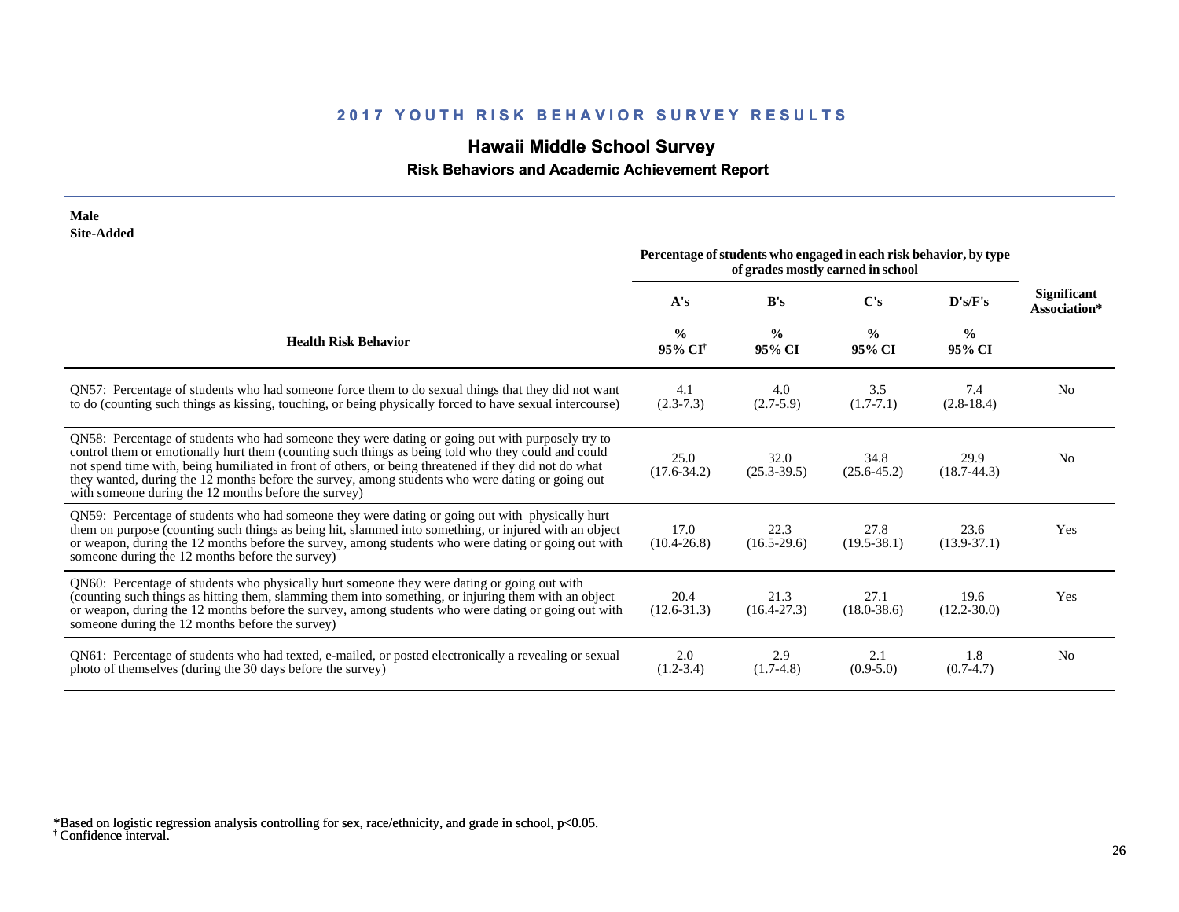## 2017 YOUTH RISK BEHAVIOR SURVEY RESULTS

### Hawaii Middle School Survey

#### Risk Behaviors and Academic Achievement Report

**Male**
**Site-Added**

| Health Risk Behavior | Percentage of students who engaged in each risk behavior, by type of grades mostly earned in school | | | | Significant Association* |
|---|---|---|---|---|---|
| | A's | B's | C's | D's/F's | |
| | % 95% CI[†] | % 95% CI | % 95% CI | % 95% CI | |
| QN57: Percentage of students who had someone force them to do sexual things that they did not want to do (counting such things as kissing, touching, or being physically forced to have sexual intercourse) | 4.1 (2.3-7.3) | 4.0 (2.7-5.9) | 3.5 (1.7-7.1) | 7.4 (2.8-18.4) | No |
| QN58: Percentage of students who had someone they were dating or going out with purposely try to control them or emotionally hurt them (counting such things as being told who they could and could not spend time with, being humiliated in front of others, or being threatened if they did not do what they wanted, during the 12 months before the survey, among students who were dating or going out with someone during the 12 months before the survey) | 25.0 (17.6-34.2) | 32.0 (25.3-39.5) | 34.8 (25.6-45.2) | 29.9 (18.7-44.3) | No |
| QN59: Percentage of students who had someone they were dating or going out with physically hurt them on purpose (counting such things as being hit, slammed into something, or injured with an object or weapon, during the 12 months before the survey, among students who were dating or going out with someone during the 12 months before the survey) | 17.0 (10.4-26.8) | 22.3 (16.5-29.6) | 27.8 (19.5-38.1) | 23.6 (13.9-37.1) | Yes |
| QN60: Percentage of students who physically hurt someone they were dating or going out with (counting such things as hitting them, slamming them into something, or injuring them with an object or weapon, during the 12 months before the survey, among students who were dating or going out with someone during the 12 months before the survey) | 20.4 (12.6-31.3) | 21.3 (16.4-27.3) | 27.1 (18.0-38.6) | 19.6 (12.2-30.0) | Yes |
| QN61: Percentage of students who had texted, e-mailed, or posted electronically a revealing or sexual photo of themselves (during the 30 days before the survey) | 2.0 (1.2-3.4) | 2.9 (1.7-4.8) | 2.1 (0.9-5.0) | 1.8 (0.7-4.7) | No |

*Based on logistic regression analysis controlling for sex, race/ethnicity, and grade in school, $p<0.05$.
[†] Confidence interval.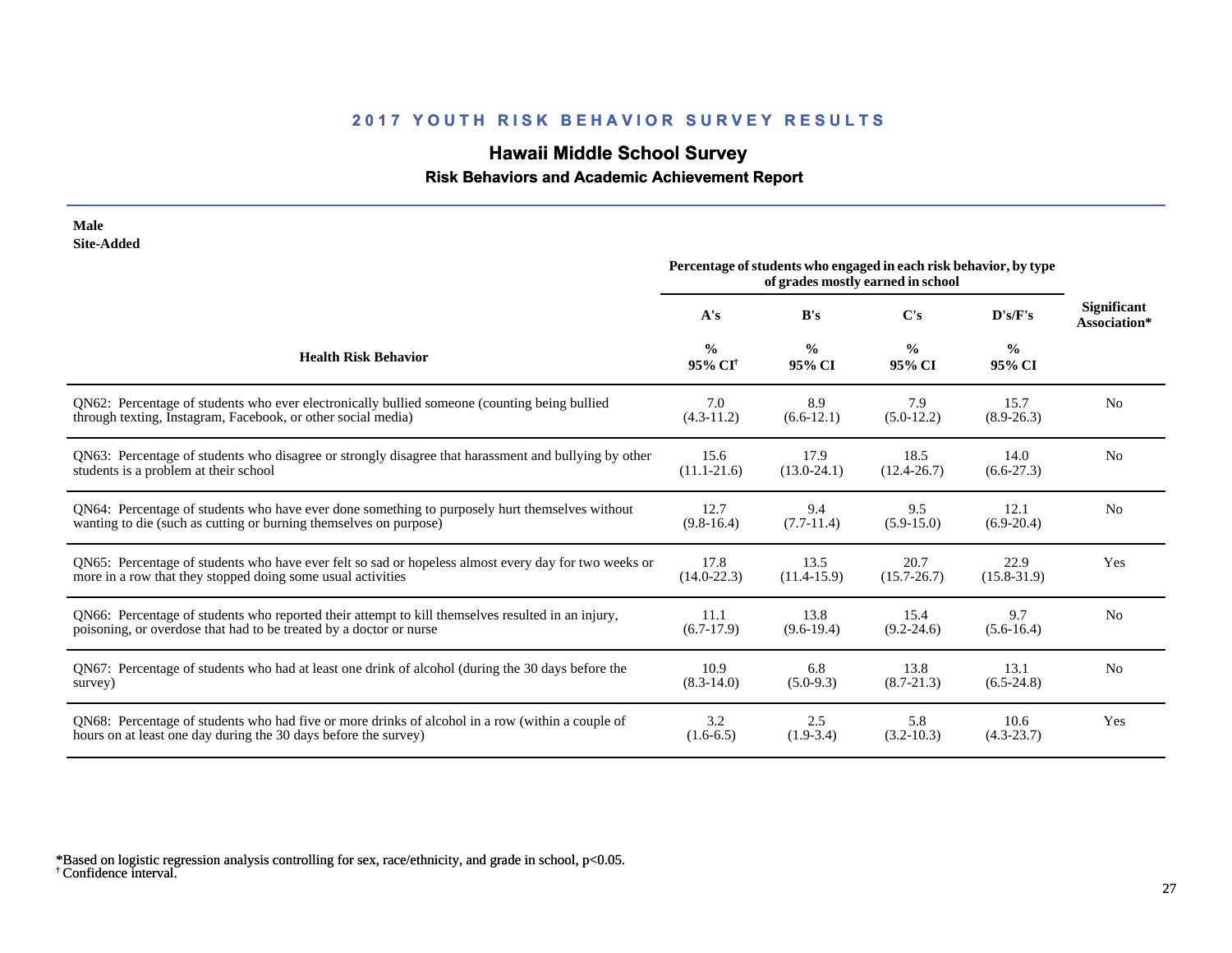## 2017 YOUTH RISK BEHAVIOR SURVEY RESULTS

# Hawaii Middle School Survey

### Risk Behaviors and Academic Achievement Report

**Male**
**Site-Added**

| Health Risk Behavior | A's % 95% CI[†] | B's % 95% CI | C's % 95% CI | D's/F's % 95% CI | Significant Association* |
|---|---|---|---|---|---|
| | Percentage of students who engaged in each risk behavior, by type of grades mostly earned in school | | | | |
| QN62: Percentage of students who ever electronically bullied someone (counting being bullied through texting, Instagram, Facebook, or other social media) | 7.0 (4.3-11.2) | 8.9 (6.6-12.1) | 7.9 (5.0-12.2) | 15.7 (8.9-26.3) | No |
| QN63: Percentage of students who disagree or strongly disagree that harassment and bullying by other students is a problem at their school | 15.6 (11.1-21.6) | 17.9 (13.0-24.1) | 18.5 (12.4-26.7) | 14.0 (6.6-27.3) | No |
| QN64: Percentage of students who have ever done something to purposely hurt themselves without wanting to die (such as cutting or burning themselves on purpose) | 12.7 (9.8-16.4) | 9.4 (7.7-11.4) | 9.5 (5.9-15.0) | 12.1 (6.9-20.4) | No |
| QN65: Percentage of students who have ever felt so sad or hopeless almost every day for two weeks or more in a row that they stopped doing some usual activities | 17.8 (14.0-22.3) | 13.5 (11.4-15.9) | 20.7 (15.7-26.7) | 22.9 (15.8-31.9) | Yes |
| QN66: Percentage of students who reported their attempt to kill themselves resulted in an injury, poisoning, or overdose that had to be treated by a doctor or nurse | 11.1 (6.7-17.9) | 13.8 (9.6-19.4) | 15.4 (9.2-24.6) | 9.7 (5.6-16.4) | No |
| QN67: Percentage of students who had at least one drink of alcohol (during the 30 days before the survey) | 10.9 (8.3-14.0) | 6.8 (5.0-9.3) | 13.8 (8.7-21.3) | 13.1 (6.5-24.8) | No |
| QN68: Percentage of students who had five or more drinks of alcohol in a row (within a couple of hours on at least one day during the 30 days before the survey) | 3.2 (1.6-6.5) | 2.5 (1.9-3.4) | 5.8 (3.2-10.3) | 10.6 (4.3-23.7) | Yes |

*Based on logistic regression analysis controlling for sex, race/ethnicity, and grade in school, $p<0.05$.
[†] Confidence interval.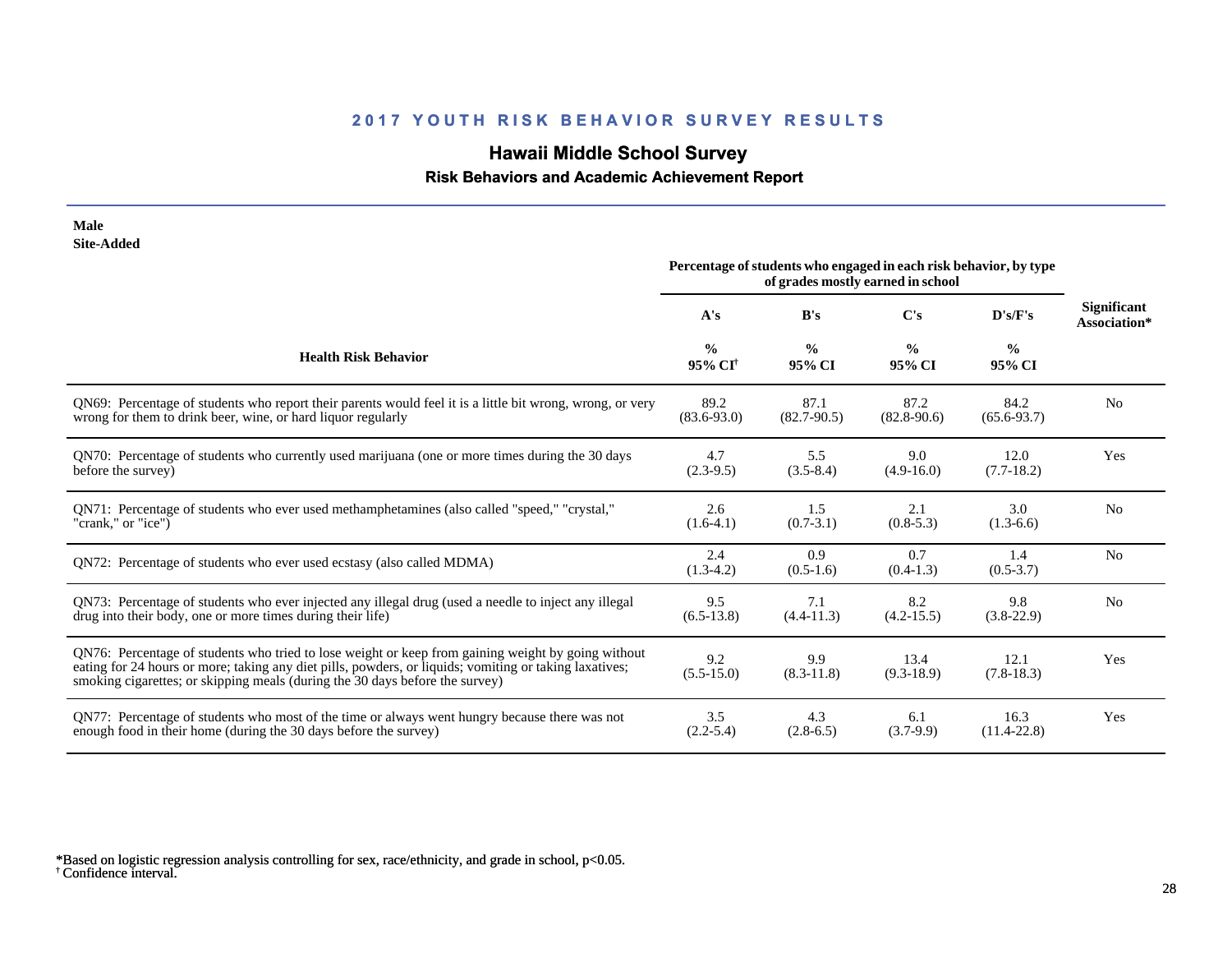## 2017 YOUTH RISK BEHAVIOR SURVEY RESULTS

# Hawaii Middle School Survey

### Risk Behaviors and Academic Achievement Report

**Male**
**Site-Added**

| Health Risk Behavior | Percentage of students who engaged in each risk behavior, by type of grades mostly earned in school | | | | Significant Association* |
|---|---|---|---|---|---|
| | A's | B's | C's | D's/F's | |
| | % 95% CI[†] | % 95% CI | % 95% CI | % 95% CI | |
| QN69: Percentage of students who report their parents would feel it is a little bit wrong, wrong, or very wrong for them to drink beer, wine, or hard liquor regularly | 89.2 (83.6-93.0) | 87.1 (82.7-90.5) | 87.2 (82.8-90.6) | 84.2 (65.6-93.7) | No |
| QN70: Percentage of students who currently used marijuana (one or more times during the 30 days before the survey) | 4.7 (2.3-9.5) | 5.5 (3.5-8.4) | 9.0 (4.9-16.0) | 12.0 (7.7-18.2) | Yes |
| QN71: Percentage of students who ever used methamphetamines (also called "speed," "crystal," "crank," or "ice") | 2.6 (1.6-4.1) | 1.5 (0.7-3.1) | 2.1 (0.8-5.3) | 3.0 (1.3-6.6) | No |
| QN72: Percentage of students who ever used ecstasy (also called MDMA) | 2.4 (1.3-4.2) | 0.9 (0.5-1.6) | 0.7 (0.4-1.3) | 1.4 (0.5-3.7) | No |
| QN73: Percentage of students who ever injected any illegal drug (used a needle to inject any illegal drug into their body, one or more times during their life) | 9.5 (6.5-13.8) | 7.1 (4.4-11.3) | 8.2 (4.2-15.5) | 9.8 (3.8-22.9) | No |
| QN76: Percentage of students who tried to lose weight or keep from gaining weight by going without eating for 24 hours or more; taking any diet pills, powders, or liquids; vomiting or taking laxatives; smoking cigarettes; or skipping meals (during the 30 days before the survey) | 9.2 (5.5-15.0) | 9.9 (8.3-11.8) | 13.4 (9.3-18.9) | 12.1 (7.8-18.3) | Yes |
| QN77: Percentage of students who most of the time or always went hungry because there was not enough food in their home (during the 30 days before the survey) | 3.5 (2.2-5.4) | 4.3 (2.8-6.5) | 6.1 (3.7-9.9) | 16.3 (11.4-22.8) | Yes |

*Based on logistic regression analysis controlling for sex, race/ethnicity, and grade in school, $p<0.05$.
[†] Confidence interval.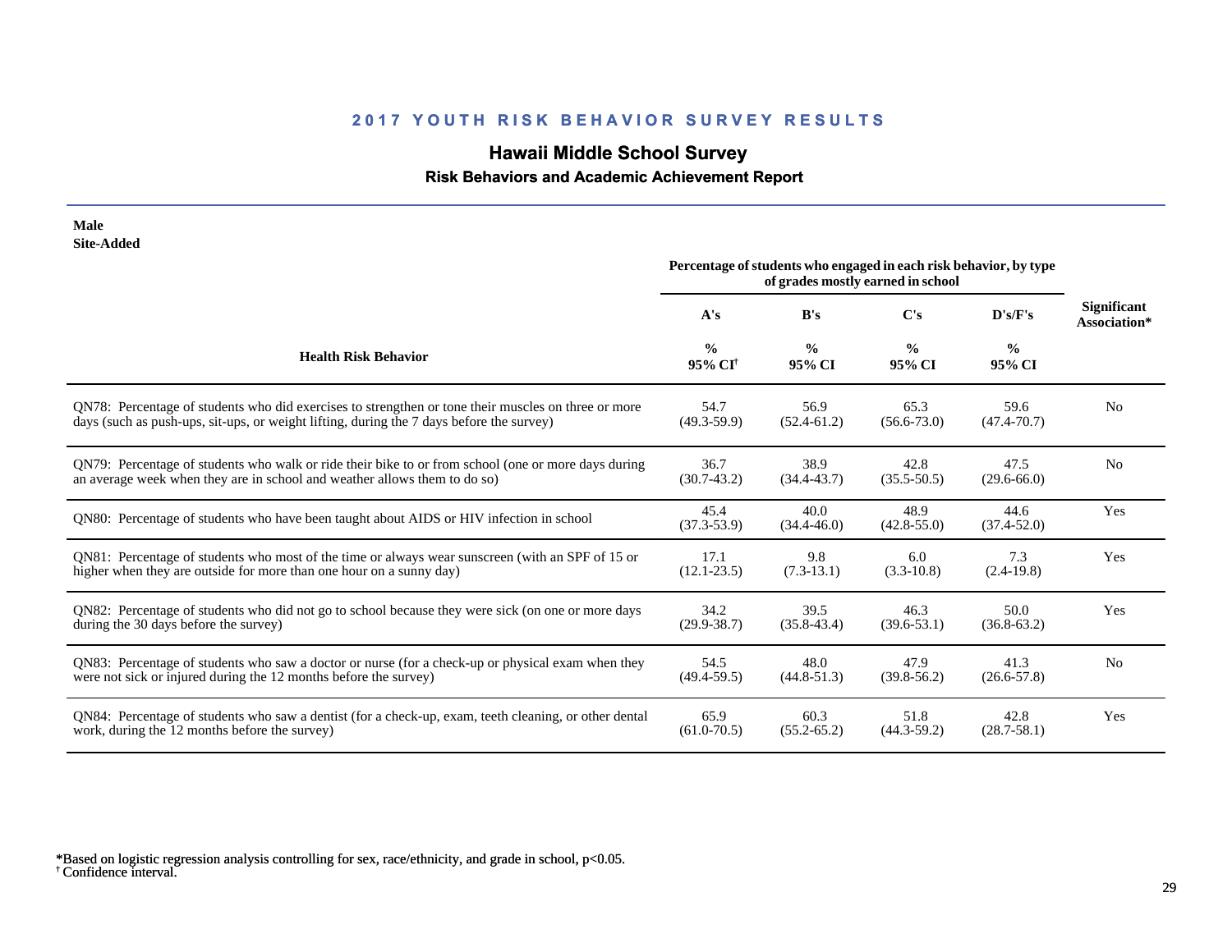## 2017 YOUTH RISK BEHAVIOR SURVEY RESULTS

# Hawaii Middle School Survey

### Risk Behaviors and Academic Achievement Report

**Male**
**Site-Added**

| Health Risk Behavior | A's | B's | C's | D's/F's | Significant Association* |
|---|---|---|---|---|---|
| | Percentage of students who engaged in each risk behavior, by type of grades mostly earned in school | | | | |
| | % 95% CI[†] | % 95% CI | % 95% CI | % 95% CI | |
| QN78: Percentage of students who did exercises to strengthen or tone their muscles on three or more days (such as push-ups, sit-ups, or weight lifting, during the 7 days before the survey) | 54.7 (49.3-59.9) | 56.9 (52.4-61.2) | 65.3 (56.6-73.0) | 59.6 (47.4-70.7) | No |
| QN79: Percentage of students who walk or ride their bike to or from school (one or more days during an average week when they are in school and weather allows them to do so) | 36.7 (30.7-43.2) | 38.9 (34.4-43.7) | 42.8 (35.5-50.5) | 47.5 (29.6-66.0) | No |
| QN80: Percentage of students who have been taught about AIDS or HIV infection in school | 45.4 (37.3-53.9) | 40.0 (34.4-46.0) | 48.9 (42.8-55.0) | 44.6 (37.4-52.0) | Yes |
| QN81: Percentage of students who most of the time or always wear sunscreen (with an SPF of 15 or higher when they are outside for more than one hour on a sunny day) | 17.1 (12.1-23.5) | 9.8 (7.3-13.1) | 6.0 (3.3-10.8) | 7.3 (2.4-19.8) | Yes |
| QN82: Percentage of students who did not go to school because they were sick (on one or more days during the 30 days before the survey) | 34.2 (29.9-38.7) | 39.5 (35.8-43.4) | 46.3 (39.6-53.1) | 50.0 (36.8-63.2) | Yes |
| QN83: Percentage of students who saw a doctor or nurse (for a check-up or physical exam when they were not sick or injured during the 12 months before the survey) | 54.5 (49.4-59.5) | 48.0 (44.8-51.3) | 47.9 (39.8-56.2) | 41.3 (26.6-57.8) | No |
| QN84: Percentage of students who saw a dentist (for a check-up, exam, teeth cleaning, or other dental work, during the 12 months before the survey) | 65.9 (61.0-70.5) | 60.3 (55.2-65.2) | 51.8 (44.3-59.2) | 42.8 (28.7-58.1) | Yes |

*Based on logistic regression analysis controlling for sex, race/ethnicity, and grade in school, $p<0.05$.
[†] Confidence interval.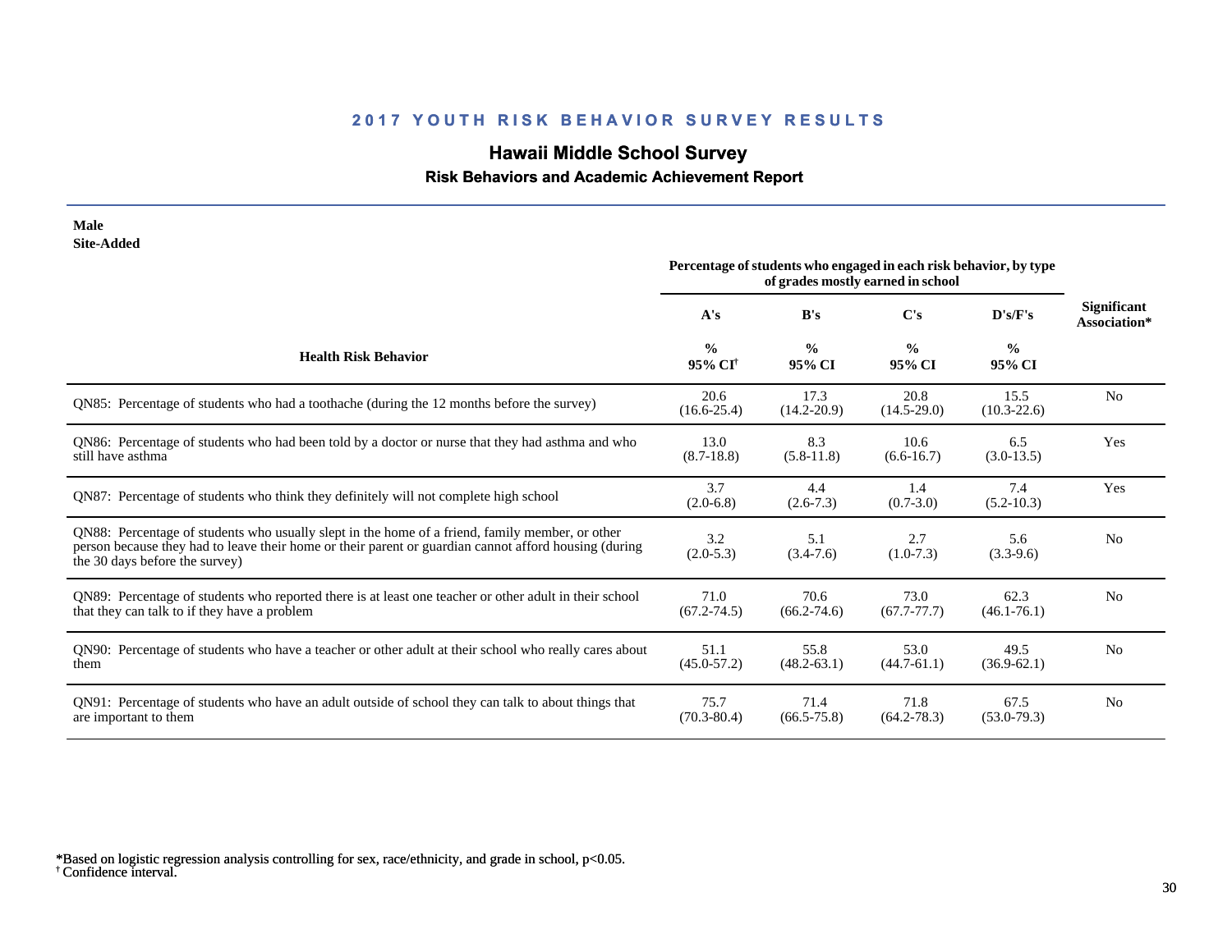## 2017 YOUTH RISK BEHAVIOR SURVEY RESULTS

# Hawaii Middle School Survey

### Risk Behaviors and Academic Achievement Report

**Male**
**Site-Added**

| Health Risk Behavior | Percentage of students who engaged in each risk behavior, by type of grades mostly earned in school | | | | Significant Association* |
|---|---|---|---|---|---|
| | A's | B's | C's | D's/F's | |
| | % 95% CI[†] | % 95% CI | % 95% CI | % 95% CI | |
| QN85: Percentage of students who had a toothache (during the 12 months before the survey) | 20.6 (16.6-25.4) | 17.3 (14.2-20.9) | 20.8 (14.5-29.0) | 15.5 (10.3-22.6) | No |
| QN86: Percentage of students who had been told by a doctor or nurse that they had asthma and who still have asthma | 13.0 (8.7-18.8) | 8.3 (5.8-11.8) | 10.6 (6.6-16.7) | 6.5 (3.0-13.5) | Yes |
| QN87: Percentage of students who think they definitely will not complete high school | 3.7 (2.0-6.8) | 4.4 (2.6-7.3) | 1.4 (0.7-3.0) | 7.4 (5.2-10.3) | Yes |
| QN88: Percentage of students who usually slept in the home of a friend, family member, or other person because they had to leave their home or their parent or guardian cannot afford housing (during the 30 days before the survey) | 3.2 (2.0-5.3) | 5.1 (3.4-7.6) | 2.7 (1.0-7.3) | 5.6 (3.3-9.6) | No |
| QN89: Percentage of students who reported there is at least one teacher or other adult in their school that they can talk to if they have a problem | 71.0 (67.2-74.5) | 70.6 (66.2-74.6) | 73.0 (67.7-77.7) | 62.3 (46.1-76.1) | No |
| QN90: Percentage of students who have a teacher or other adult at their school who really cares about them | 51.1 (45.0-57.2) | 55.8 (48.2-63.1) | 53.0 (44.7-61.1) | 49.5 (36.9-62.1) | No |
| QN91: Percentage of students who have an adult outside of school they can talk to about things that are important to them | 75.7 (70.3-80.4) | 71.4 (66.5-75.8) | 71.8 (64.2-78.3) | 67.5 (53.0-79.3) | No |

*Based on logistic regression analysis controlling for sex, race/ethnicity, and grade in school, $p<0.05$.
[†] Confidence interval.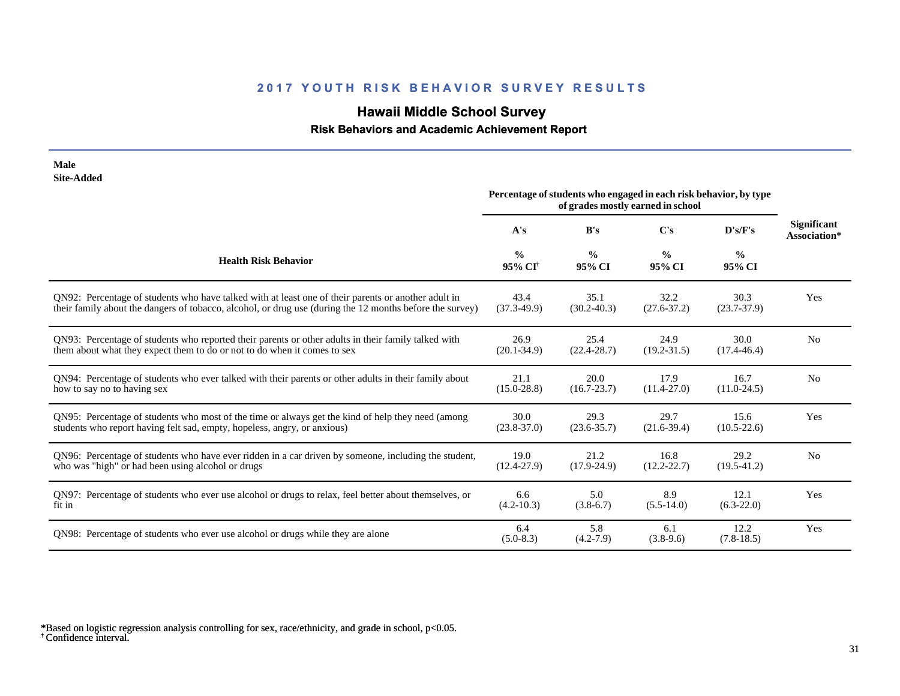## 2017 YOUTH RISK BEHAVIOR SURVEY RESULTS

# Hawaii Middle School Survey

### Risk Behaviors and Academic Achievement Report

**Male**
**Site-Added**

| Health Risk Behavior | Percentage of students who engaged in each risk behavior, by type of grades mostly earned in school | | | | Significant Association* |
|---|---|---|---|---|---|
| | A's | B's | C's | D's/F's | |
| | % 95% CI[†] | % 95% CI | % 95% CI | % 95% CI | |
| QN92: Percentage of students who have talked with at least one of their parents or another adult in their family about the dangers of tobacco, alcohol, or drug use (during the 12 months before the survey) | 43.4 (37.3-49.9) | 35.1 (30.2-40.3) | 32.2 (27.6-37.2) | 30.3 (23.7-37.9) | Yes |
| QN93: Percentage of students who reported their parents or other adults in their family talked with them about what they expect them to do or not to do when it comes to sex | 26.9 (20.1-34.9) | 25.4 (22.4-28.7) | 24.9 (19.2-31.5) | 30.0 (17.4-46.4) | No |
| QN94: Percentage of students who ever talked with their parents or other adults in their family about how to say no to having sex | 21.1 (15.0-28.8) | 20.0 (16.7-23.7) | 17.9 (11.4-27.0) | 16.7 (11.0-24.5) | No |
| QN95: Percentage of students who most of the time or always get the kind of help they need (among students who report having felt sad, empty, hopeless, angry, or anxious) | 30.0 (23.8-37.0) | 29.3 (23.6-35.7) | 29.7 (21.6-39.4) | 15.6 (10.5-22.6) | Yes |
| QN96: Percentage of students who have ever ridden in a car driven by someone, including the student, who was "high" or had been using alcohol or drugs | 19.0 (12.4-27.9) | 21.2 (17.9-24.9) | 16.8 (12.2-22.7) | 29.2 (19.5-41.2) | No |
| QN97: Percentage of students who ever use alcohol or drugs to relax, feel better about themselves, or fit in | 6.6 (4.2-10.3) | 5.0 (3.8-6.7) | 8.9 (5.5-14.0) | 12.1 (6.3-22.0) | Yes |
| QN98: Percentage of students who ever use alcohol or drugs while they are alone | 6.4 (5.0-8.3) | 5.8 (4.2-7.9) | 6.1 (3.8-9.6) | 12.2 (7.8-18.5) | Yes |

*Based on logistic regression analysis controlling for sex, race/ethnicity, and grade in school, $p<0.05$.
[†] Confidence interval.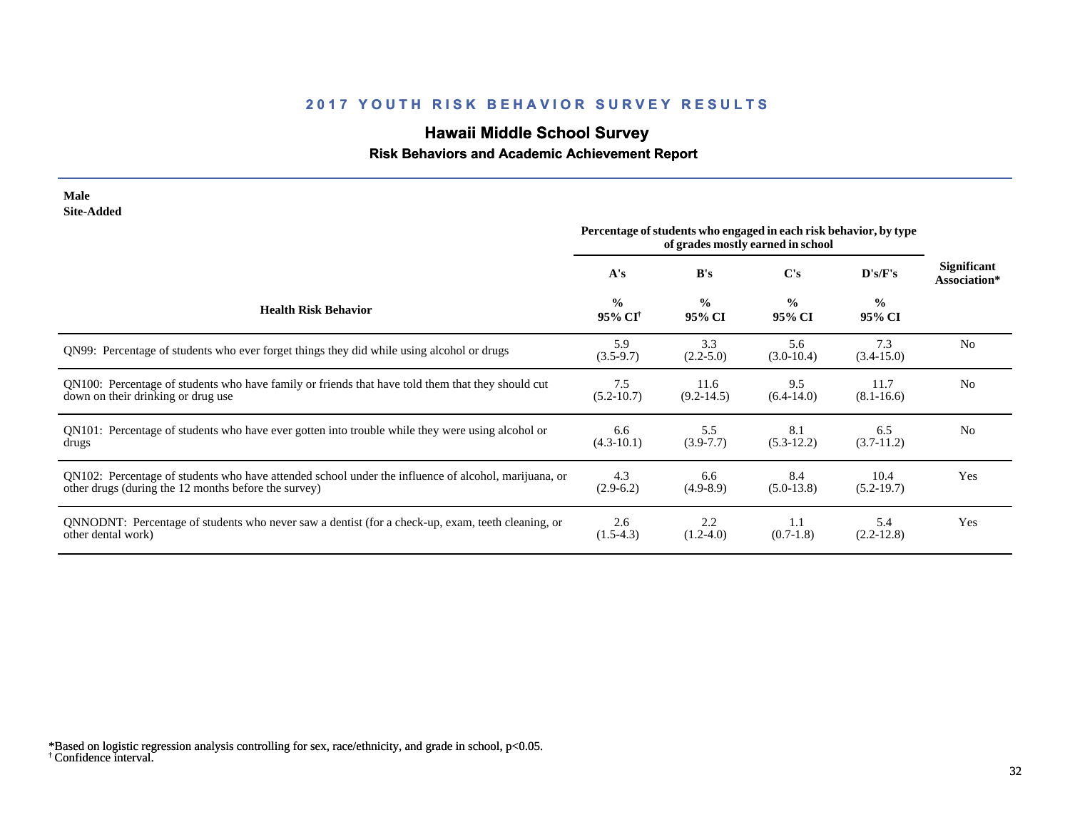## 2017 YOUTH RISK BEHAVIOR SURVEY RESULTS

# Hawaii Middle School Survey

### Risk Behaviors and Academic Achievement Report

**Male**
**Site-Added**

| Health Risk Behavior | A's % 95% CI[†] | B's % 95% CI | C's % 95% CI | D's/F's % 95% CI | Significant Association* |
|---|---|---|---|---|---|
| | Percentage of students who engaged in each risk behavior, by type of grades mostly earned in school | | | | |
| QN99: Percentage of students who ever forget things they did while using alcohol or drugs | 5.9 (3.5-9.7) | 3.3 (2.2-5.0) | 5.6 (3.0-10.4) | 7.3 (3.4-15.0) | No |
| QN100: Percentage of students who have family or friends that have told them that they should cut down on their drinking or drug use | 7.5 (5.2-10.7) | 11.6 (9.2-14.5) | 9.5 (6.4-14.0) | 11.7 (8.1-16.6) | No |
| QN101: Percentage of students who have ever gotten into trouble while they were using alcohol or drugs | 6.6 (4.3-10.1) | 5.5 (3.9-7.7) | 8.1 (5.3-12.2) | 6.5 (3.7-11.2) | No |
| QN102: Percentage of students who have attended school under the influence of alcohol, marijuana, or other drugs (during the 12 months before the survey) | 4.3 (2.9-6.2) | 6.6 (4.9-8.9) | 8.4 (5.0-13.8) | 10.4 (5.2-19.7) | Yes |
| QNNODNT: Percentage of students who never saw a dentist (for a check-up, exam, teeth cleaning, or other dental work) | 2.6 (1.5-4.3) | 2.2 (1.2-4.0) | 1.1 (0.7-1.8) | 5.4 (2.2-12.8) | Yes |

*Based on logistic regression analysis controlling for sex, race/ethnicity, and grade in school, $p<0.05$.
[†] Confidence interval.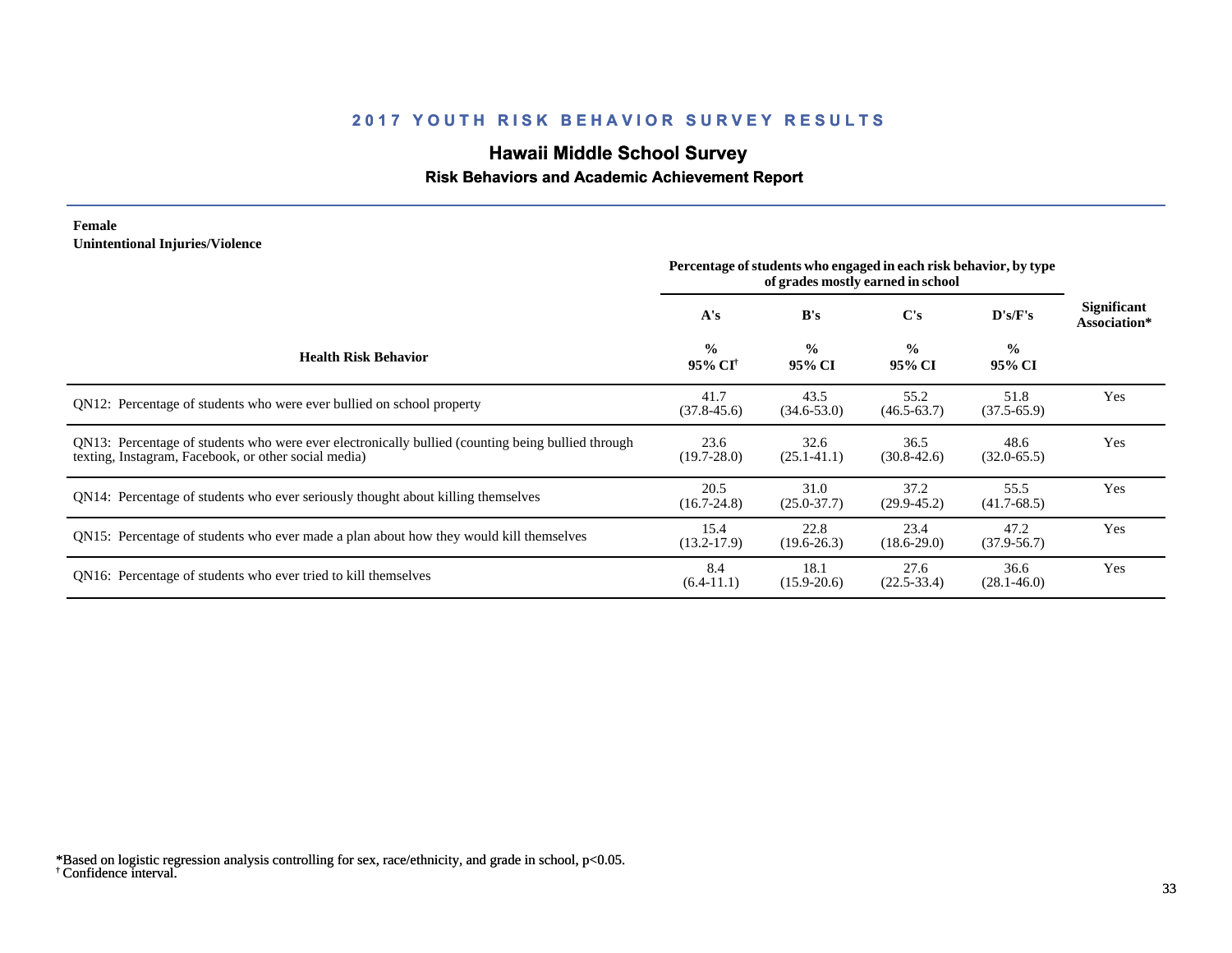## 2017 YOUTH RISK BEHAVIOR SURVEY RESULTS

# Hawaii Middle School Survey

### Risk Behaviors and Academic Achievement Report

**Female**
**Unintentional Injuries/Violence**

| Health Risk Behavior | Percentage of students who engaged in each risk behavior, by type of grades mostly earned in school | | | | Significant Association* |
|---|---|---|---|---|---|
| | A's | B's | C's | D's/F's | |
| | % 95% CI[†] | % 95% CI | % 95% CI | % 95% CI | |
| QN12: Percentage of students who were ever bullied on school property | 41.7 (37.8-45.6) | 43.5 (34.6-53.0) | 55.2 (46.5-63.7) | 51.8 (37.5-65.9) | Yes |
| QN13: Percentage of students who were ever electronically bullied (counting being bullied through texting, Instagram, Facebook, or other social media) | 23.6 (19.7-28.0) | 32.6 (25.1-41.1) | 36.5 (30.8-42.6) | 48.6 (32.0-65.5) | Yes |
| QN14: Percentage of students who ever seriously thought about killing themselves | 20.5 (16.7-24.8) | 31.0 (25.0-37.7) | 37.2 (29.9-45.2) | 55.5 (41.7-68.5) | Yes |
| QN15: Percentage of students who ever made a plan about how they would kill themselves | 15.4 (13.2-17.9) | 22.8 (19.6-26.3) | 23.4 (18.6-29.0) | 47.2 (37.9-56.7) | Yes |
| QN16: Percentage of students who ever tried to kill themselves | 8.4 (6.4-11.1) | 18.1 (15.9-20.6) | 27.6 (22.5-33.4) | 36.6 (28.1-46.0) | Yes |

*Based on logistic regression analysis controlling for sex, race/ethnicity, and grade in school, $p<0.05$.
[†] Confidence interval.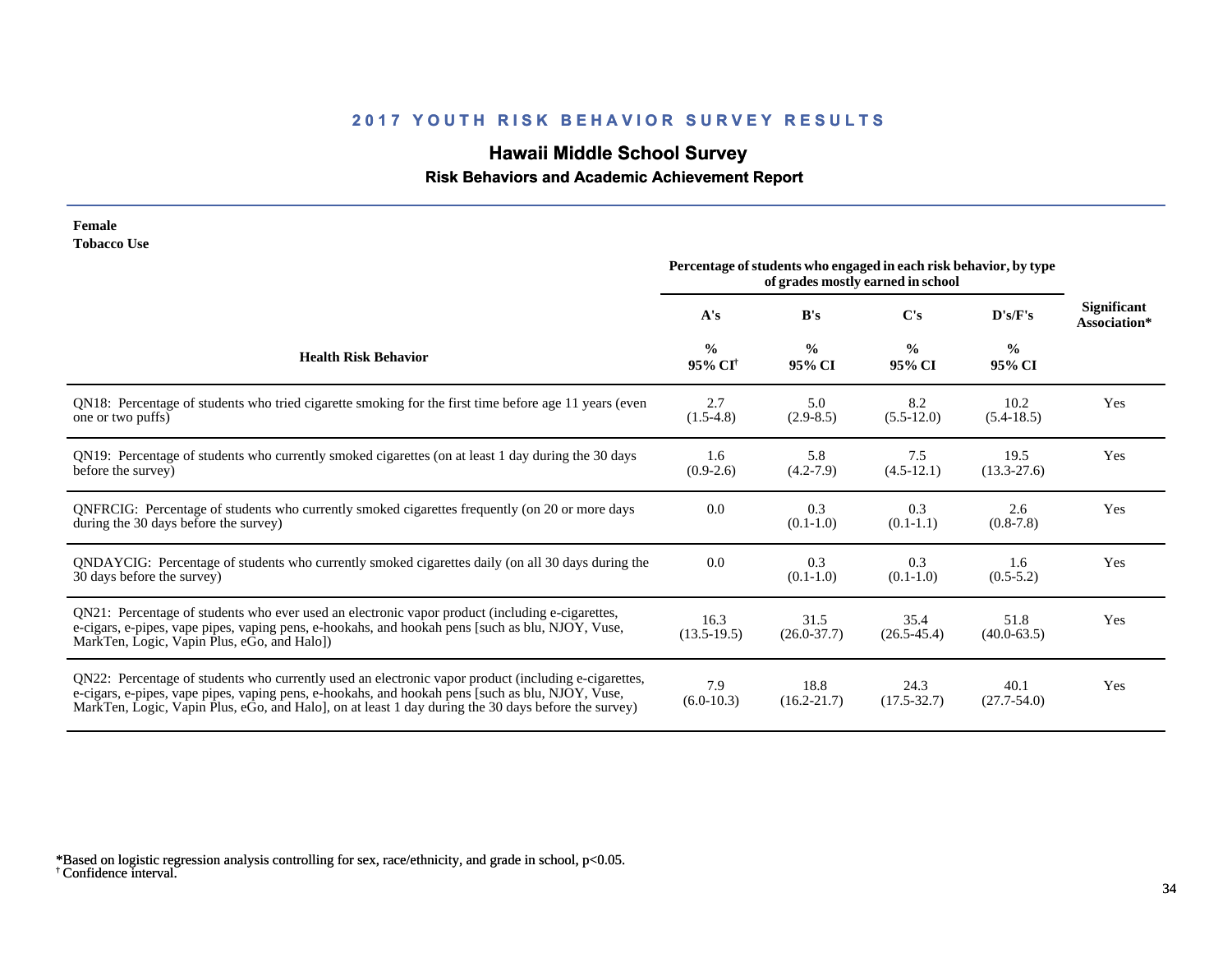# 2017 YOUTH RISK BEHAVIOR SURVEY RESULTS

## Hawaii Middle School Survey

### Risk Behaviors and Academic Achievement Report

**Female**
**Tobacco Use**

| Health Risk Behavior | Percentage of students who engaged in each risk behavior, by type of grades mostly earned in school | | | | Significant Association* |
|---|---|---|---|---|---|
| | A's | B's | C's | D's/F's | |
| | % 95% CI[†] | % 95% CI | % 95% CI | % 95% CI | |
| QN18: Percentage of students who tried cigarette smoking for the first time before age 11 years (even one or two puffs) | 2.7 (1.5-4.8) | 5.0 (2.9-8.5) | 8.2 (5.5-12.0) | 10.2 (5.4-18.5) | Yes |
| QN19: Percentage of students who currently smoked cigarettes (on at least 1 day during the 30 days before the survey) | 1.6 (0.9-2.6) | 5.8 (4.2-7.9) | 7.5 (4.5-12.1) | 19.5 (13.3-27.6) | Yes |
| QNFRCIG: Percentage of students who currently smoked cigarettes frequently (on 20 or more days during the 30 days before the survey) | 0.0 | 0.3 (0.1-1.0) | 0.3 (0.1-1.1) | 2.6 (0.8-7.8) | Yes |
| QNDAYCIG: Percentage of students who currently smoked cigarettes daily (on all 30 days during the 30 days before the survey) | 0.0 | 0.3 (0.1-1.0) | 0.3 (0.1-1.0) | 1.6 (0.5-5.2) | Yes |
| QN21: Percentage of students who ever used an electronic vapor product (including e-cigarettes, e-cigars, e-pipes, vape pipes, vaping pens, e-hookahs, and hookah pens [such as blu, NJOY, Vuse, MarkTen, Logic, Vapin Plus, eGo, and Halo]) | 16.3 (13.5-19.5) | 31.5 (26.0-37.7) | 35.4 (26.5-45.4) | 51.8 (40.0-63.5) | Yes |
| QN22: Percentage of students who currently used an electronic vapor product (including e-cigarettes, e-cigars, e-pipes, vape pipes, vaping pens, e-hookahs, and hookah pens [such as blu, NJOY, Vuse, MarkTen, Logic, Vapin Plus, eGo, and Halo], on at least 1 day during the 30 days before the survey) | 7.9 (6.0-10.3) | 18.8 (16.2-21.7) | 24.3 (17.5-32.7) | 40.1 (27.7-54.0) | Yes |

*Based on logistic regression analysis controlling for sex, race/ethnicity, and grade in school, $p<0.05$.
[†] Confidence interval.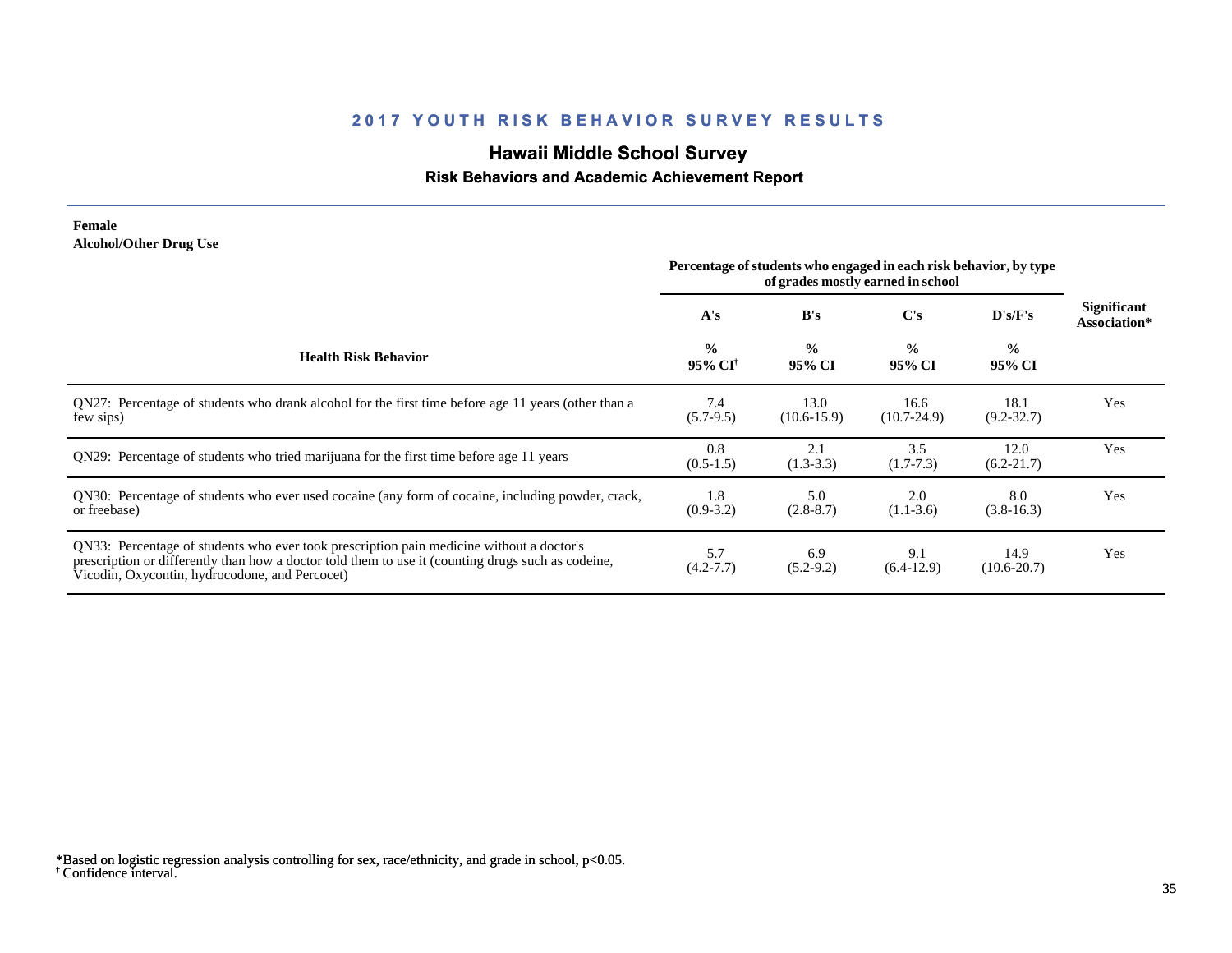# 2017 YOUTH RISK BEHAVIOR SURVEY RESULTS

## Hawaii Middle School Survey

### Risk Behaviors and Academic Achievement Report

**Female**
**Alcohol/Other Drug Use**

| Health Risk Behavior | Percentage of students who engaged in each risk behavior, by type of grades mostly earned in school | | | | Significant Association* |
|---|---|---|---|---|---|
| | A's | B's | C's | D's/F's | |
| | % 95% CI[†] | % 95% CI | % 95% CI | % 95% CI | |
| QN27: Percentage of students who drank alcohol for the first time before age 11 years (other than a few sips) | 7.4 (5.7-9.5) | 13.0 (10.6-15.9) | 16.6 (10.7-24.9) | 18.1 (9.2-32.7) | Yes |
| QN29: Percentage of students who tried marijuana for the first time before age 11 years | 0.8 (0.5-1.5) | 2.1 (1.3-3.3) | 3.5 (1.7-7.3) | 12.0 (6.2-21.7) | Yes |
| QN30: Percentage of students who ever used cocaine (any form of cocaine, including powder, crack, or freebase) | 1.8 (0.9-3.2) | 5.0 (2.8-8.7) | 2.0 (1.1-3.6) | 8.0 (3.8-16.3) | Yes |
| QN33: Percentage of students who ever took prescription pain medicine without a doctor's prescription or differently than how a doctor told them to use it (counting drugs such as codeine, Vicodin, Oxycontin, hydrocodone, and Percocet) | 5.7 (4.2-7.7) | 6.9 (5.2-9.2) | 9.1 (6.4-12.9) | 14.9 (10.6-20.7) | Yes |

*Based on logistic regression analysis controlling for sex, race/ethnicity, and grade in school, $p<0.05$.
[†] Confidence interval.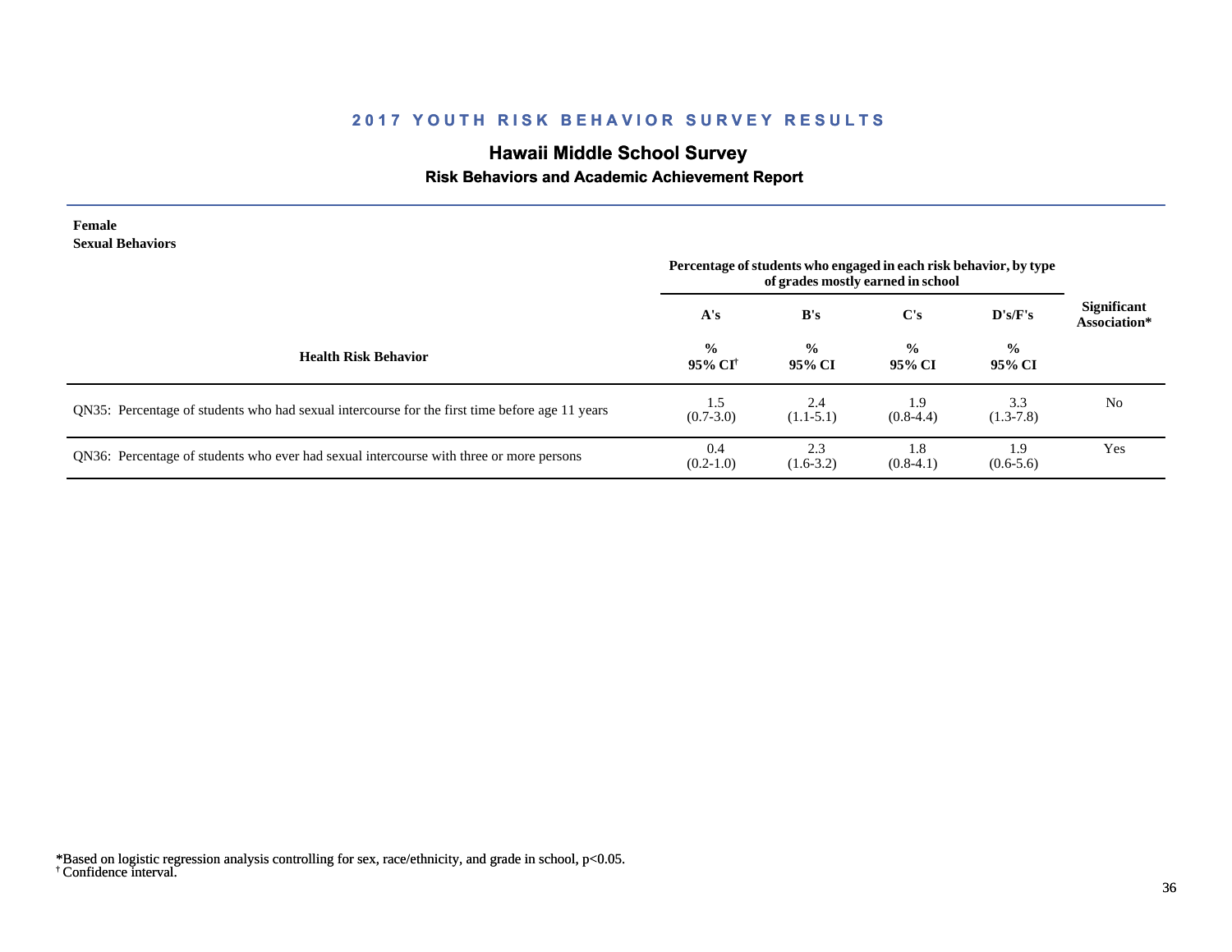# 2017 YOUTH RISK BEHAVIOR SURVEY RESULTS

## Hawaii Middle School Survey

### Risk Behaviors and Academic Achievement Report

**Female**
**Sexual Behaviors**

| Health Risk Behavior | Percentage of students who engaged in each risk behavior, by type of grades mostly earned in school | | | | Significant Association* |
|---|---|---|---|---|---|
| | A's | B's | C's | D's/F's | |
| | % 95% CI[†] | % 95% CI | % 95% CI | % 95% CI | |
| QN35: Percentage of students who had sexual intercourse for the first time before age 11 years | 1.5 (0.7-3.0) | 2.4 (1.1-5.1) | 1.9 (0.8-4.4) | 3.3 (1.3-7.8) | No |
| QN36: Percentage of students who ever had sexual intercourse with three or more persons | 0.4 (0.2-1.0) | 2.3 (1.6-3.2) | 1.8 (0.8-4.1) | 1.9 (0.6-5.6) | Yes |

*Based on logistic regression analysis controlling for sex, race/ethnicity, and grade in school, $p<0.05$.
[†] Confidence interval.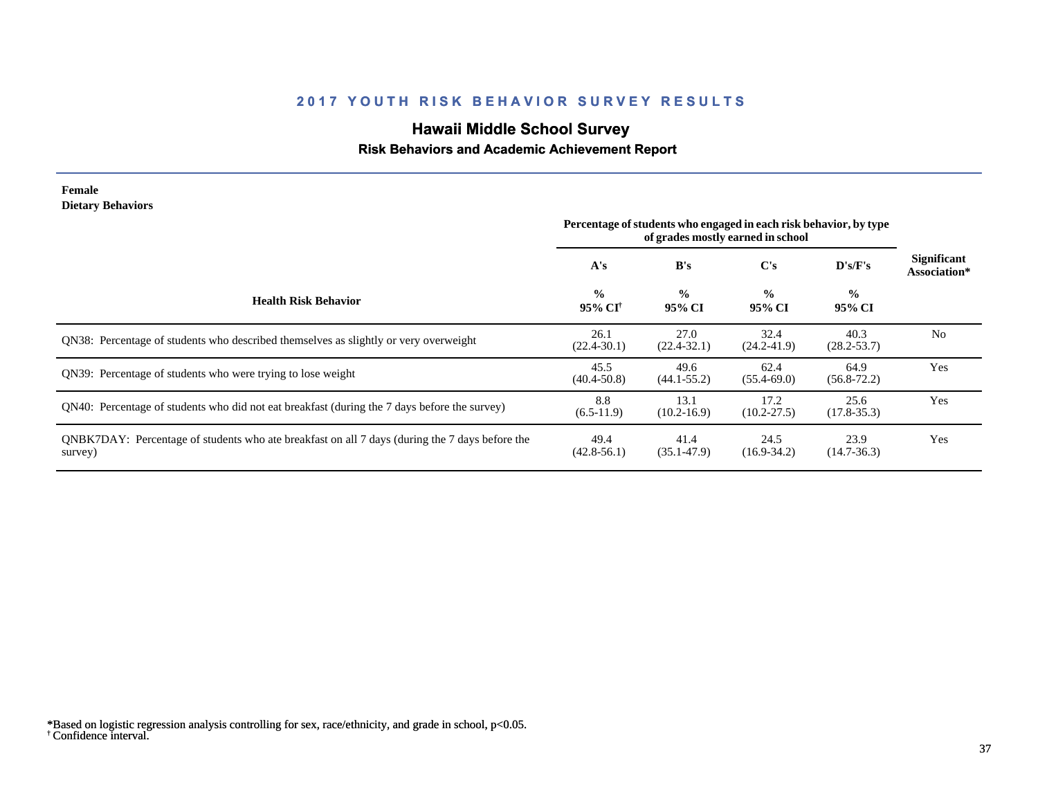## 2017 YOUTH RISK BEHAVIOR SURVEY RESULTS

# Hawaii Middle School Survey

### Risk Behaviors and Academic Achievement Report

**Female**
**Dietary Behaviors**

| Health Risk Behavior | Percentage of students who engaged in each risk behavior, by type of grades mostly earned in school | | | | Significant Association* |
|---|---|---|---|---|---|
| | A's | B's | C's | D's/F's | |
| | % 95% CI† | % 95% CI | % 95% CI | % 95% CI | |
| QN38: Percentage of students who described themselves as slightly or very overweight | 26.1 (22.4-30.1) | 27.0 (22.4-32.1) | 32.4 (24.2-41.9) | 40.3 (28.2-53.7) | No |
| QN39: Percentage of students who were trying to lose weight | 45.5 (40.4-50.8) | 49.6 (44.1-55.2) | 62.4 (55.4-69.0) | 64.9 (56.8-72.2) | Yes |
| QN40: Percentage of students who did not eat breakfast (during the 7 days before the survey) | 8.8 (6.5-11.9) | 13.1 (10.2-16.9) | 17.2 (10.2-27.5) | 25.6 (17.8-35.3) | Yes |
| QNBK7DAY: Percentage of students who ate breakfast on all 7 days (during the 7 days before the survey) | 49.4 (42.8-56.1) | 41.4 (35.1-47.9) | 24.5 (16.9-34.2) | 23.9 (14.7-36.3) | Yes |

*Based on logistic regression analysis controlling for sex, race/ethnicity, and grade in school, $p<0.05$.
† Confidence interval.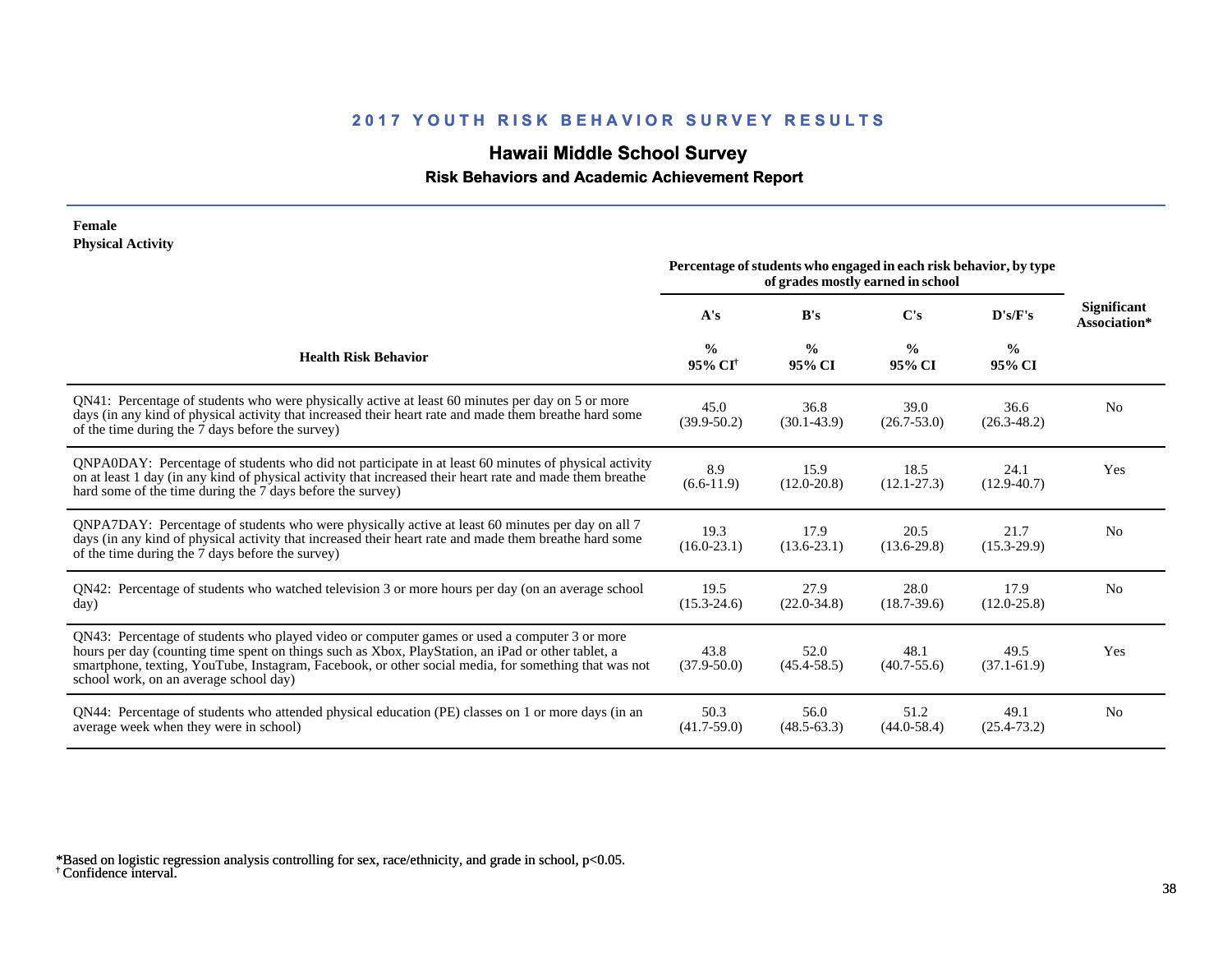## 2017 YOUTH RISK BEHAVIOR SURVEY RESULTS

# Hawaii Middle School Survey

### Risk Behaviors and Academic Achievement Report

**Female**
**Physical Activity**

| Health Risk Behavior | A's % 95% CI[†] | B's % 95% CI | C's % 95% CI | D's/F's % 95% CI | Significant Association* |
|---|---|---|---|---|---|
| | Percentage of students who engaged in each risk behavior, by type of grades mostly earned in school | | | | |
| QN41: Percentage of students who were physically active at least 60 minutes per day on 5 or more days (in any kind of physical activity that increased their heart rate and made them breathe hard some of the time during the 7 days before the survey) | 45.0 (39.9-50.2) | 36.8 (30.1-43.9) | 39.0 (26.7-53.0) | 36.6 (26.3-48.2) | No |
| QNPA0DAY: Percentage of students who did not participate in at least 60 minutes of physical activity on at least 1 day (in any kind of physical activity that increased their heart rate and made them breathe hard some of the time during the 7 days before the survey) | 8.9 (6.6-11.9) | 15.9 (12.0-20.8) | 18.5 (12.1-27.3) | 24.1 (12.9-40.7) | Yes |
| QNPA7DAY: Percentage of students who were physically active at least 60 minutes per day on all 7 days (in any kind of physical activity that increased their heart rate and made them breathe hard some of the time during the 7 days before the survey) | 19.3 (16.0-23.1) | 17.9 (13.6-23.1) | 20.5 (13.6-29.8) | 21.7 (15.3-29.9) | No |
| QN42: Percentage of students who watched television 3 or more hours per day (on an average school day) | 19.5 (15.3-24.6) | 27.9 (22.0-34.8) | 28.0 (18.7-39.6) | 17.9 (12.0-25.8) | No |
| QN43: Percentage of students who played video or computer games or used a computer 3 or more hours per day (counting time spent on things such as Xbox, PlayStation, an iPad or other tablet, a smartphone, texting, YouTube, Instagram, Facebook, or other social media, for something that was not school work, on an average school day) | 43.8 (37.9-50.0) | 52.0 (45.4-58.5) | 48.1 (40.7-55.6) | 49.5 (37.1-61.9) | Yes |
| QN44: Percentage of students who attended physical education (PE) classes on 1 or more days (in an average week when they were in school) | 50.3 (41.7-59.0) | 56.0 (48.5-63.3) | 51.2 (44.0-58.4) | 49.1 (25.4-73.2) | No |

*Based on logistic regression analysis controlling for sex, race/ethnicity, and grade in school, $p<0.05$.
[†] Confidence interval.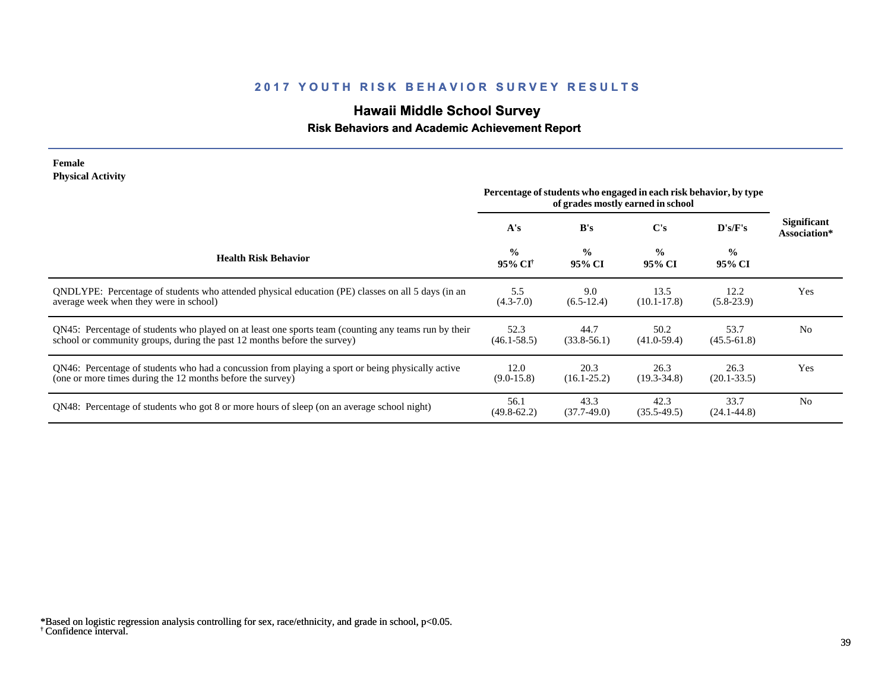## 2017 YOUTH RISK BEHAVIOR SURVEY RESULTS

# Hawaii Middle School Survey

### Risk Behaviors and Academic Achievement Report

**Female**
**Physical Activity**

| Health Risk Behavior | A's<br>%<br>95% CI† | B's<br>%<br>95% CI | C's<br>%<br>95% CI | D's/F's<br>%<br>95% CI | Significant Association* |
|---|---|---|---|---|---|
| | Percentage of students who engaged in each risk behavior, by type of grades mostly earned in school | | | | |
| QNDLYPE: Percentage of students who attended physical education (PE) classes on all 5 days (in an average week when they were in school) | 5.5<br>(4.3-7.0) | 9.0<br>(6.5-12.4) | 13.5<br>(10.1-17.8) | 12.2<br>(5.8-23.9) | Yes |
| QN45: Percentage of students who played on at least one sports team (counting any teams run by their school or community groups, during the past 12 months before the survey) | 52.3<br>(46.1-58.5) | 44.7<br>(33.8-56.1) | 50.2<br>(41.0-59.4) | 53.7<br>(45.5-61.8) | No |
| QN46: Percentage of students who had a concussion from playing a sport or being physically active (one or more times during the 12 months before the survey) | 12.0<br>(9.0-15.8) | 20.3<br>(16.1-25.2) | 26.3<br>(19.3-34.8) | 26.3<br>(20.1-33.5) | Yes |
| QN48: Percentage of students who got 8 or more hours of sleep (on an average school night) | 56.1<br>(49.8-62.2) | 43.3<br>(37.7-49.0) | 42.3<br>(35.5-49.5) | 33.7<br>(24.1-44.8) | No |

*Based on logistic regression analysis controlling for sex, race/ethnicity, and grade in school, $p<0.05$.
† Confidence interval.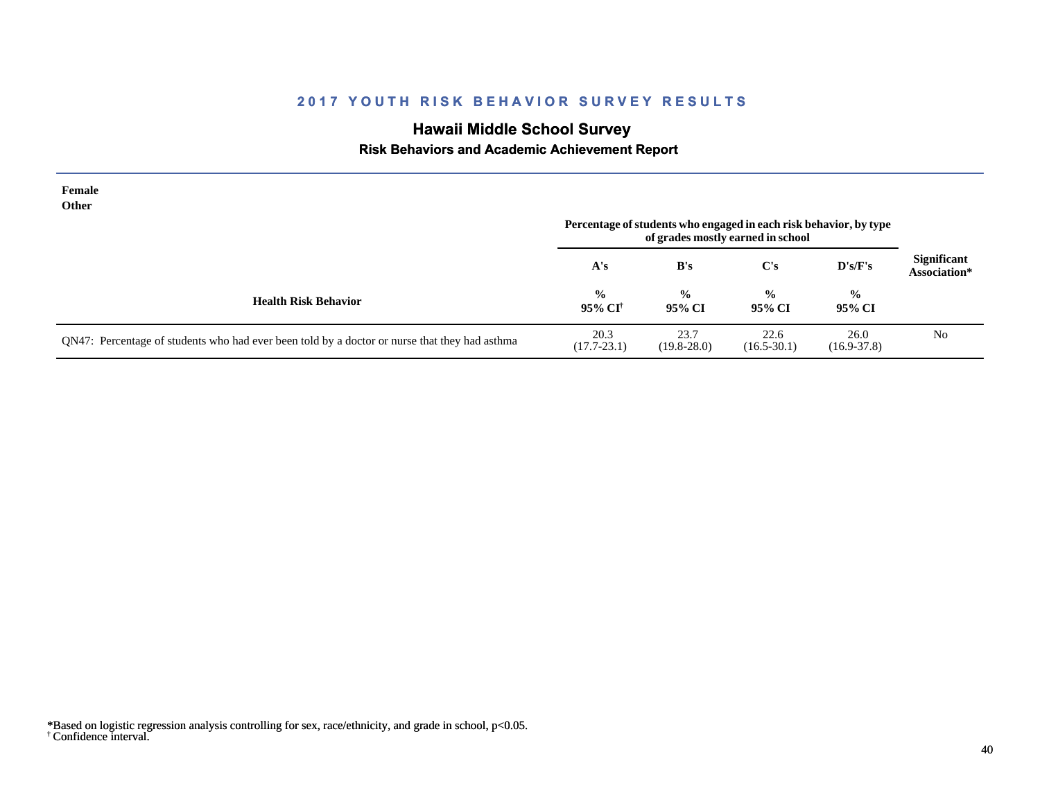## 2017 YOUTH RISK BEHAVIOR SURVEY RESULTS

### Hawaii Middle School Survey

#### Risk Behaviors and Academic Achievement Report

**Female**
**Other**

| Health Risk Behavior | Percentage of students who engaged in each risk behavior, by type of grades mostly earned in school | | | | Significant Association* |
|---|---|---|---|---|---|
| | A's | B's | C's | D's/F's | |
| | % 95% CI† | % 95% CI | % 95% CI | % 95% CI | |
| QN47: Percentage of students who had ever been told by a doctor or nurse that they had asthma | 20.3 (17.7-23.1) | 23.7 (19.8-28.0) | 22.6 (16.5-30.1) | 26.0 (16.9-37.8) | No |

*Based on logistic regression analysis controlling for sex, race/ethnicity, and grade in school, $p<0.05$.
† Confidence interval.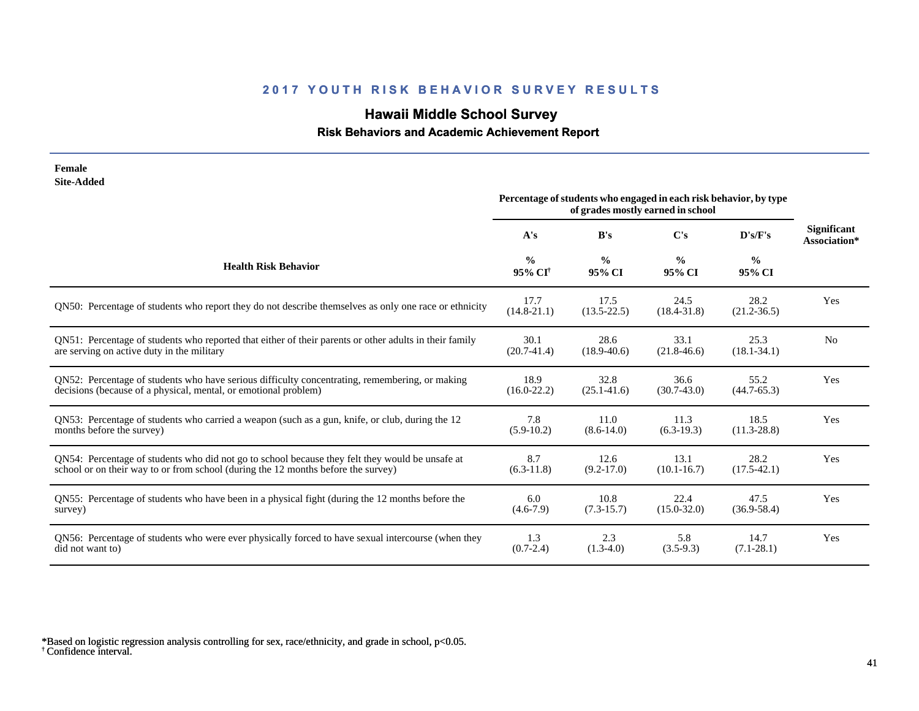## 2017 YOUTH RISK BEHAVIOR SURVEY RESULTS

# Hawaii Middle School Survey

### Risk Behaviors and Academic Achievement Report

**Female**
**Site-Added**

| Health Risk Behavior | Percentage of students who engaged in each risk behavior, by type of grades mostly earned in school | | | | Significant Association* |
|---|---|---|---|---|---|
| | A's | B's | C's | D's/F's | |
| | % 95% CI† | % 95% CI | % 95% CI | % 95% CI | |
| QN50: Percentage of students who report they do not describe themselves as only one race or ethnicity | 17.7 (14.8-21.1) | 17.5 (13.5-22.5) | 24.5 (18.4-31.8) | 28.2 (21.2-36.5) | Yes |
| QN51: Percentage of students who reported that either of their parents or other adults in their family are serving on active duty in the military | 30.1 (20.7-41.4) | 28.6 (18.9-40.6) | 33.1 (21.8-46.6) | 25.3 (18.1-34.1) | No |
| QN52: Percentage of students who have serious difficulty concentrating, remembering, or making decisions (because of a physical, mental, or emotional problem) | 18.9 (16.0-22.2) | 32.8 (25.1-41.6) | 36.6 (30.7-43.0) | 55.2 (44.7-65.3) | Yes |
| QN53: Percentage of students who carried a weapon (such as a gun, knife, or club, during the 12 months before the survey) | 7.8 (5.9-10.2) | 11.0 (8.6-14.0) | 11.3 (6.3-19.3) | 18.5 (11.3-28.8) | Yes |
| QN54: Percentage of students who did not go to school because they felt they would be unsafe at school or on their way to or from school (during the 12 months before the survey) | 8.7 (6.3-11.8) | 12.6 (9.2-17.0) | 13.1 (10.1-16.7) | 28.2 (17.5-42.1) | Yes |
| QN55: Percentage of students who have been in a physical fight (during the 12 months before the survey) | 6.0 (4.6-7.9) | 10.8 (7.3-15.7) | 22.4 (15.0-32.0) | 47.5 (36.9-58.4) | Yes |
| QN56: Percentage of students who were ever physically forced to have sexual intercourse (when they did not want to) | 1.3 (0.7-2.4) | 2.3 (1.3-4.0) | 5.8 (3.5-9.3) | 14.7 (7.1-28.1) | Yes |

*Based on logistic regression analysis controlling for sex, race/ethnicity, and grade in school, $p<0.05$.
† Confidence interval.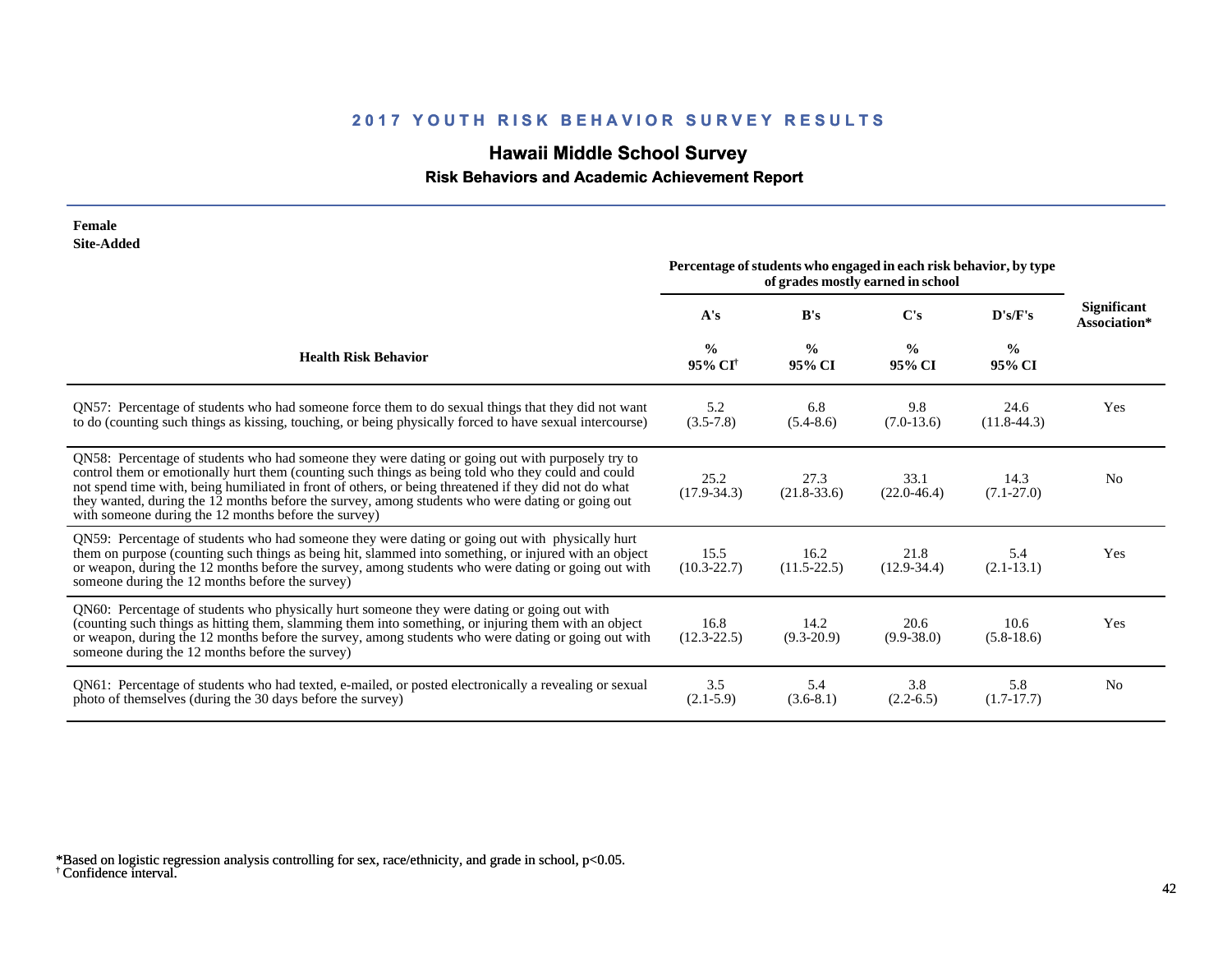## 2017 YOUTH RISK BEHAVIOR SURVEY RESULTS

### Hawaii Middle School Survey

#### Risk Behaviors and Academic Achievement Report

**Female**
**Site-Added**

| Health Risk Behavior | Percentage of students who engaged in each risk behavior, by type of grades mostly earned in school | | | | Significant Association* |
|---|---|---|---|---|---|
| | A's | B's | C's | D's/F's | |
| | % 95% CI[†] | % 95% CI | % 95% CI | % 95% CI | |
| QN57: Percentage of students who had someone force them to do sexual things that they did not want to do (counting such things as kissing, touching, or being physically forced to have sexual intercourse) | 5.2 (3.5-7.8) | 6.8 (5.4-8.6) | 9.8 (7.0-13.6) | 24.6 (11.8-44.3) | Yes |
| QN58: Percentage of students who had someone they were dating or going out with purposely try to control them or emotionally hurt them (counting such things as being told who they could and could not spend time with, being humiliated in front of others, or being threatened if they did not do what they wanted, during the 12 months before the survey, among students who were dating or going out with someone during the 12 months before the survey) | 25.2 (17.9-34.3) | 27.3 (21.8-33.6) | 33.1 (22.0-46.4) | 14.3 (7.1-27.0) | No |
| QN59: Percentage of students who had someone they were dating or going out with physically hurt them on purpose (counting such things as being hit, slammed into something, or injured with an object or weapon, during the 12 months before the survey, among students who were dating or going out with someone during the 12 months before the survey) | 15.5 (10.3-22.7) | 16.2 (11.5-22.5) | 21.8 (12.9-34.4) | 5.4 (2.1-13.1) | Yes |
| QN60: Percentage of students who physically hurt someone they were dating or going out with (counting such things as hitting them, slamming them into something, or injuring them with an object or weapon, during the 12 months before the survey, among students who were dating or going out with someone during the 12 months before the survey) | 16.8 (12.3-22.5) | 14.2 (9.3-20.9) | 20.6 (9.9-38.0) | 10.6 (5.8-18.6) | Yes |
| QN61: Percentage of students who had texted, e-mailed, or posted electronically a revealing or sexual photo of themselves (during the 30 days before the survey) | 3.5 (2.1-5.9) | 5.4 (3.6-8.1) | 3.8 (2.2-6.5) | 5.8 (1.7-17.7) | No |

*Based on logistic regression analysis controlling for sex, race/ethnicity, and grade in school, $p<0.05$.
[†] Confidence interval.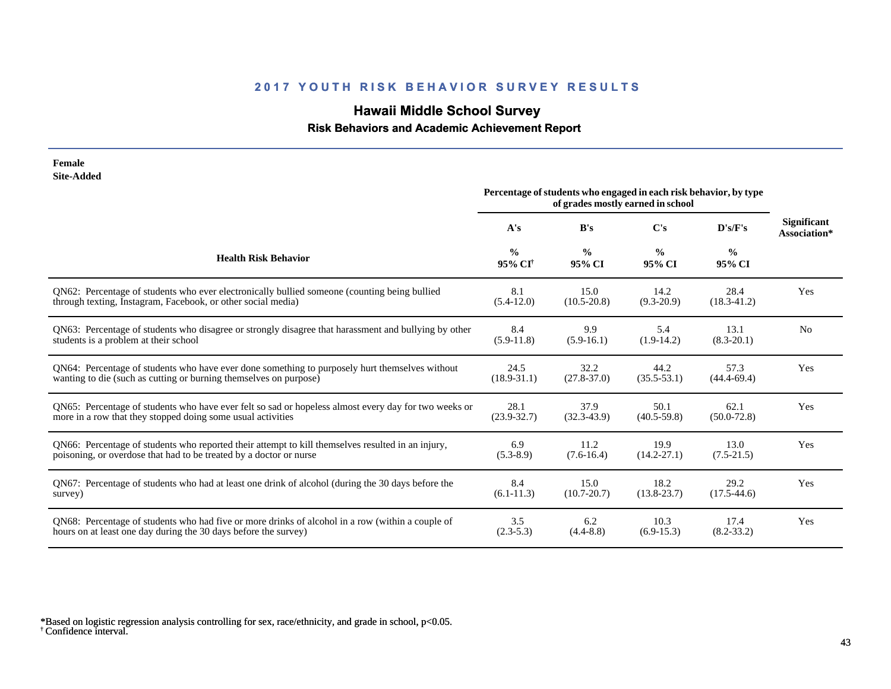## 2017 YOUTH RISK BEHAVIOR SURVEY RESULTS

## Hawaii Middle School Survey

### Risk Behaviors and Academic Achievement Report

**Female**
**Site-Added**

| Health Risk Behavior | Percentage of students who engaged in each risk behavior, by type of grades mostly earned in school | | | | Significant Association* |
|---|---|---|---|---|---|
| | A's | B's | C's | D's/F's | |
| | % 95% CI[†] | % 95% CI | % 95% CI | % 95% CI | |
| QN62: Percentage of students who ever electronically bullied someone (counting being bullied through texting, Instagram, Facebook, or other social media) | 8.1 (5.4-12.0) | 15.0 (10.5-20.8) | 14.2 (9.3-20.9) | 28.4 (18.3-41.2) | Yes |
| QN63: Percentage of students who disagree or strongly disagree that harassment and bullying by other students is a problem at their school | 8.4 (5.9-11.8) | 9.9 (5.9-16.1) | 5.4 (1.9-14.2) | 13.1 (8.3-20.1) | No |
| QN64: Percentage of students who have ever done something to purposely hurt themselves without wanting to die (such as cutting or burning themselves on purpose) | 24.5 (18.9-31.1) | 32.2 (27.8-37.0) | 44.2 (35.5-53.1) | 57.3 (44.4-69.4) | Yes |
| QN65: Percentage of students who have ever felt so sad or hopeless almost every day for two weeks or more in a row that they stopped doing some usual activities | 28.1 (23.9-32.7) | 37.9 (32.3-43.9) | 50.1 (40.5-59.8) | 62.1 (50.0-72.8) | Yes |
| QN66: Percentage of students who reported their attempt to kill themselves resulted in an injury, poisoning, or overdose that had to be treated by a doctor or nurse | 6.9 (5.3-8.9) | 11.2 (7.6-16.4) | 19.9 (14.2-27.1) | 13.0 (7.5-21.5) | Yes |
| QN67: Percentage of students who had at least one drink of alcohol (during the 30 days before the survey) | 8.4 (6.1-11.3) | 15.0 (10.7-20.7) | 18.2 (13.8-23.7) | 29.2 (17.5-44.6) | Yes |
| QN68: Percentage of students who had five or more drinks of alcohol in a row (within a couple of hours on at least one day during the 30 days before the survey) | 3.5 (2.3-5.3) | 6.2 (4.4-8.8) | 10.3 (6.9-15.3) | 17.4 (8.2-33.2) | Yes |

*Based on logistic regression analysis controlling for sex, race/ethnicity, and grade in school, $p<0.05$.
[†] Confidence interval.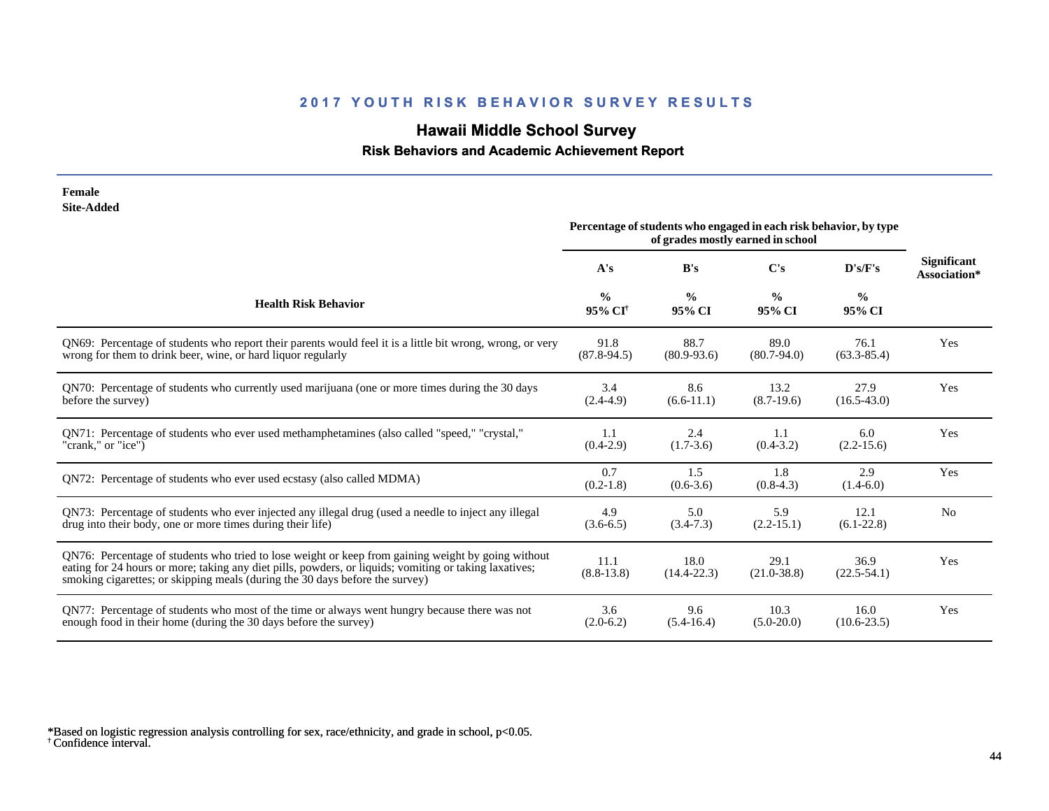## 2017 YOUTH RISK BEHAVIOR SURVEY RESULTS

# Hawaii Middle School Survey

### Risk Behaviors and Academic Achievement Report

**Female**
**Site-Added**

| Health Risk Behavior | Percentage of students who engaged in each risk behavior, by type of grades mostly earned in school | | | | Significant Association* |
|---|---|---|---|---|---|
| | A's | B's | C's | D's/F's | |
| | % 95% CI[†] | % 95% CI | % 95% CI | % 95% CI | |
| QN69: Percentage of students who report their parents would feel it is a little bit wrong, wrong, or very wrong for them to drink beer, wine, or hard liquor regularly | 91.8 (87.8-94.5) | 88.7 (80.9-93.6) | 89.0 (80.7-94.0) | 76.1 (63.3-85.4) | Yes |
| QN70: Percentage of students who currently used marijuana (one or more times during the 30 days before the survey) | 3.4 (2.4-4.9) | 8.6 (6.6-11.1) | 13.2 (8.7-19.6) | 27.9 (16.5-43.0) | Yes |
| QN71: Percentage of students who ever used methamphetamines (also called "speed," "crystal," "crank," or "ice") | 1.1 (0.4-2.9) | 2.4 (1.7-3.6) | 1.1 (0.4-3.2) | 6.0 (2.2-15.6) | Yes |
| QN72: Percentage of students who ever used ecstasy (also called MDMA) | 0.7 (0.2-1.8) | 1.5 (0.6-3.6) | 1.8 (0.8-4.3) | 2.9 (1.4-6.0) | Yes |
| QN73: Percentage of students who ever injected any illegal drug (used a needle to inject any illegal drug into their body, one or more times during their life) | 4.9 (3.6-6.5) | 5.0 (3.4-7.3) | 5.9 (2.2-15.1) | 12.1 (6.1-22.8) | No |
| QN76: Percentage of students who tried to lose weight or keep from gaining weight by going without eating for 24 hours or more; taking any diet pills, powders, or liquids; vomiting or taking laxatives; smoking cigarettes; or skipping meals (during the 30 days before the survey) | 11.1 (8.8-13.8) | 18.0 (14.4-22.3) | 29.1 (21.0-38.8) | 36.9 (22.5-54.1) | Yes |
| QN77: Percentage of students who most of the time or always went hungry because there was not enough food in their home (during the 30 days before the survey) | 3.6 (2.0-6.2) | 9.6 (5.4-16.4) | 10.3 (5.0-20.0) | 16.0 (10.6-23.5) | Yes |

*Based on logistic regression analysis controlling for sex, race/ethnicity, and grade in school, $p<0.05$.
† Confidence interval.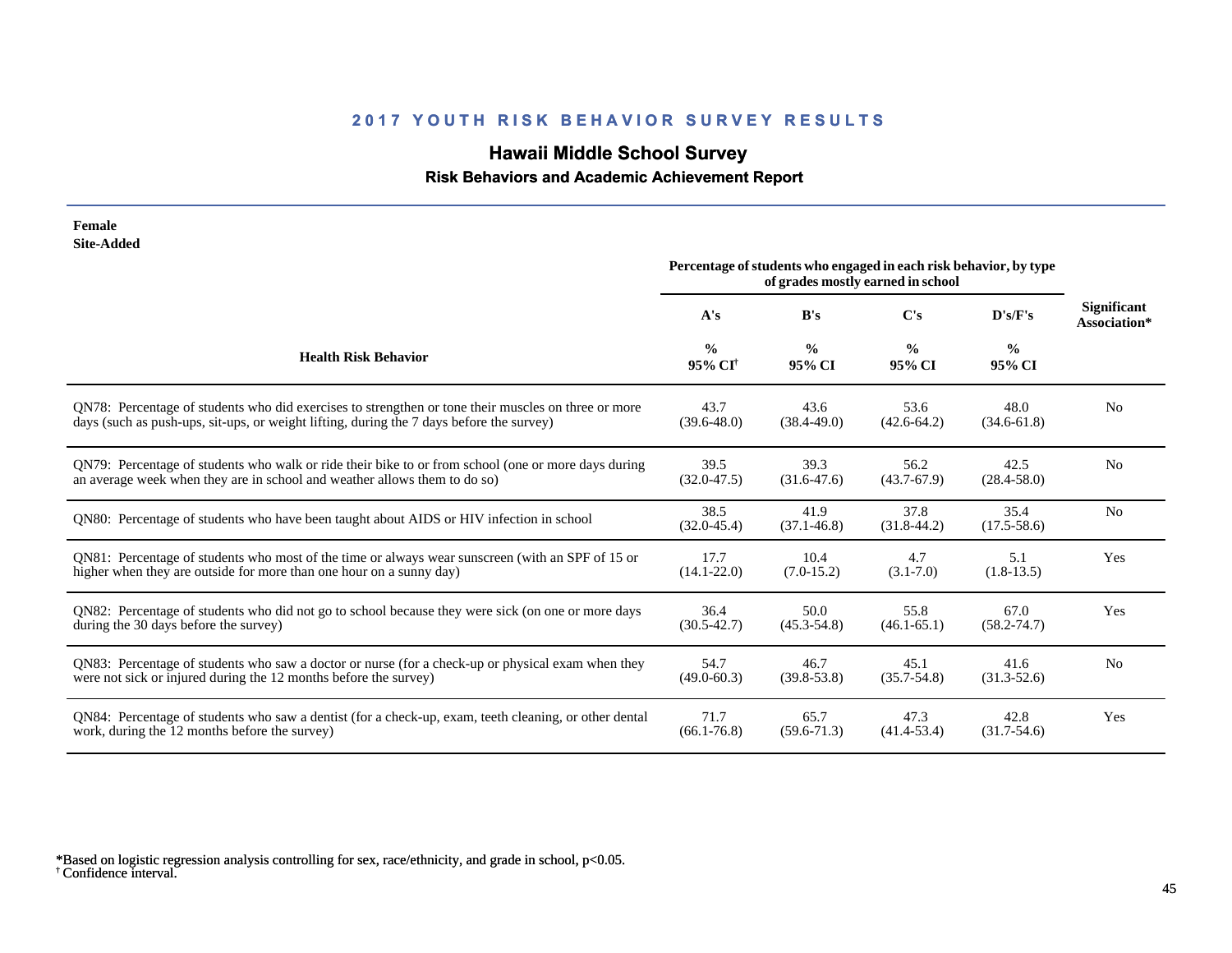## 2017 YOUTH RISK BEHAVIOR SURVEY RESULTS

# Hawaii Middle School Survey

### Risk Behaviors and Academic Achievement Report

**Female**
**Site-Added**

| Health Risk Behavior | A's % 95% CI[†] | B's % 95% CI | C's % 95% CI | D's/F's % 95% CI | Significant Association* |
|---|---|---|---|---|---|
| | *Percentage of students who engaged in each risk behavior, by type of grades mostly earned in school* | | | | |
| QN78: Percentage of students who did exercises to strengthen or tone their muscles on three or more days (such as push-ups, sit-ups, or weight lifting, during the 7 days before the survey) | 43.7 (39.6-48.0) | 43.6 (38.4-49.0) | 53.6 (42.6-64.2) | 48.0 (34.6-61.8) | No |
| QN79: Percentage of students who walk or ride their bike to or from school (one or more days during an average week when they are in school and weather allows them to do so) | 39.5 (32.0-47.5) | 39.3 (31.6-47.6) | 56.2 (43.7-67.9) | 42.5 (28.4-58.0) | No |
| QN80: Percentage of students who have been taught about AIDS or HIV infection in school | 38.5 (32.0-45.4) | 41.9 (37.1-46.8) | 37.8 (31.8-44.2) | 35.4 (17.5-58.6) | No |
| QN81: Percentage of students who most of the time or always wear sunscreen (with an SPF of 15 or higher when they are outside for more than one hour on a sunny day) | 17.7 (14.1-22.0) | 10.4 (7.0-15.2) | 4.7 (3.1-7.0) | 5.1 (1.8-13.5) | Yes |
| QN82: Percentage of students who did not go to school because they were sick (on one or more days during the 30 days before the survey) | 36.4 (30.5-42.7) | 50.0 (45.3-54.8) | 55.8 (46.1-65.1) | 67.0 (58.2-74.7) | Yes |
| QN83: Percentage of students who saw a doctor or nurse (for a check-up or physical exam when they were not sick or injured during the 12 months before the survey) | 54.7 (49.0-60.3) | 46.7 (39.8-53.8) | 45.1 (35.7-54.8) | 41.6 (31.3-52.6) | No |
| QN84: Percentage of students who saw a dentist (for a check-up, exam, teeth cleaning, or other dental work, during the 12 months before the survey) | 71.7 (66.1-76.8) | 65.7 (59.6-71.3) | 47.3 (41.4-53.4) | 42.8 (31.7-54.6) | Yes |

*Based on logistic regression analysis controlling for sex, race/ethnicity, and grade in school, $p<0.05$.
[†] Confidence interval.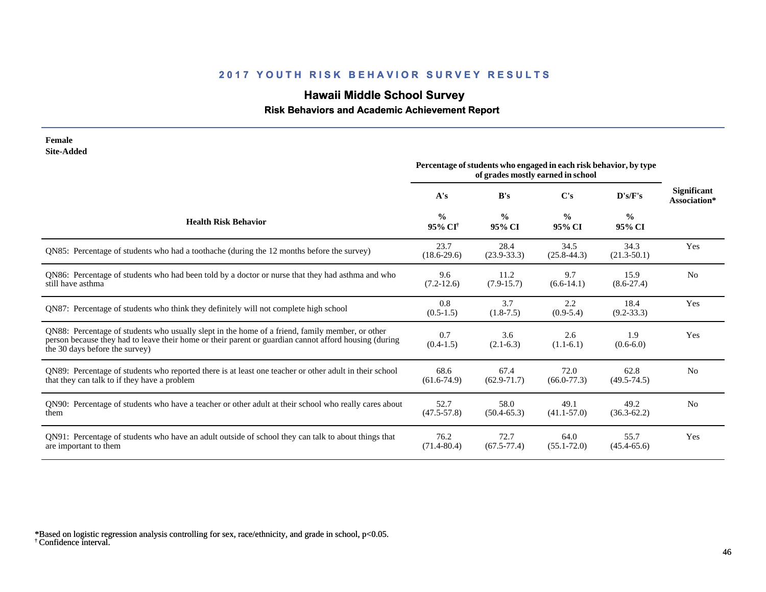## 2017 YOUTH RISK BEHAVIOR SURVEY RESULTS

# Hawaii Middle School Survey

### Risk Behaviors and Academic Achievement Report

**Female**
**Site-Added**

| Health Risk Behavior | Percentage of students who engaged in each risk behavior, by type of grades mostly earned in school | | | | Significant Association* |
|---|---|---|---|---|---|
| | A's | B's | C's | D's/F's | |
| | % 95% CI[†] | % 95% CI | % 95% CI | % 95% CI | |
| QN85: Percentage of students who had a toothache (during the 12 months before the survey) | 23.7 (18.6-29.6) | 28.4 (23.9-33.3) | 34.5 (25.8-44.3) | 34.3 (21.3-50.1) | Yes |
| QN86: Percentage of students who had been told by a doctor or nurse that they had asthma and who still have asthma | 9.6 (7.2-12.6) | 11.2 (7.9-15.7) | 9.7 (6.6-14.1) | 15.9 (8.6-27.4) | No |
| QN87: Percentage of students who think they definitely will not complete high school | 0.8 (0.5-1.5) | 3.7 (1.8-7.5) | 2.2 (0.9-5.4) | 18.4 (9.2-33.3) | Yes |
| QN88: Percentage of students who usually slept in the home of a friend, family member, or other person because they had to leave their home or their parent or guardian cannot afford housing (during the 30 days before the survey) | 0.7 (0.4-1.5) | 3.6 (2.1-6.3) | 2.6 (1.1-6.1) | 1.9 (0.6-6.0) | Yes |
| QN89: Percentage of students who reported there is at least one teacher or other adult in their school that they can talk to if they have a problem | 68.6 (61.6-74.9) | 67.4 (62.9-71.7) | 72.0 (66.0-77.3) | 62.8 (49.5-74.5) | No |
| QN90: Percentage of students who have a teacher or other adult at their school who really cares about them | 52.7 (47.5-57.8) | 58.0 (50.4-65.3) | 49.1 (41.1-57.0) | 49.2 (36.3-62.2) | No |
| QN91: Percentage of students who have an adult outside of school they can talk to about things that are important to them | 76.2 (71.4-80.4) | 72.7 (67.5-77.4) | 64.0 (55.1-72.0) | 55.7 (45.4-65.6) | Yes |

*Based on logistic regression analysis controlling for sex, race/ethnicity, and grade in school, $p<0.05$.
[†] Confidence interval.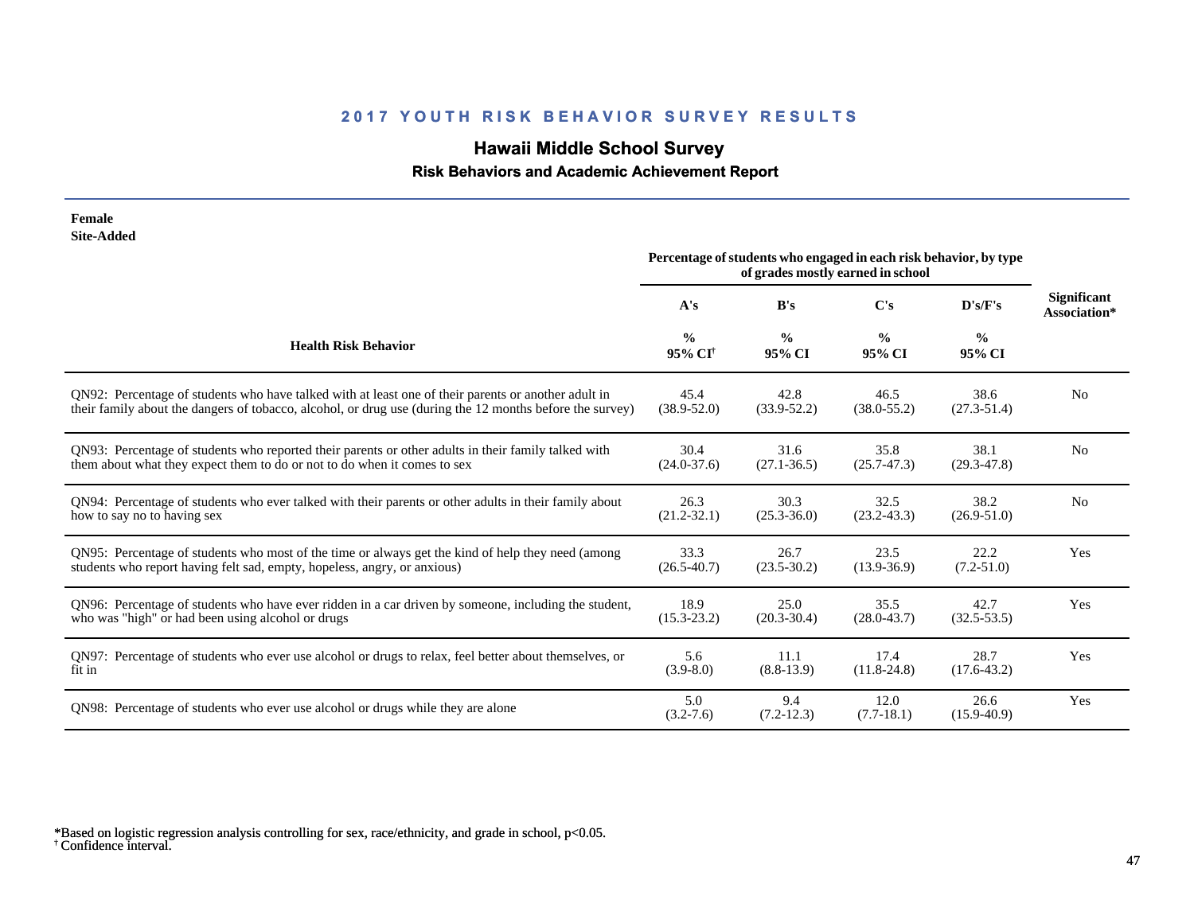## 2017 YOUTH RISK BEHAVIOR SURVEY RESULTS

# Hawaii Middle School Survey

### Risk Behaviors and Academic Achievement Report

**Female**
**Site-Added**

| Health Risk Behavior | Percentage of students who engaged in each risk behavior, by type of grades mostly earned in school | | | | Significant Association* |
|---|---|---|---|---|---|
| | A's | B's | C's | D's/F's | |
| | % 95% CI[†] | % 95% CI | % 95% CI | % 95% CI | |
| QN92: Percentage of students who have talked with at least one of their parents or another adult in their family about the dangers of tobacco, alcohol, or drug use (during the 12 months before the survey) | 45.4 (38.9-52.0) | 42.8 (33.9-52.2) | 46.5 (38.0-55.2) | 38.6 (27.3-51.4) | No |
| QN93: Percentage of students who reported their parents or other adults in their family talked with them about what they expect them to do or not to do when it comes to sex | 30.4 (24.0-37.6) | 31.6 (27.1-36.5) | 35.8 (25.7-47.3) | 38.1 (29.3-47.8) | No |
| QN94: Percentage of students who ever talked with their parents or other adults in their family about how to say no to having sex | 26.3 (21.2-32.1) | 30.3 (25.3-36.0) | 32.5 (23.2-43.3) | 38.2 (26.9-51.0) | No |
| QN95: Percentage of students who most of the time or always get the kind of help they need (among students who report having felt sad, empty, hopeless, angry, or anxious) | 33.3 (26.5-40.7) | 26.7 (23.5-30.2) | 23.5 (13.9-36.9) | 22.2 (7.2-51.0) | Yes |
| QN96: Percentage of students who have ever ridden in a car driven by someone, including the student, who was "high" or had been using alcohol or drugs | 18.9 (15.3-23.2) | 25.0 (20.3-30.4) | 35.5 (28.0-43.7) | 42.7 (32.5-53.5) | Yes |
| QN97: Percentage of students who ever use alcohol or drugs to relax, feel better about themselves, or fit in | 5.6 (3.9-8.0) | 11.1 (8.8-13.9) | 17.4 (11.8-24.8) | 28.7 (17.6-43.2) | Yes |
| QN98: Percentage of students who ever use alcohol or drugs while they are alone | 5.0 (3.2-7.6) | 9.4 (7.2-12.3) | 12.0 (7.7-18.1) | 26.6 (15.9-40.9) | Yes |

*Based on logistic regression analysis controlling for sex, race/ethnicity, and grade in school, $p<0.05$.
[†] Confidence interval.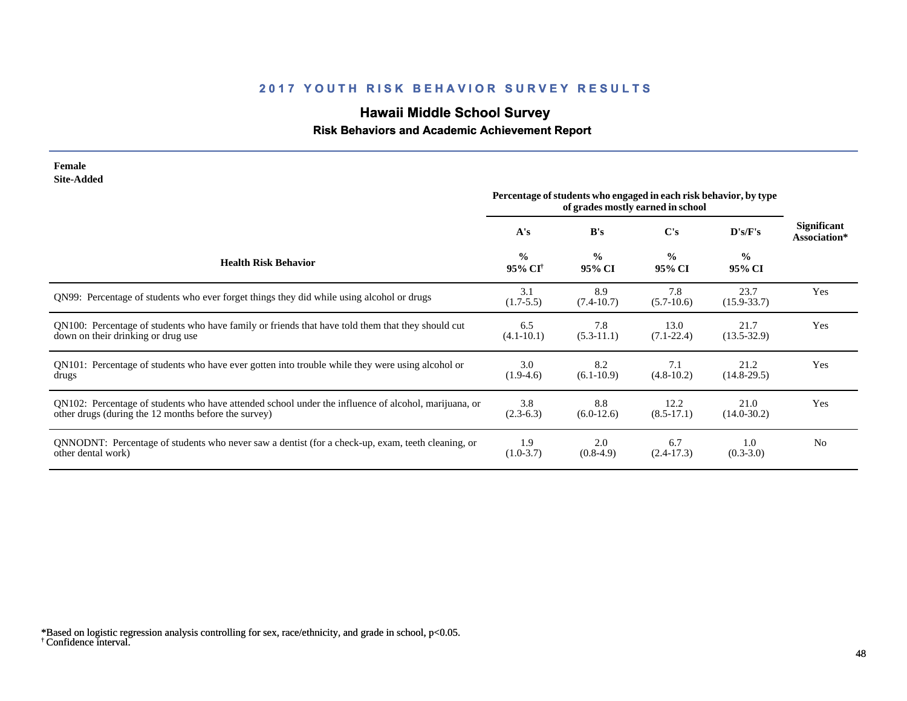## 2017 YOUTH RISK BEHAVIOR SURVEY RESULTS

# Hawaii Middle School Survey

### Risk Behaviors and Academic Achievement Report

**Female**
**Site-Added**

| Health Risk Behavior | A's % 95% CI[†] | B's % 95% CI | C's % 95% CI | D's/F's % 95% CI | Significant Association* |
|---|---|---|---|---|---|
| | Percentage of students who engaged in each risk behavior, by type of grades mostly earned in school | | | | |
| QN99: Percentage of students who ever forget things they did while using alcohol or drugs | 3.1 (1.7-5.5) | 8.9 (7.4-10.7) | 7.8 (5.7-10.6) | 23.7 (15.9-33.7) | Yes |
| QN100: Percentage of students who have family or friends that have told them that they should cut down on their drinking or drug use | 6.5 (4.1-10.1) | 7.8 (5.3-11.1) | 13.0 (7.1-22.4) | 21.7 (13.5-32.9) | Yes |
| QN101: Percentage of students who have ever gotten into trouble while they were using alcohol or drugs | 3.0 (1.9-4.6) | 8.2 (6.1-10.9) | 7.1 (4.8-10.2) | 21.2 (14.8-29.5) | Yes |
| QN102: Percentage of students who have attended school under the influence of alcohol, marijuana, or other drugs (during the 12 months before the survey) | 3.8 (2.3-6.3) | 8.8 (6.0-12.6) | 12.2 (8.5-17.1) | 21.0 (14.0-30.2) | Yes |
| QNNODNT: Percentage of students who never saw a dentist (for a check-up, exam, teeth cleaning, or other dental work) | 1.9 (1.0-3.7) | 2.0 (0.8-4.9) | 6.7 (2.4-17.3) | 1.0 (0.3-3.0) | No |

*Based on logistic regression analysis controlling for sex, race/ethnicity, and grade in school, $p<0.05$.
[†] Confidence interval.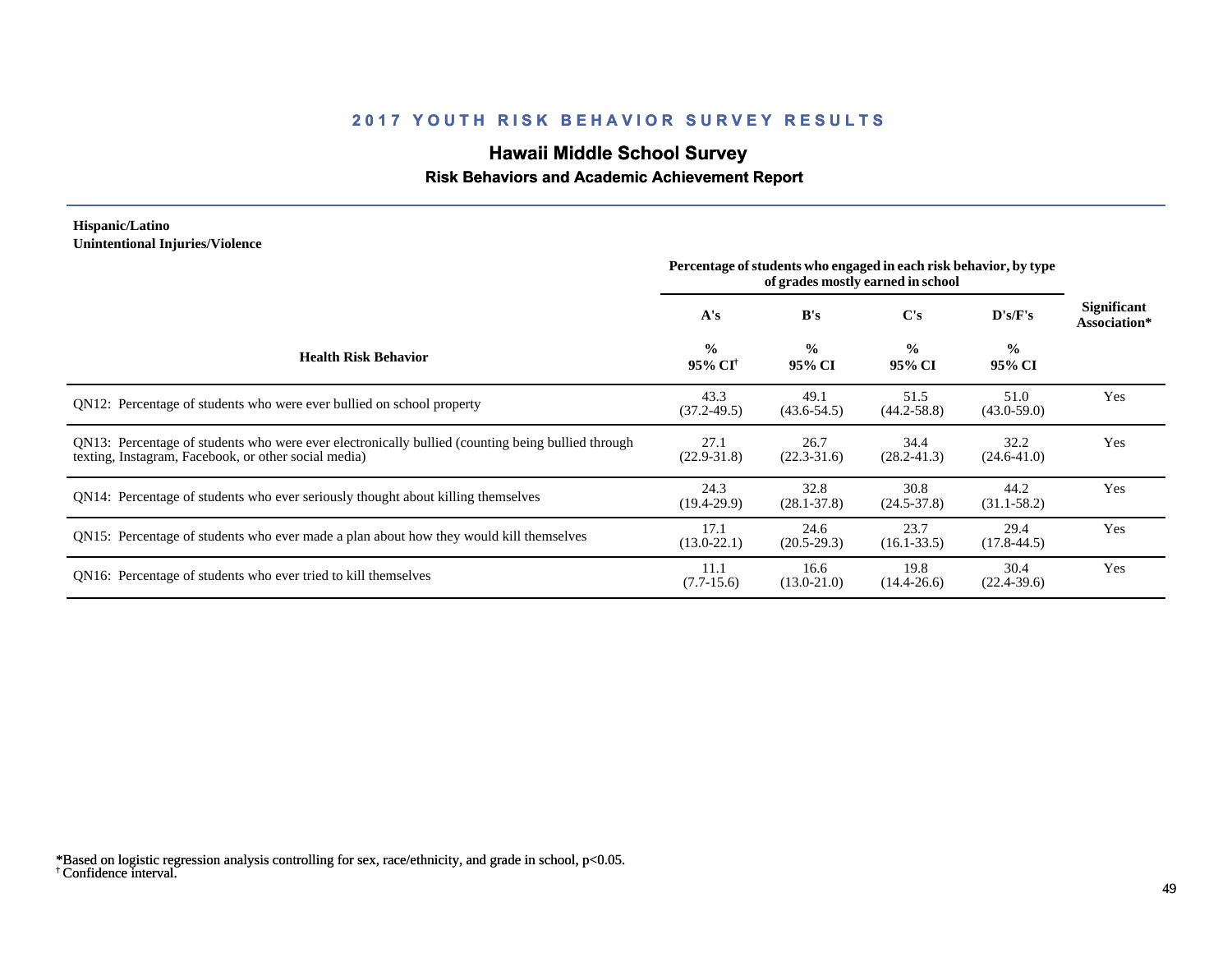## 2017 YOUTH RISK BEHAVIOR SURVEY RESULTS

# Hawaii Middle School Survey

### Risk Behaviors and Academic Achievement Report

**Hispanic/Latino**
**Unintentional Injuries/Violence**

| Health Risk Behavior | Percentage of students who engaged in each risk behavior, by type of grades mostly earned in school | | | | Significant Association* |
|---|---|---|---|---|---|
| | A's | B's | C's | D's/F's | |
| | % 95% CI[†] | % 95% CI | % 95% CI | % 95% CI | |
| QN12: Percentage of students who were ever bullied on school property | 43.3 (37.2-49.5) | 49.1 (43.6-54.5) | 51.5 (44.2-58.8) | 51.0 (43.0-59.0) | Yes |
| QN13: Percentage of students who were ever electronically bullied (counting being bullied through texting, Instagram, Facebook, or other social media) | 27.1 (22.9-31.8) | 26.7 (22.3-31.6) | 34.4 (28.2-41.3) | 32.2 (24.6-41.0) | Yes |
| QN14: Percentage of students who ever seriously thought about killing themselves | 24.3 (19.4-29.9) | 32.8 (28.1-37.8) | 30.8 (24.5-37.8) | 44.2 (31.1-58.2) | Yes |
| QN15: Percentage of students who ever made a plan about how they would kill themselves | 17.1 (13.0-22.1) | 24.6 (20.5-29.3) | 23.7 (16.1-33.5) | 29.4 (17.8-44.5) | Yes |
| QN16: Percentage of students who ever tried to kill themselves | 11.1 (7.7-15.6) | 16.6 (13.0-21.0) | 19.8 (14.4-26.6) | 30.4 (22.4-39.6) | Yes |

*Based on logistic regression analysis controlling for sex, race/ethnicity, and grade in school, $p<0.05$.
[†] Confidence interval.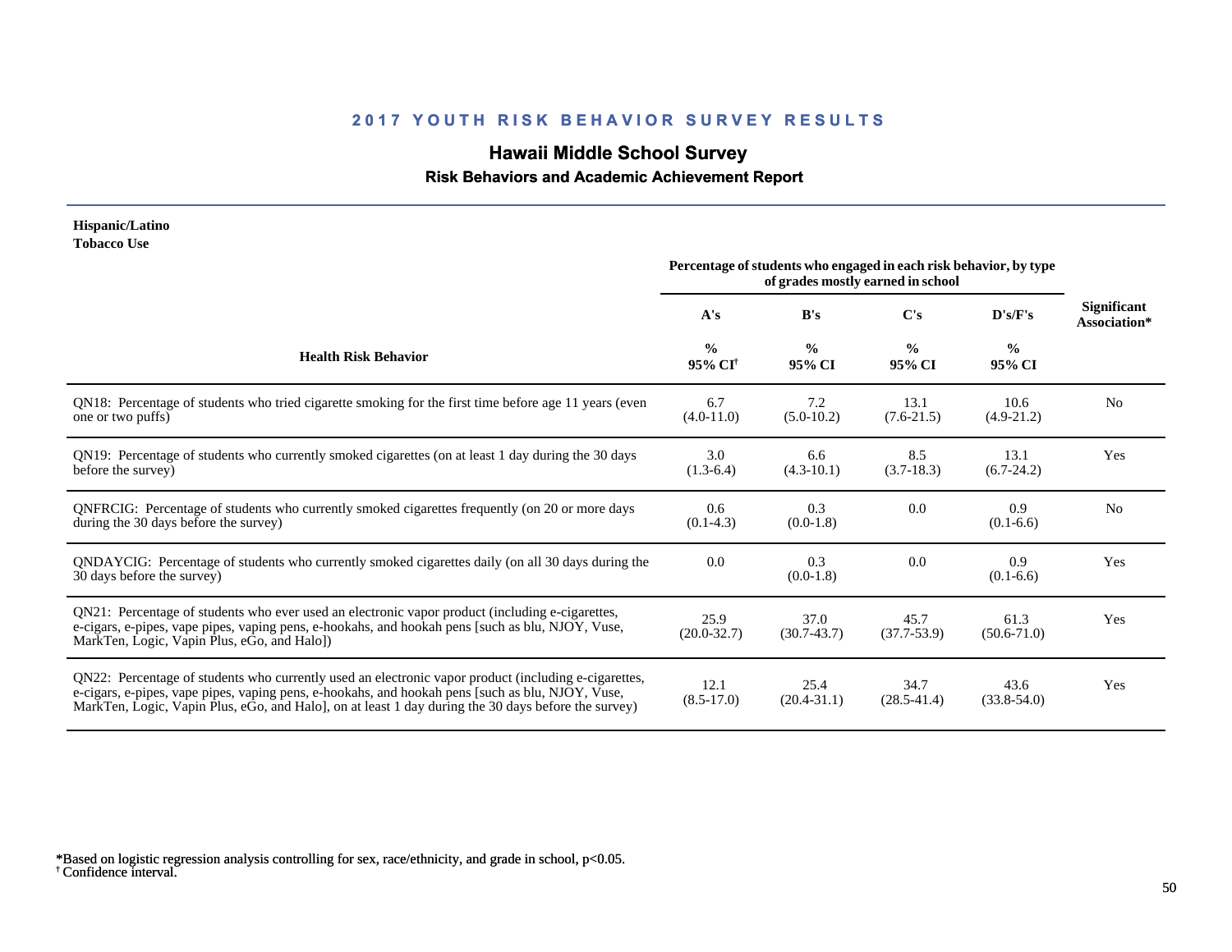## 2017 YOUTH RISK BEHAVIOR SURVEY RESULTS

# Hawaii Middle School Survey

### Risk Behaviors and Academic Achievement Report

**Hispanic/Latino**
**Tobacco Use**

| Health Risk Behavior | A's % 95% CI[†] | B's % 95% CI | C's % 95% CI | D's/F's % 95% CI | Significant Association* |
|---|---|---|---|---|---|
| | Percentage of students who engaged in each risk behavior, by type of grades mostly earned in school | | | | |
| QN18: Percentage of students who tried cigarette smoking for the first time before age 11 years (even one or two puffs) | 6.7 (4.0-11.0) | 7.2 (5.0-10.2) | 13.1 (7.6-21.5) | 10.6 (4.9-21.2) | No |
| QN19: Percentage of students who currently smoked cigarettes (on at least 1 day during the 30 days before the survey) | 3.0 (1.3-6.4) | 6.6 (4.3-10.1) | 8.5 (3.7-18.3) | 13.1 (6.7-24.2) | Yes |
| QNFRCIG: Percentage of students who currently smoked cigarettes frequently (on 20 or more days during the 30 days before the survey) | 0.6 (0.1-4.3) | 0.3 (0.0-1.8) | 0.0 | 0.9 (0.1-6.6) | No |
| QNDAYCIG: Percentage of students who currently smoked cigarettes daily (on all 30 days during the 30 days before the survey) | 0.0 | 0.3 (0.0-1.8) | 0.0 | 0.9 (0.1-6.6) | Yes |
| QN21: Percentage of students who ever used an electronic vapor product (including e-cigarettes, e-cigars, e-pipes, vape pipes, vaping pens, e-hookahs, and hookah pens [such as blu, NJOY, Vuse, MarkTen, Logic, Vapin Plus, eGo, and Halo]) | 25.9 (20.0-32.7) | 37.0 (30.7-43.7) | 45.7 (37.7-53.9) | 61.3 (50.6-71.0) | Yes |
| QN22: Percentage of students who currently used an electronic vapor product (including e-cigarettes, e-cigars, e-pipes, vape pipes, vaping pens, e-hookahs, and hookah pens [such as blu, NJOY, Vuse, MarkTen, Logic, Vapin Plus, eGo, and Halo], on at least 1 day during the 30 days before the survey) | 12.1 (8.5-17.0) | 25.4 (20.4-31.1) | 34.7 (28.5-41.4) | 43.6 (33.8-54.0) | Yes |

*Based on logistic regression analysis controlling for sex, race/ethnicity, and grade in school, $p<0.05$.
[†] Confidence interval.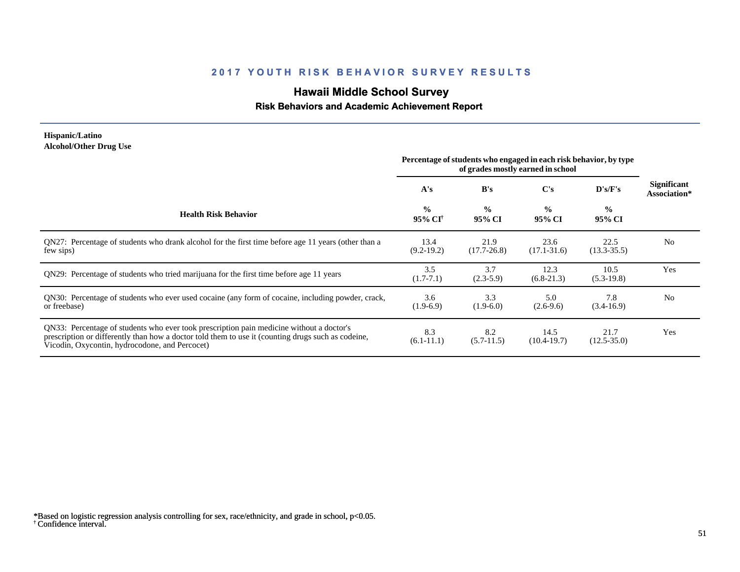## 2017 YOUTH RISK BEHAVIOR SURVEY RESULTS

# Hawaii Middle School Survey

### Risk Behaviors and Academic Achievement Report

**Hispanic/Latino**
**Alcohol/Other Drug Use**

| Health Risk Behavior | Percentage of students who engaged in each risk behavior, by type of grades mostly earned in school | | | | Significant Association* |
|---|---|---|---|---|---|
| | A's<br>%<br>95% CI[†] | B's<br>%<br>95% CI | C's<br>%<br>95% CI | D's/F's<br>%<br>95% CI | |
| QN27: Percentage of students who drank alcohol for the first time before age 11 years (other than a few sips) | 13.4<br>(9.2-19.2) | 21.9<br>(17.7-26.8) | 23.6<br>(17.1-31.6) | 22.5<br>(13.3-35.5) | No |
| QN29: Percentage of students who tried marijuana for the first time before age 11 years | 3.5<br>(1.7-7.1) | 3.7<br>(2.3-5.9) | 12.3<br>(6.8-21.3) | 10.5<br>(5.3-19.8) | Yes |
| QN30: Percentage of students who ever used cocaine (any form of cocaine, including powder, crack, or freebase) | 3.6<br>(1.9-6.9) | 3.3<br>(1.9-6.0) | 5.0<br>(2.6-9.6) | 7.8<br>(3.4-16.9) | No |
| QN33: Percentage of students who ever took prescription pain medicine without a doctor's prescription or differently than how a doctor told them to use it (counting drugs such as codeine, Vicodin, Oxycontin, hydrocodone, and Percocet) | 8.3<br>(6.1-11.1) | 8.2<br>(5.7-11.5) | 14.5<br>(10.4-19.7) | 21.7<br>(12.5-35.0) | Yes |

*Based on logistic regression analysis controlling for sex, race/ethnicity, and grade in school, $p<0.05$.
[†] Confidence interval.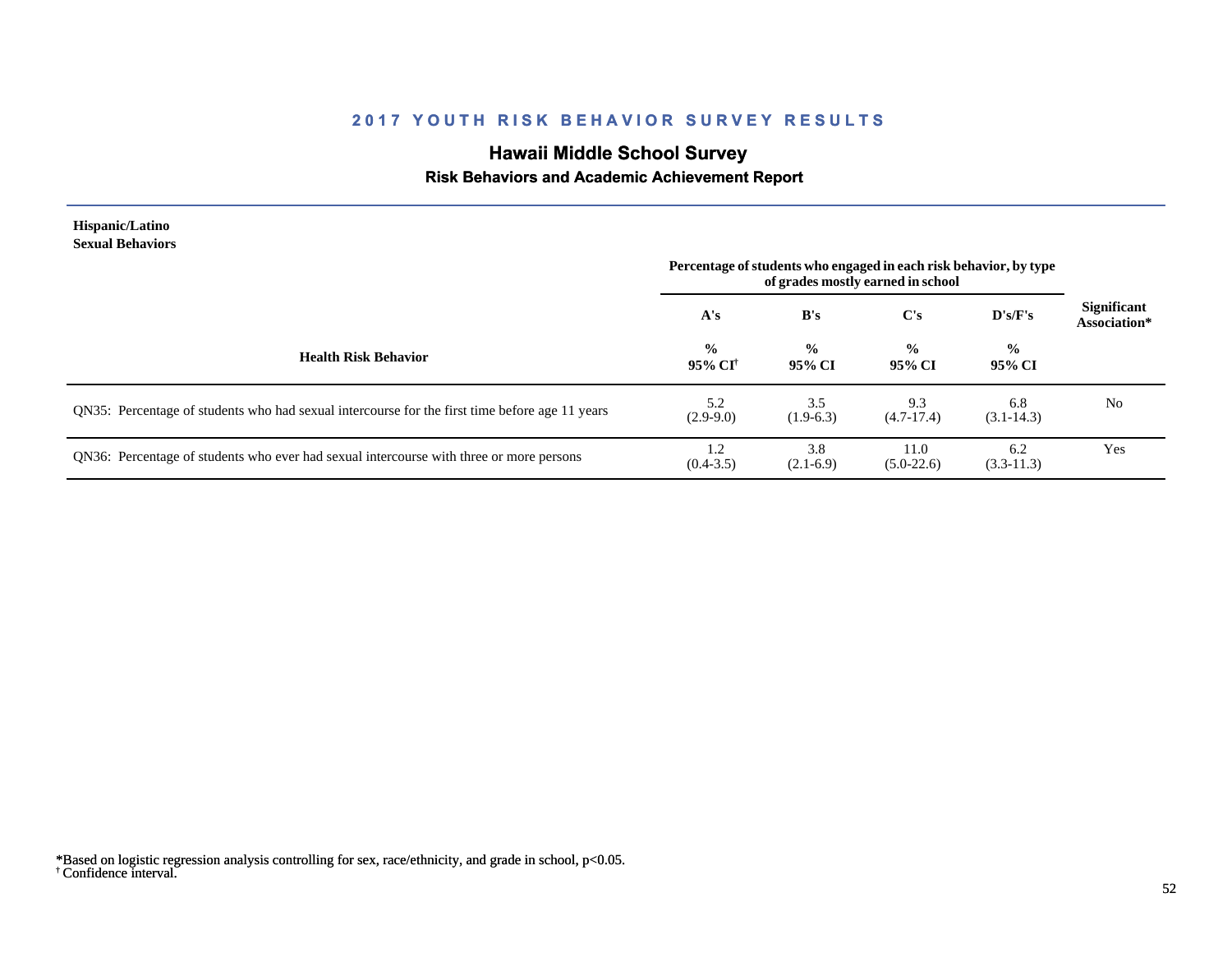# 2017 YOUTH RISK BEHAVIOR SURVEY RESULTS

## Hawaii Middle School Survey

### Risk Behaviors and Academic Achievement Report

**Hispanic/Latino**
**Sexual Behaviors**

| Health Risk Behavior | Percentage of students who engaged in each risk behavior, by type of grades mostly earned in school | | | | Significant Association* |
|---|---|---|---|---|---|
| | A's | B's | C's | D's/F's | |
| | % 95% CI[†] | % 95% CI | % 95% CI | % 95% CI | |
| QN35: Percentage of students who had sexual intercourse for the first time before age 11 years | 5.2 (2.9-9.0) | 3.5 (1.9-6.3) | 9.3 (4.7-17.4) | 6.8 (3.1-14.3) | No |
| QN36: Percentage of students who ever had sexual intercourse with three or more persons | 1.2 (0.4-3.5) | 3.8 (2.1-6.9) | 11.0 (5.0-22.6) | 6.2 (3.3-11.3) | Yes |

*Based on logistic regression analysis controlling for sex, race/ethnicity, and grade in school, $p<0.05$.
† Confidence interval.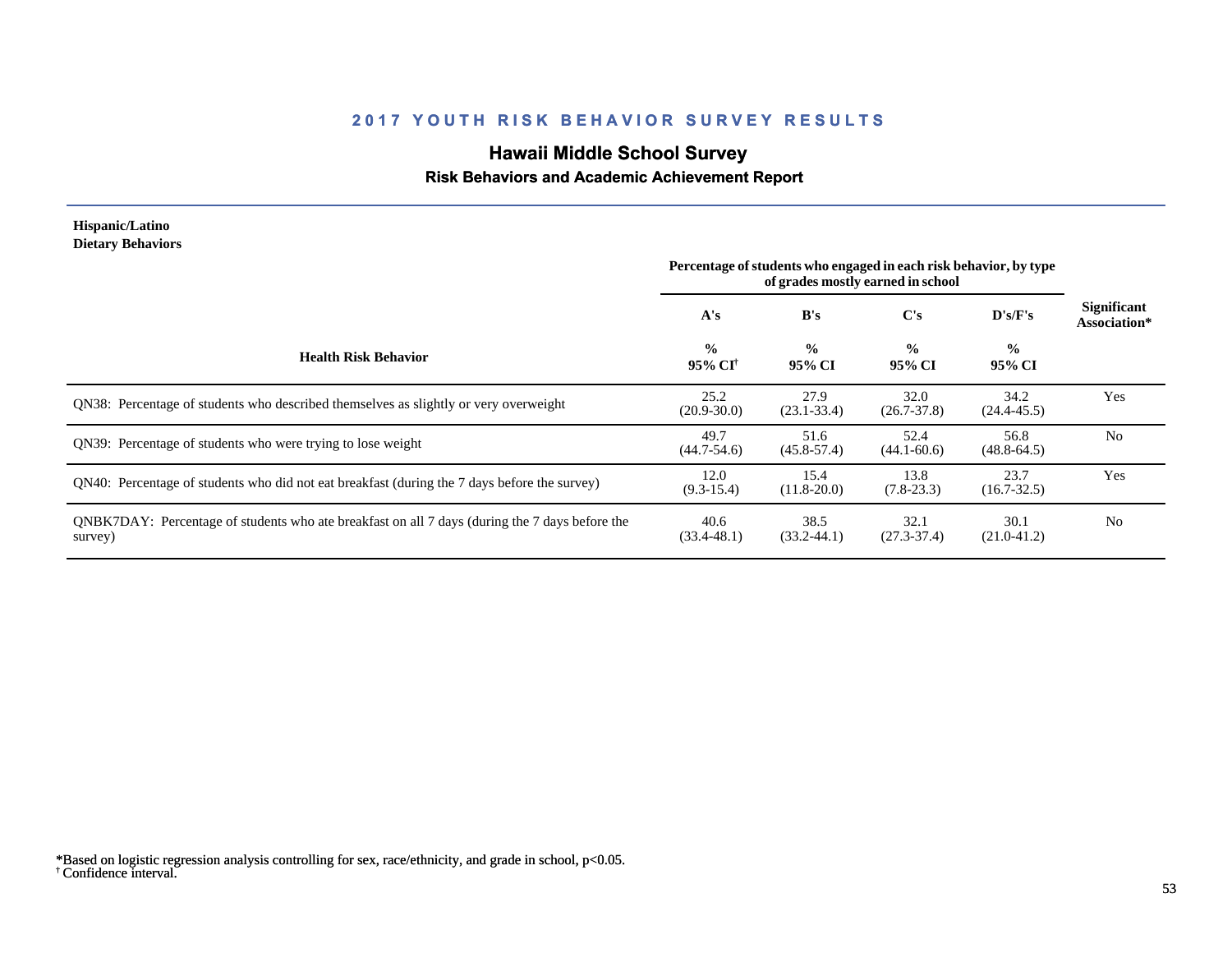## 2017 YOUTH RISK BEHAVIOR SURVEY RESULTS

### Hawaii Middle School Survey

#### Risk Behaviors and Academic Achievement Report

**Hispanic/Latino**
**Dietary Behaviors**

| Health Risk Behavior | A's % 95% CI† | B's % 95% CI | C's % 95% CI | D's/F's % 95% CI | Significant Association* |
|---|---|---|---|---|---|
| | Percentage of students who engaged in each risk behavior, by type of grades mostly earned in school | | | | |
| QN38: Percentage of students who described themselves as slightly or very overweight | 25.2 (20.9-30.0) | 27.9 (23.1-33.4) | 32.0 (26.7-37.8) | 34.2 (24.4-45.5) | Yes |
| QN39: Percentage of students who were trying to lose weight | 49.7 (44.7-54.6) | 51.6 (45.8-57.4) | 52.4 (44.1-60.6) | 56.8 (48.8-64.5) | No |
| QN40: Percentage of students who did not eat breakfast (during the 7 days before the survey) | 12.0 (9.3-15.4) | 15.4 (11.8-20.0) | 13.8 (7.8-23.3) | 23.7 (16.7-32.5) | Yes |
| QNBK7DAY: Percentage of students who ate breakfast on all 7 days (during the 7 days before the survey) | 40.6 (33.4-48.1) | 38.5 (33.2-44.1) | 32.1 (27.3-37.4) | 30.1 (21.0-41.2) | No |

*Based on logistic regression analysis controlling for sex, race/ethnicity, and grade in school, $p<0.05$.
† Confidence interval.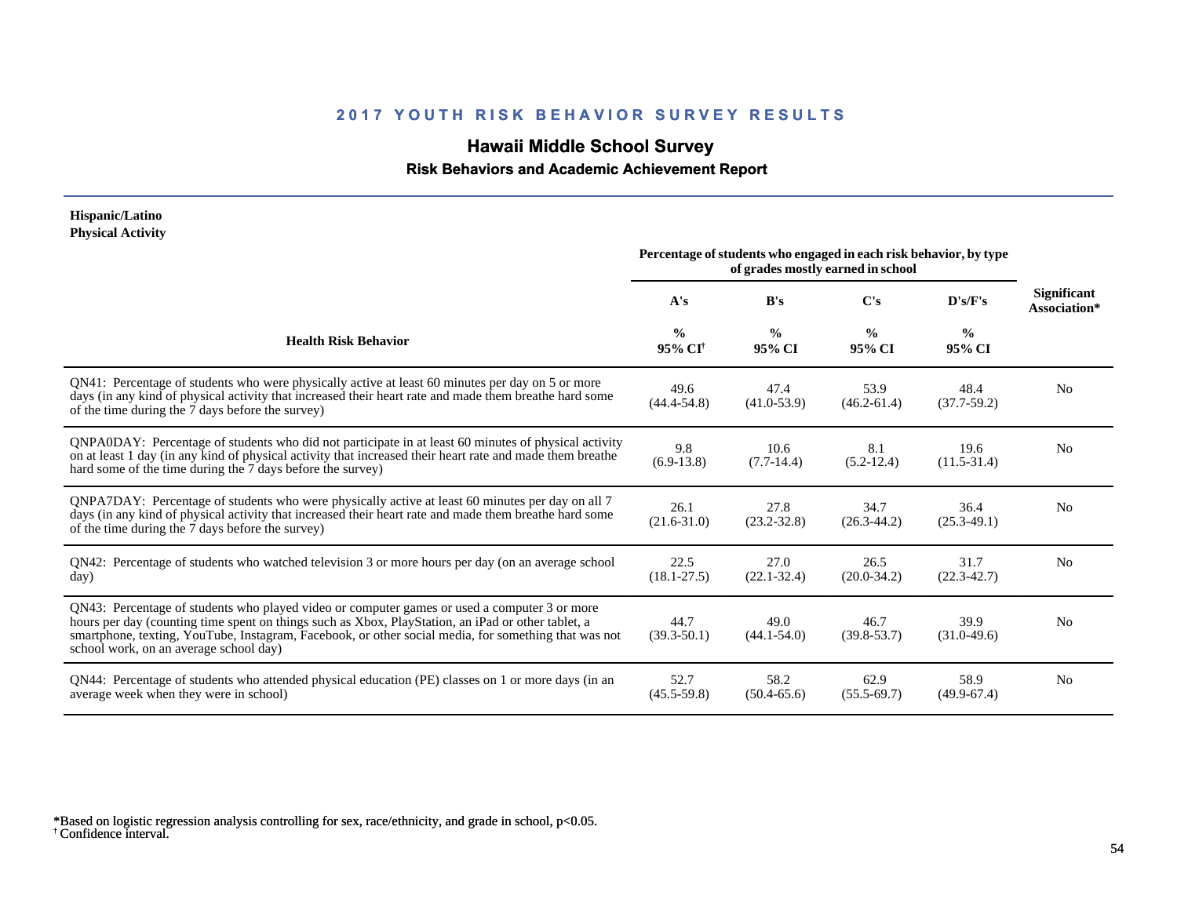## 2017 YOUTH RISK BEHAVIOR SURVEY RESULTS

# Hawaii Middle School Survey

### Risk Behaviors and Academic Achievement Report

**Hispanic/Latino**
**Physical Activity**

| Health Risk Behavior | Percentage of students who engaged in each risk behavior, by type of grades mostly earned in school | | | | Significant Association* |
|---|---|---|---|---|---|
| | A's | B's | C's | D's/F's | |
| | % 95% CI[†] | % 95% CI | % 95% CI | % 95% CI | |
| QN41: Percentage of students who were physically active at least 60 minutes per day on 5 or more days (in any kind of physical activity that increased their heart rate and made them breathe hard some of the time during the 7 days before the survey) | 49.6 (44.4-54.8) | 47.4 (41.0-53.9) | 53.9 (46.2-61.4) | 48.4 (37.7-59.2) | No |
| QNPA0DAY: Percentage of students who did not participate in at least 60 minutes of physical activity on at least 1 day (in any kind of physical activity that increased their heart rate and made them breathe hard some of the time during the 7 days before the survey) | 9.8 (6.9-13.8) | 10.6 (7.7-14.4) | 8.1 (5.2-12.4) | 19.6 (11.5-31.4) | No |
| QNPA7DAY: Percentage of students who were physically active at least 60 minutes per day on all 7 days (in any kind of physical activity that increased their heart rate and made them breathe hard some of the time during the 7 days before the survey) | 26.1 (21.6-31.0) | 27.8 (23.2-32.8) | 34.7 (26.3-44.2) | 36.4 (25.3-49.1) | No |
| QN42: Percentage of students who watched television 3 or more hours per day (on an average school day) | 22.5 (18.1-27.5) | 27.0 (22.1-32.4) | 26.5 (20.0-34.2) | 31.7 (22.3-42.7) | No |
| QN43: Percentage of students who played video or computer games or used a computer 3 or more hours per day (counting time spent on things such as Xbox, PlayStation, an iPad or other tablet, a smartphone, texting, YouTube, Instagram, Facebook, or other social media, for something that was not school work, on an average school day) | 44.7 (39.3-50.1) | 49.0 (44.1-54.0) | 46.7 (39.8-53.7) | 39.9 (31.0-49.6) | No |
| QN44: Percentage of students who attended physical education (PE) classes on 1 or more days (in an average week when they were in school) | 52.7 (45.5-59.8) | 58.2 (50.4-65.6) | 62.9 (55.5-69.7) | 58.9 (49.9-67.4) | No |

*Based on logistic regression analysis controlling for sex, race/ethnicity, and grade in school, $p<0.05$.
† Confidence interval.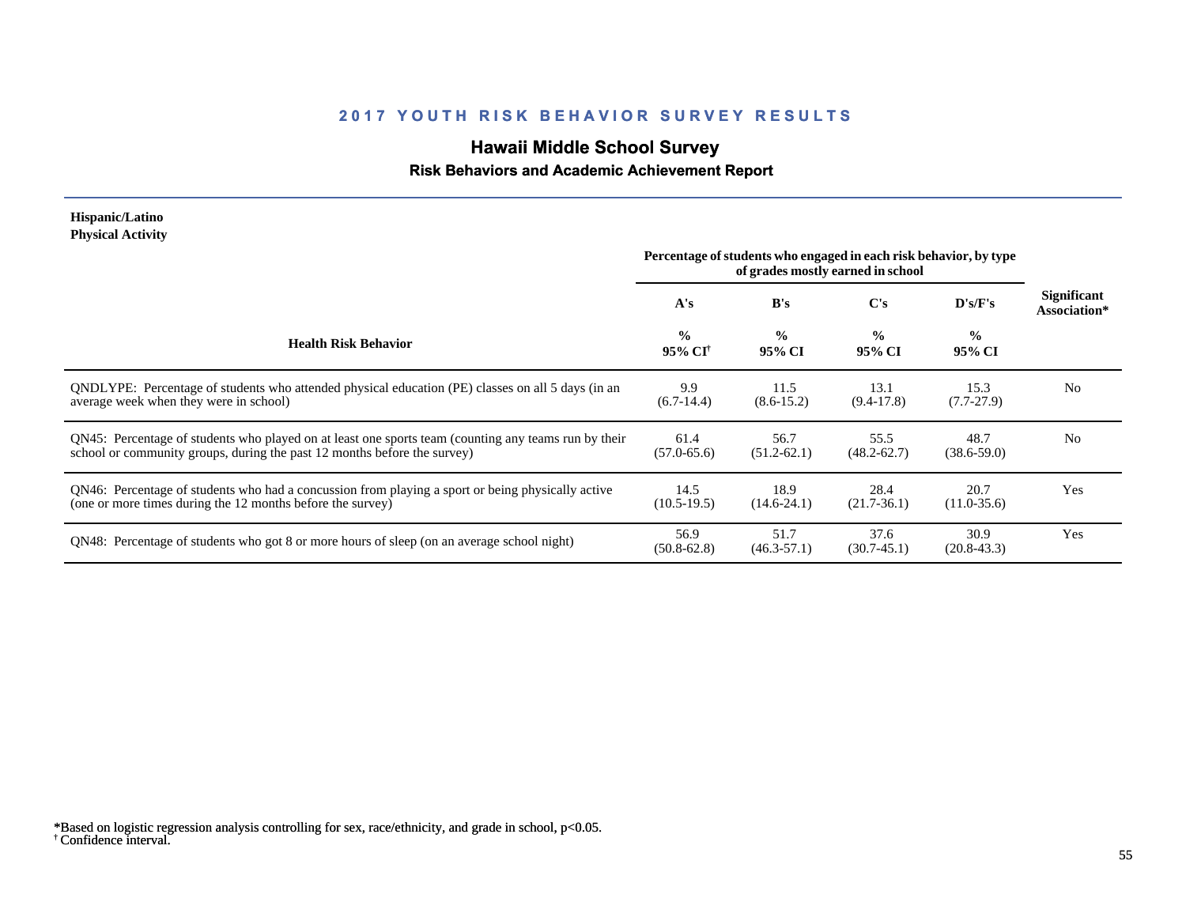## 2017 YOUTH RISK BEHAVIOR SURVEY RESULTS

# Hawaii Middle School Survey

### Risk Behaviors and Academic Achievement Report

**Hispanic/Latino**
**Physical Activity**

| Health Risk Behavior | Percentage of students who engaged in each risk behavior, by type of grades mostly earned in school | | | | Significant Association* |
|---|---|---|---|---|---|
| | A's | B's | C's | D's/F's | |
| | % 95% CI[†] | % 95% CI | % 95% CI | % 95% CI | |
| QNDLYPE: Percentage of students who attended physical education (PE) classes on all 5 days (in an average week when they were in school) | 9.9 (6.7-14.4) | 11.5 (8.6-15.2) | 13.1 (9.4-17.8) | 15.3 (7.7-27.9) | No |
| QN45: Percentage of students who played on at least one sports team (counting any teams run by their school or community groups, during the past 12 months before the survey) | 61.4 (57.0-65.6) | 56.7 (51.2-62.1) | 55.5 (48.2-62.7) | 48.7 (38.6-59.0) | No |
| QN46: Percentage of students who had a concussion from playing a sport or being physically active (one or more times during the 12 months before the survey) | 14.5 (10.5-19.5) | 18.9 (14.6-24.1) | 28.4 (21.7-36.1) | 20.7 (11.0-35.6) | Yes |
| QN48: Percentage of students who got 8 or more hours of sleep (on an average school night) | 56.9 (50.8-62.8) | 51.7 (46.3-57.1) | 37.6 (30.7-45.1) | 30.9 (20.8-43.3) | Yes |

*Based on logistic regression analysis controlling for sex, race/ethnicity, and grade in school, $p<0.05$.
[†] Confidence interval.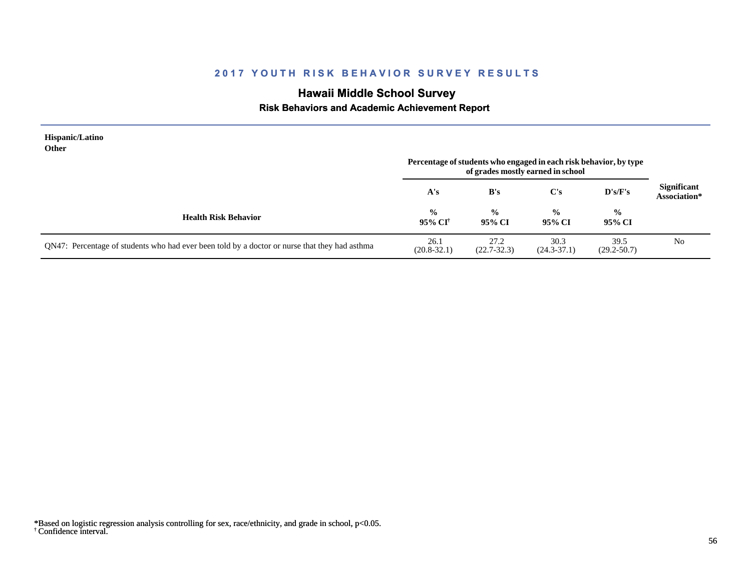## 2017 YOUTH RISK BEHAVIOR SURVEY RESULTS

# Hawaii Middle School Survey

### Risk Behaviors and Academic Achievement Report

**Hispanic/Latino**
**Other**

| Health Risk Behavior | Percentage of students who engaged in each risk behavior, by type of grades mostly earned in school | | | | Significant Association* |
|---|---|---|---|---|---|
| | A's | B's | C's | D's/F's | |
| | % 95% CI[†] | % 95% CI | % 95% CI | % 95% CI | |
| QN47: Percentage of students who had ever been told by a doctor or nurse that they had asthma | 26.1 (20.8-32.1) | 27.2 (22.7-32.3) | 30.3 (24.3-37.1) | 39.5 (29.2-50.7) | No |

*Based on logistic regression analysis controlling for sex, race/ethnicity, and grade in school, p<0.05.
[†] Confidence interval.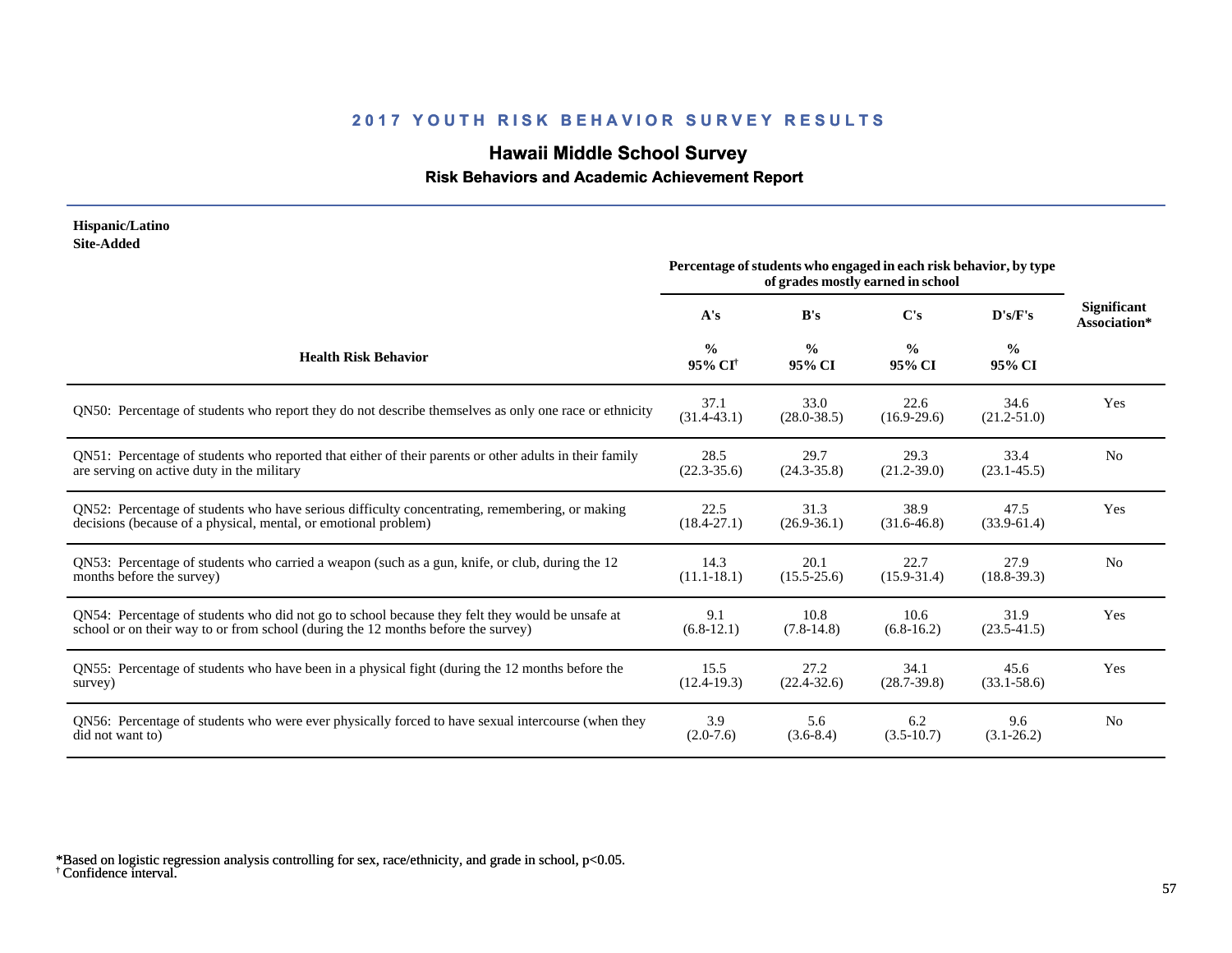## 2017 YOUTH RISK BEHAVIOR SURVEY RESULTS

# Hawaii Middle School Survey

### Risk Behaviors and Academic Achievement Report

**Hispanic/Latino**
**Site-Added**

| Health Risk Behavior | A's % 95% CI[†] | B's % 95% CI | C's % 95% CI | D's/F's % 95% CI | Significant Association* |
|---|---|---|---|---|---|
| | Percentage of students who engaged in each risk behavior, by type of grades mostly earned in school | | | | |
| QN50: Percentage of students who report they do not describe themselves as only one race or ethnicity | 37.1 (31.4-43.1) | 33.0 (28.0-38.5) | 22.6 (16.9-29.6) | 34.6 (21.2-51.0) | Yes |
| QN51: Percentage of students who reported that either of their parents or other adults in their family are serving on active duty in the military | 28.5 (22.3-35.6) | 29.7 (24.3-35.8) | 29.3 (21.2-39.0) | 33.4 (23.1-45.5) | No |
| QN52: Percentage of students who have serious difficulty concentrating, remembering, or making decisions (because of a physical, mental, or emotional problem) | 22.5 (18.4-27.1) | 31.3 (26.9-36.1) | 38.9 (31.6-46.8) | 47.5 (33.9-61.4) | Yes |
| QN53: Percentage of students who carried a weapon (such as a gun, knife, or club, during the 12 months before the survey) | 14.3 (11.1-18.1) | 20.1 (15.5-25.6) | 22.7 (15.9-31.4) | 27.9 (18.8-39.3) | No |
| QN54: Percentage of students who did not go to school because they felt they would be unsafe at school or on their way to or from school (during the 12 months before the survey) | 9.1 (6.8-12.1) | 10.8 (7.8-14.8) | 10.6 (6.8-16.2) | 31.9 (23.5-41.5) | Yes |
| QN55: Percentage of students who have been in a physical fight (during the 12 months before the survey) | 15.5 (12.4-19.3) | 27.2 (22.4-32.6) | 34.1 (28.7-39.8) | 45.6 (33.1-58.6) | Yes |
| QN56: Percentage of students who were ever physically forced to have sexual intercourse (when they did not want to) | 3.9 (2.0-7.6) | 5.6 (3.6-8.4) | 6.2 (3.5-10.7) | 9.6 (3.1-26.2) | No |

*Based on logistic regression analysis controlling for sex, race/ethnicity, and grade in school, p<0.05.
[†] Confidence interval.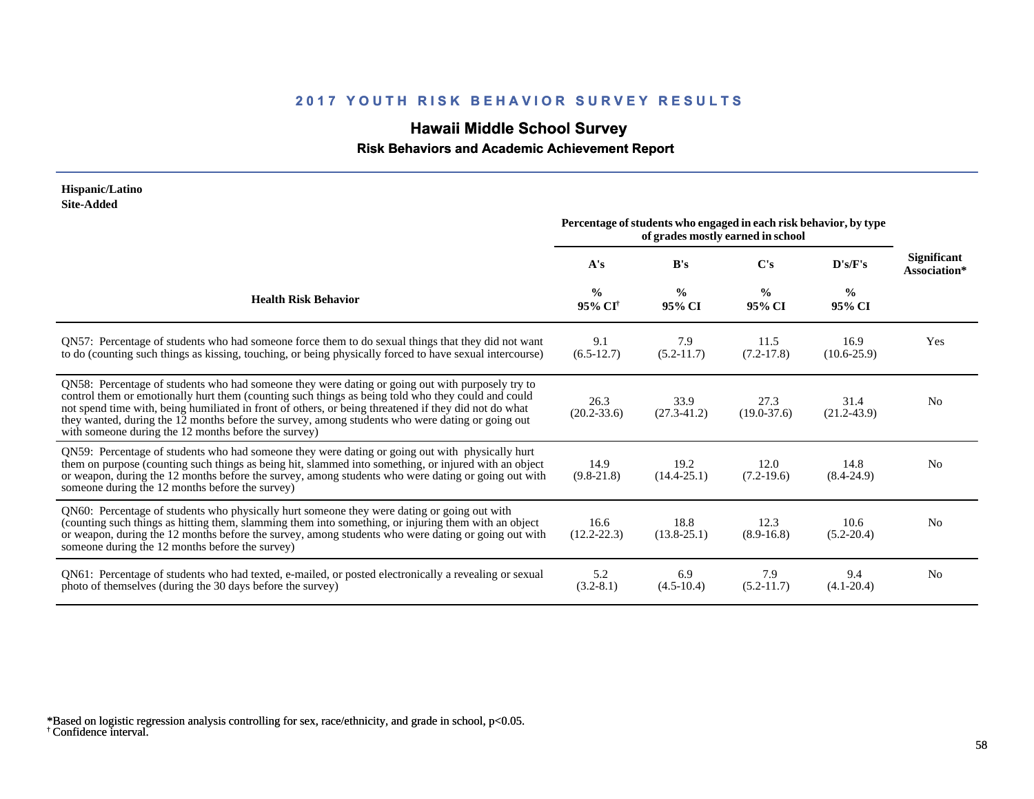## 2017 YOUTH RISK BEHAVIOR SURVEY RESULTS

# Hawaii Middle School Survey

### Risk Behaviors and Academic Achievement Report

**Hispanic/Latino**
**Site-Added**

| Health Risk Behavior | Percentage of students who engaged in each risk behavior, by type of grades mostly earned in school | | | | Significant Association* |
|---|---|---|---|---|---|
| | A's | B's | C's | D's/F's | |
| | % 95% CI[†] | % 95% CI | % 95% CI | % 95% CI | |
| QN57: Percentage of students who had someone force them to do sexual things that they did not want to do (counting such things as kissing, touching, or being physically forced to have sexual intercourse) | 9.1 (6.5-12.7) | 7.9 (5.2-11.7) | 11.5 (7.2-17.8) | 16.9 (10.6-25.9) | Yes |
| QN58: Percentage of students who had someone they were dating or going out with purposely try to control them or emotionally hurt them (counting such things as being told who they could and could not spend time with, being humiliated in front of others, or being threatened if they did not do what they wanted, during the 12 months before the survey, among students who were dating or going out with someone during the 12 months before the survey) | 26.3 (20.2-33.6) | 33.9 (27.3-41.2) | 27.3 (19.0-37.6) | 31.4 (21.2-43.9) | No |
| QN59: Percentage of students who had someone they were dating or going out with physically hurt them on purpose (counting such things as being hit, slammed into something, or injured with an object or weapon, during the 12 months before the survey, among students who were dating or going out with someone during the 12 months before the survey) | 14.9 (9.8-21.8) | 19.2 (14.4-25.1) | 12.0 (7.2-19.6) | 14.8 (8.4-24.9) | No |
| QN60: Percentage of students who physically hurt someone they were dating or going out with (counting such things as hitting them, slamming them into something, or injuring them with an object or weapon, during the 12 months before the survey, among students who were dating or going out with someone during the 12 months before the survey) | 16.6 (12.2-22.3) | 18.8 (13.8-25.1) | 12.3 (8.9-16.8) | 10.6 (5.2-20.4) | No |
| QN61: Percentage of students who had texted, e-mailed, or posted electronically a revealing or sexual photo of themselves (during the 30 days before the survey) | 5.2 (3.2-8.1) | 6.9 (4.5-10.4) | 7.9 (5.2-11.7) | 9.4 (4.1-20.4) | No |

*Based on logistic regression analysis controlling for sex, race/ethnicity, and grade in school, $p<0.05$.
† Confidence interval.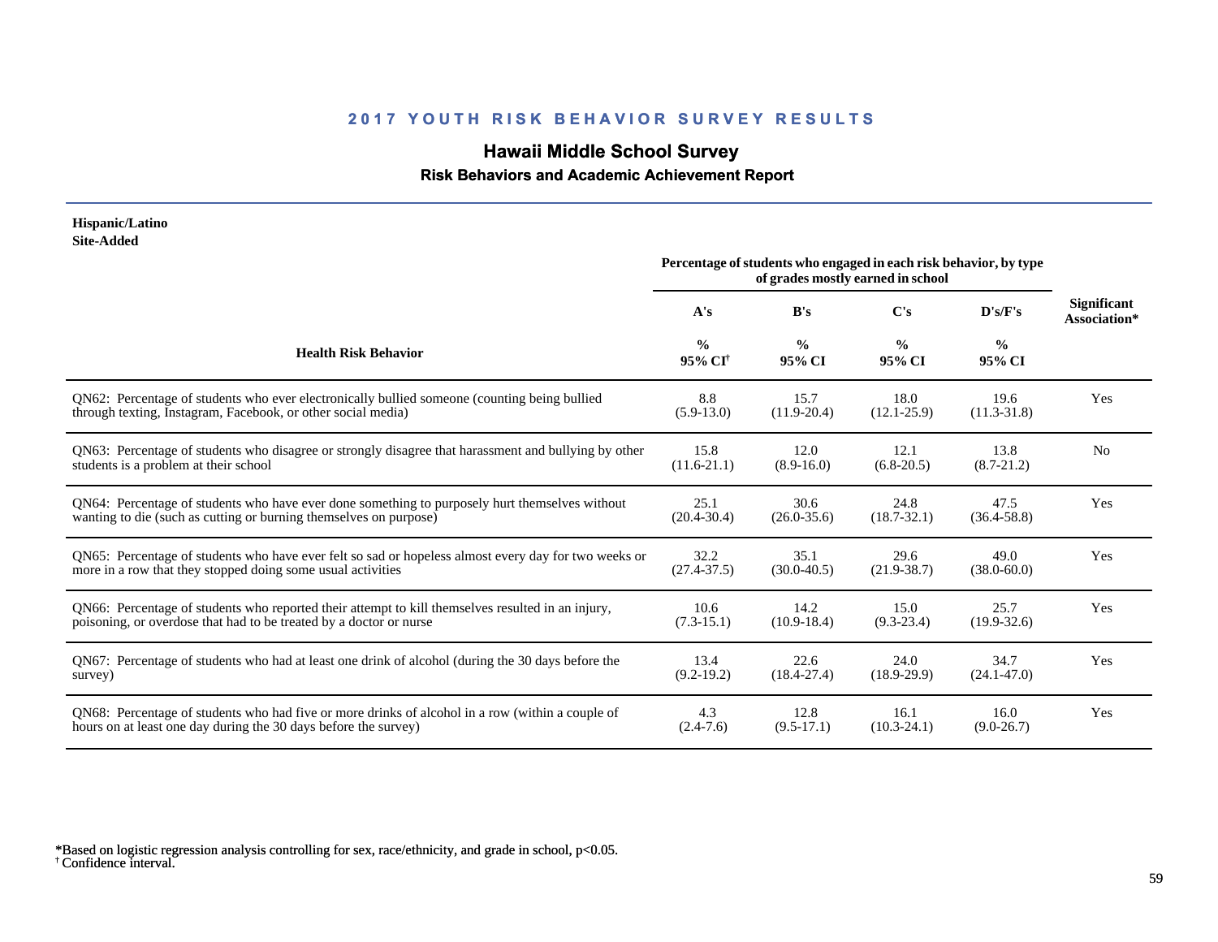## 2017 YOUTH RISK BEHAVIOR SURVEY RESULTS

# Hawaii Middle School Survey

### Risk Behaviors and Academic Achievement Report

**Hispanic/Latino**
**Site-Added**

| Health Risk Behavior | A's % 95% CI[†] | B's % 95% CI | C's % 95% CI | D's/F's % 95% CI | Significant Association* |
|---|---|---|---|---|---|
| | Percentage of students who engaged in each risk behavior, by type of grades mostly earned in school | | | | |
| QN62: Percentage of students who ever electronically bullied someone (counting being bullied through texting, Instagram, Facebook, or other social media) | 8.8 (5.9-13.0) | 15.7 (11.9-20.4) | 18.0 (12.1-25.9) | 19.6 (11.3-31.8) | Yes |
| QN63: Percentage of students who disagree or strongly disagree that harassment and bullying by other students is a problem at their school | 15.8 (11.6-21.1) | 12.0 (8.9-16.0) | 12.1 (6.8-20.5) | 13.8 (8.7-21.2) | No |
| QN64: Percentage of students who have ever done something to purposely hurt themselves without wanting to die (such as cutting or burning themselves on purpose) | 25.1 (20.4-30.4) | 30.6 (26.0-35.6) | 24.8 (18.7-32.1) | 47.5 (36.4-58.8) | Yes |
| QN65: Percentage of students who have ever felt so sad or hopeless almost every day for two weeks or more in a row that they stopped doing some usual activities | 32.2 (27.4-37.5) | 35.1 (30.0-40.5) | 29.6 (21.9-38.7) | 49.0 (38.0-60.0) | Yes |
| QN66: Percentage of students who reported their attempt to kill themselves resulted in an injury, poisoning, or overdose that had to be treated by a doctor or nurse | 10.6 (7.3-15.1) | 14.2 (10.9-18.4) | 15.0 (9.3-23.4) | 25.7 (19.9-32.6) | Yes |
| QN67: Percentage of students who had at least one drink of alcohol (during the 30 days before the survey) | 13.4 (9.2-19.2) | 22.6 (18.4-27.4) | 24.0 (18.9-29.9) | 34.7 (24.1-47.0) | Yes |
| QN68: Percentage of students who had five or more drinks of alcohol in a row (within a couple of hours on at least one day during the 30 days before the survey) | 4.3 (2.4-7.6) | 12.8 (9.5-17.1) | 16.1 (10.3-24.1) | 16.0 (9.0-26.7) | Yes |

*Based on logistic regression analysis controlling for sex, race/ethnicity, and grade in school, $p<0.05$.
[†] Confidence interval.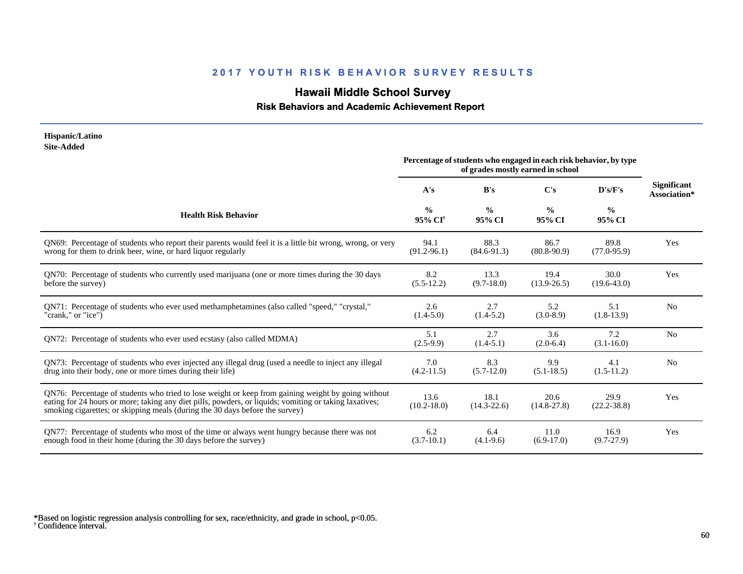## 2017 YOUTH RISK BEHAVIOR SURVEY RESULTS

### Hawaii Middle School Survey

#### Risk Behaviors and Academic Achievement Report

**Hispanic/Latino**
**Site-Added**

| Health Risk Behavior | A's | B's | C's | D's/F's | Significant Association* |
|---|---|---|---|---|---|
| | Percentage of students who engaged in each risk behavior, by type of grades mostly earned in school | | | | |
| | % 95% CI[†] | % 95% CI | % 95% CI | % 95% CI | |
| QN69: Percentage of students who report their parents would feel it is a little bit wrong, wrong, or very wrong for them to drink beer, wine, or hard liquor regularly | 94.1 (91.2-96.1) | 88.3 (84.6-91.3) | 86.7 (80.8-90.9) | 89.8 (77.0-95.9) | Yes |
| QN70: Percentage of students who currently used marijuana (one or more times during the 30 days before the survey) | 8.2 (5.5-12.2) | 13.3 (9.7-18.0) | 19.4 (13.9-26.5) | 30.0 (19.6-43.0) | Yes |
| QN71: Percentage of students who ever used methamphetamines (also called "speed," "crystal," "crank," or "ice") | 2.6 (1.4-5.0) | 2.7 (1.4-5.2) | 5.2 (3.0-8.9) | 5.1 (1.8-13.9) | No |
| QN72: Percentage of students who ever used ecstasy (also called MDMA) | 5.1 (2.5-9.9) | 2.7 (1.4-5.1) | 3.6 (2.0-6.4) | 7.2 (3.1-16.0) | No |
| QN73: Percentage of students who ever injected any illegal drug (used a needle to inject any illegal drug into their body, one or more times during their life) | 7.0 (4.2-11.5) | 8.3 (5.7-12.0) | 9.9 (5.1-18.5) | 4.1 (1.5-11.2) | No |
| QN76: Percentage of students who tried to lose weight or keep from gaining weight by going without eating for 24 hours or more; taking any diet pills, powders, or liquids; vomiting or taking laxatives; smoking cigarettes; or skipping meals (during the 30 days before the survey) | 13.6 (10.2-18.0) | 18.1 (14.3-22.6) | 20.6 (14.8-27.8) | 29.9 (22.2-38.8) | Yes |
| QN77: Percentage of students who most of the time or always went hungry because there was not enough food in their home (during the 30 days before the survey) | 6.2 (3.7-10.1) | 6.4 (4.1-9.6) | 11.0 (6.9-17.0) | 16.9 (9.7-27.9) | Yes |

*Based on logistic regression analysis controlling for sex, race/ethnicity, and grade in school, $p<0.05$.
[†] Confidence interval.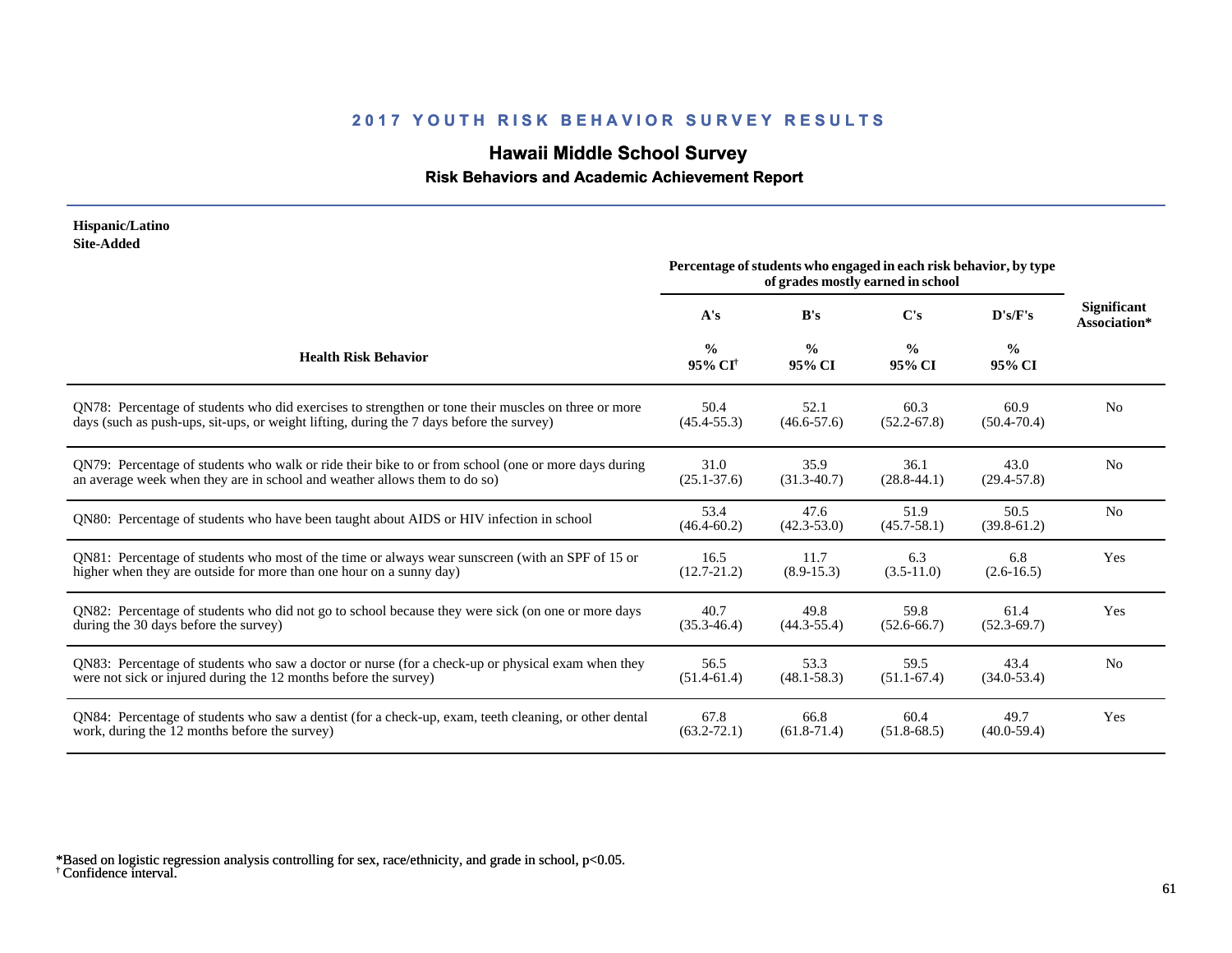## 2017 YOUTH RISK BEHAVIOR SURVEY RESULTS

# Hawaii Middle School Survey

### Risk Behaviors and Academic Achievement Report

**Hispanic/Latino**
**Site-Added**

| Health Risk Behavior | A's % 95% CI[†] | B's % 95% CI | C's % 95% CI | D's/F's % 95% CI | Significant Association* |
|---|---|---|---|---|---|
| | Percentage of students who engaged in each risk behavior, by type of grades mostly earned in school | | | | |
| QN78: Percentage of students who did exercises to strengthen or tone their muscles on three or more days (such as push-ups, sit-ups, or weight lifting, during the 7 days before the survey) | 50.4 (45.4-55.3) | 52.1 (46.6-57.6) | 60.3 (52.2-67.8) | 60.9 (50.4-70.4) | No |
| QN79: Percentage of students who walk or ride their bike to or from school (one or more days during an average week when they are in school and weather allows them to do so) | 31.0 (25.1-37.6) | 35.9 (31.3-40.7) | 36.1 (28.8-44.1) | 43.0 (29.4-57.8) | No |
| QN80: Percentage of students who have been taught about AIDS or HIV infection in school | 53.4 (46.4-60.2) | 47.6 (42.3-53.0) | 51.9 (45.7-58.1) | 50.5 (39.8-61.2) | No |
| QN81: Percentage of students who most of the time or always wear sunscreen (with an SPF of 15 or higher when they are outside for more than one hour on a sunny day) | 16.5 (12.7-21.2) | 11.7 (8.9-15.3) | 6.3 (3.5-11.0) | 6.8 (2.6-16.5) | Yes |
| QN82: Percentage of students who did not go to school because they were sick (on one or more days during the 30 days before the survey) | 40.7 (35.3-46.4) | 49.8 (44.3-55.4) | 59.8 (52.6-66.7) | 61.4 (52.3-69.7) | Yes |
| QN83: Percentage of students who saw a doctor or nurse (for a check-up or physical exam when they were not sick or injured during the 12 months before the survey) | 56.5 (51.4-61.4) | 53.3 (48.1-58.3) | 59.5 (51.1-67.4) | 43.4 (34.0-53.4) | No |
| QN84: Percentage of students who saw a dentist (for a check-up, exam, teeth cleaning, or other dental work, during the 12 months before the survey) | 67.8 (63.2-72.1) | 66.8 (61.8-71.4) | 60.4 (51.8-68.5) | 49.7 (40.0-59.4) | Yes |

*Based on logistic regression analysis controlling for sex, race/ethnicity, and grade in school, $p<0.05$.
[†] Confidence interval.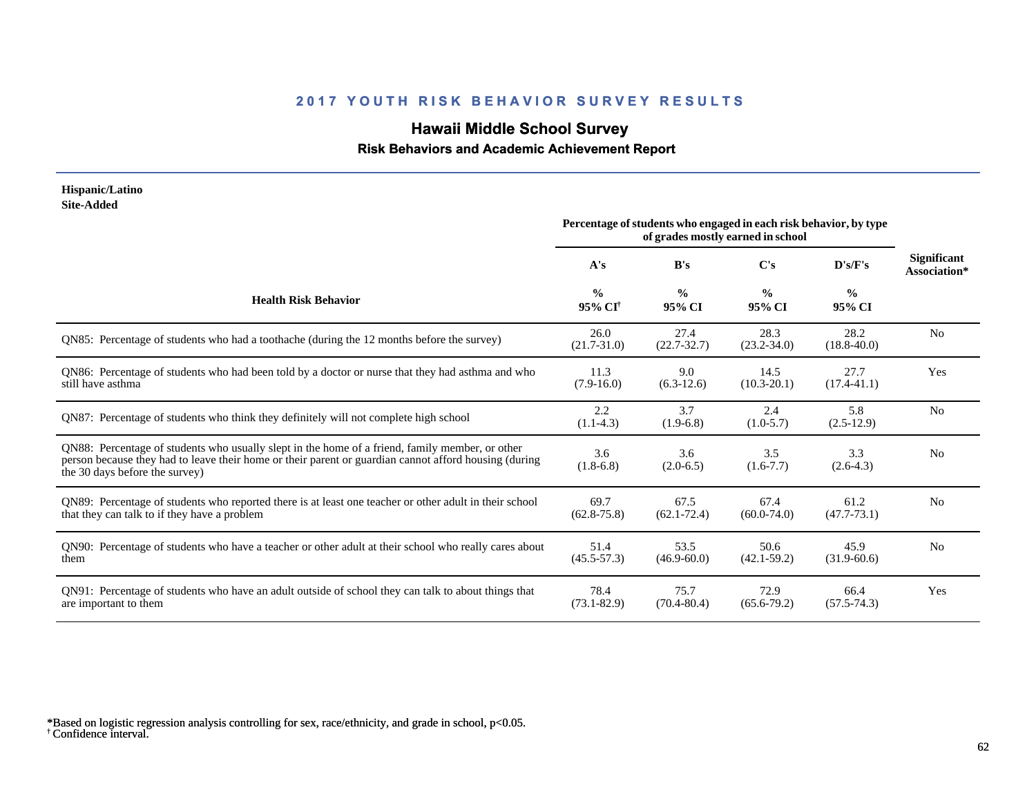## 2017 YOUTH RISK BEHAVIOR SURVEY RESULTS

# Hawaii Middle School Survey

### Risk Behaviors and Academic Achievement Report

**Hispanic/Latino**
**Site-Added**

| Health Risk Behavior | Percentage of students who engaged in each risk behavior, by type of grades mostly earned in school | | | | Significant Association* |
|---|---|---|---|---|---|
| | A's | B's | C's | D's/F's | |
| | % 95% CI[†] | % 95% CI | % 95% CI | % 95% CI | |
| QN85: Percentage of students who had a toothache (during the 12 months before the survey) | 26.0 (21.7-31.0) | 27.4 (22.7-32.7) | 28.3 (23.2-34.0) | 28.2 (18.8-40.0) | No |
| QN86: Percentage of students who had been told by a doctor or nurse that they had asthma and who still have asthma | 11.3 (7.9-16.0) | 9.0 (6.3-12.6) | 14.5 (10.3-20.1) | 27.7 (17.4-41.1) | Yes |
| QN87: Percentage of students who think they definitely will not complete high school | 2.2 (1.1-4.3) | 3.7 (1.9-6.8) | 2.4 (1.0-5.7) | 5.8 (2.5-12.9) | No |
| QN88: Percentage of students who usually slept in the home of a friend, family member, or other person because they had to leave their home or their parent or guardian cannot afford housing (during the 30 days before the survey) | 3.6 (1.8-6.8) | 3.6 (2.0-6.5) | 3.5 (1.6-7.7) | 3.3 (2.6-4.3) | No |
| QN89: Percentage of students who reported there is at least one teacher or other adult in their school that they can talk to if they have a problem | 69.7 (62.8-75.8) | 67.5 (62.1-72.4) | 67.4 (60.0-74.0) | 61.2 (47.7-73.1) | No |
| QN90: Percentage of students who have a teacher or other adult at their school who really cares about them | 51.4 (45.5-57.3) | 53.5 (46.9-60.0) | 50.6 (42.1-59.2) | 45.9 (31.9-60.6) | No |
| QN91: Percentage of students who have an adult outside of school they can talk to about things that are important to them | 78.4 (73.1-82.9) | 75.7 (70.4-80.4) | 72.9 (65.6-79.2) | 66.4 (57.5-74.3) | Yes |

*Based on logistic regression analysis controlling for sex, race/ethnicity, and grade in school, $p<0.05$.
[†] Confidence interval.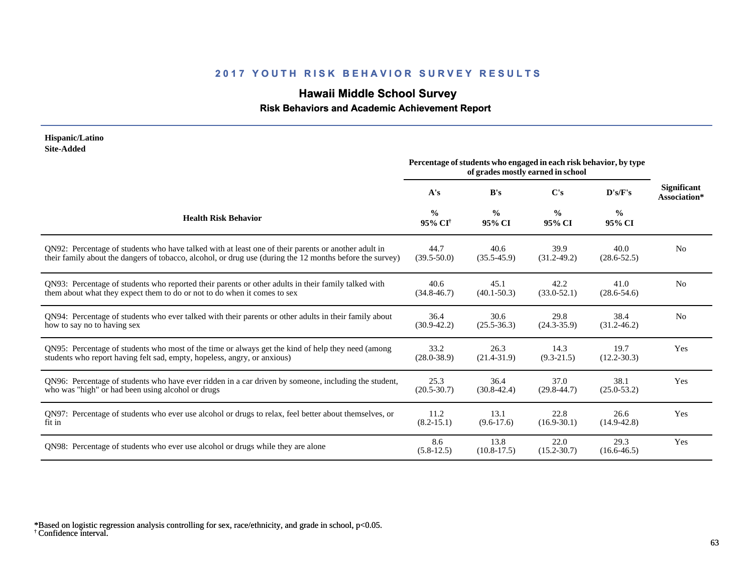## 2017 YOUTH RISK BEHAVIOR SURVEY RESULTS

# Hawaii Middle School Survey

### Risk Behaviors and Academic Achievement Report

**Hispanic/Latino**
**Site-Added**

| Health Risk Behavior | A's % 95% CI[†] | B's % 95% CI | C's % 95% CI | D's/F's % 95% CI | Significant Association* |
|---|---|---|---|---|---|
| | Percentage of students who engaged in each risk behavior, by type of grades mostly earned in school | | | | |
| QN92: Percentage of students who have talked with at least one of their parents or another adult in their family about the dangers of tobacco, alcohol, or drug use (during the 12 months before the survey) | 44.7 (39.5-50.0) | 40.6 (35.5-45.9) | 39.9 (31.2-49.2) | 40.0 (28.6-52.5) | No |
| QN93: Percentage of students who reported their parents or other adults in their family talked with them about what they expect them to do or not to do when it comes to sex | 40.6 (34.8-46.7) | 45.1 (40.1-50.3) | 42.2 (33.0-52.1) | 41.0 (28.6-54.6) | No |
| QN94: Percentage of students who ever talked with their parents or other adults in their family about how to say no to having sex | 36.4 (30.9-42.2) | 30.6 (25.5-36.3) | 29.8 (24.3-35.9) | 38.4 (31.2-46.2) | No |
| QN95: Percentage of students who most of the time or always get the kind of help they need (among students who report having felt sad, empty, hopeless, angry, or anxious) | 33.2 (28.0-38.9) | 26.3 (21.4-31.9) | 14.3 (9.3-21.5) | 19.7 (12.2-30.3) | Yes |
| QN96: Percentage of students who have ever ridden in a car driven by someone, including the student, who was "high" or had been using alcohol or drugs | 25.3 (20.5-30.7) | 36.4 (30.8-42.4) | 37.0 (29.8-44.7) | 38.1 (25.0-53.2) | Yes |
| QN97: Percentage of students who ever use alcohol or drugs to relax, feel better about themselves, or fit in | 11.2 (8.2-15.1) | 13.1 (9.6-17.6) | 22.8 (16.9-30.1) | 26.6 (14.9-42.8) | Yes |
| QN98: Percentage of students who ever use alcohol or drugs while they are alone | 8.6 (5.8-12.5) | 13.8 (10.8-17.5) | 22.0 (15.2-30.7) | 29.3 (16.6-46.5) | Yes |

*Based on logistic regression analysis controlling for sex, race/ethnicity, and grade in school, p<0.05.
[†] Confidence interval.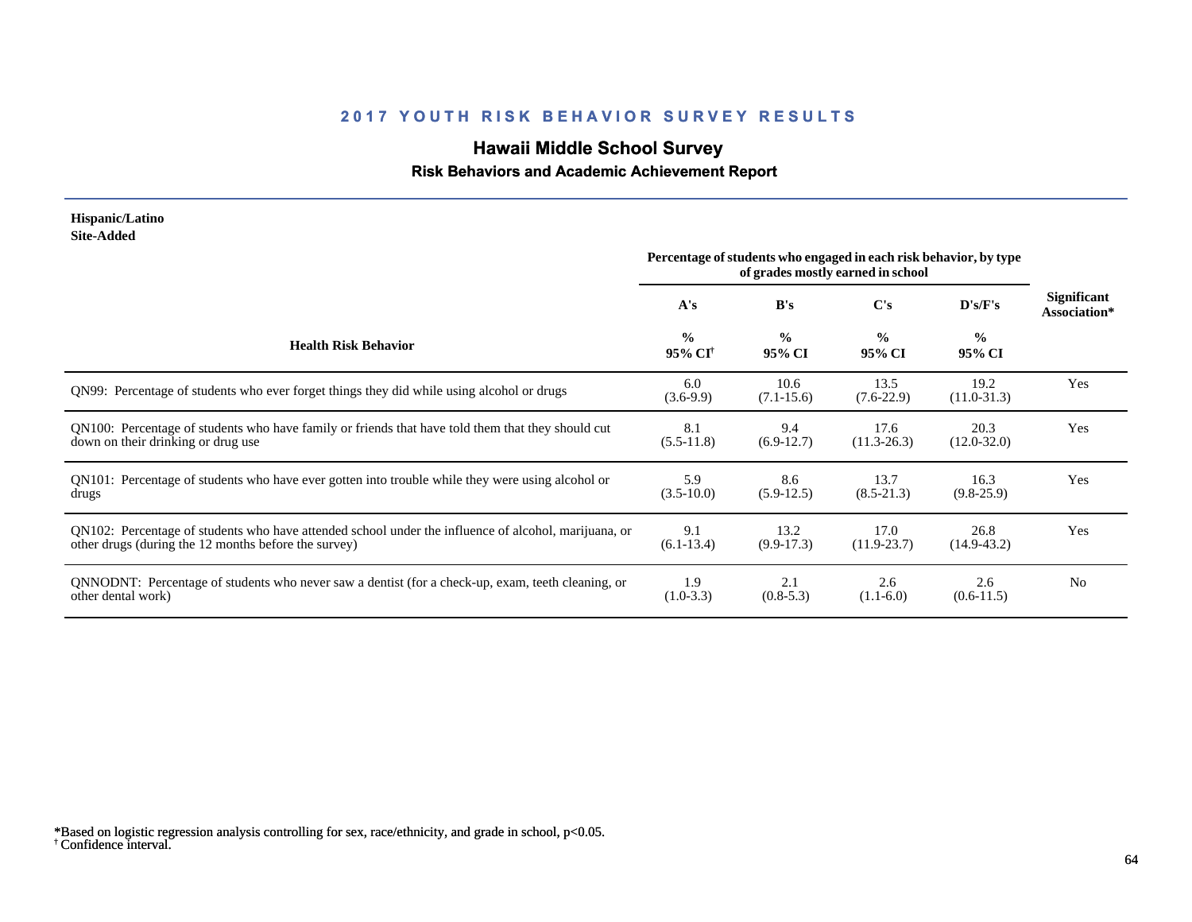## 2017 YOUTH RISK BEHAVIOR SURVEY RESULTS

# Hawaii Middle School Survey

### Risk Behaviors and Academic Achievement Report

**Hispanic/Latino**
**Site-Added**

| Health Risk Behavior | A's % 95% CI† | B's % 95% CI | C's % 95% CI | D's/F's % 95% CI | Significant Association* |
|---|---|---|---|---|---|
| | Percentage of students who engaged in each risk behavior, by type of grades mostly earned in school | | | | |
| QN99: Percentage of students who ever forget things they did while using alcohol or drugs | 6.0 (3.6-9.9) | 10.6 (7.1-15.6) | 13.5 (7.6-22.9) | 19.2 (11.0-31.3) | Yes |
| QN100: Percentage of students who have family or friends that have told them that they should cut down on their drinking or drug use | 8.1 (5.5-11.8) | 9.4 (6.9-12.7) | 17.6 (11.3-26.3) | 20.3 (12.0-32.0) | Yes |
| QN101: Percentage of students who have ever gotten into trouble while they were using alcohol or drugs | 5.9 (3.5-10.0) | 8.6 (5.9-12.5) | 13.7 (8.5-21.3) | 16.3 (9.8-25.9) | Yes |
| QN102: Percentage of students who have attended school under the influence of alcohol, marijuana, or other drugs (during the 12 months before the survey) | 9.1 (6.1-13.4) | 13.2 (9.9-17.3) | 17.0 (11.9-23.7) | 26.8 (14.9-43.2) | Yes |
| QNNODNT: Percentage of students who never saw a dentist (for a check-up, exam, teeth cleaning, or other dental work) | 1.9 (1.0-3.3) | 2.1 (0.8-5.3) | 2.6 (1.1-6.0) | 2.6 (0.6-11.5) | No |

*Based on logistic regression analysis controlling for sex, race/ethnicity, and grade in school, $p<0.05$.
† Confidence interval.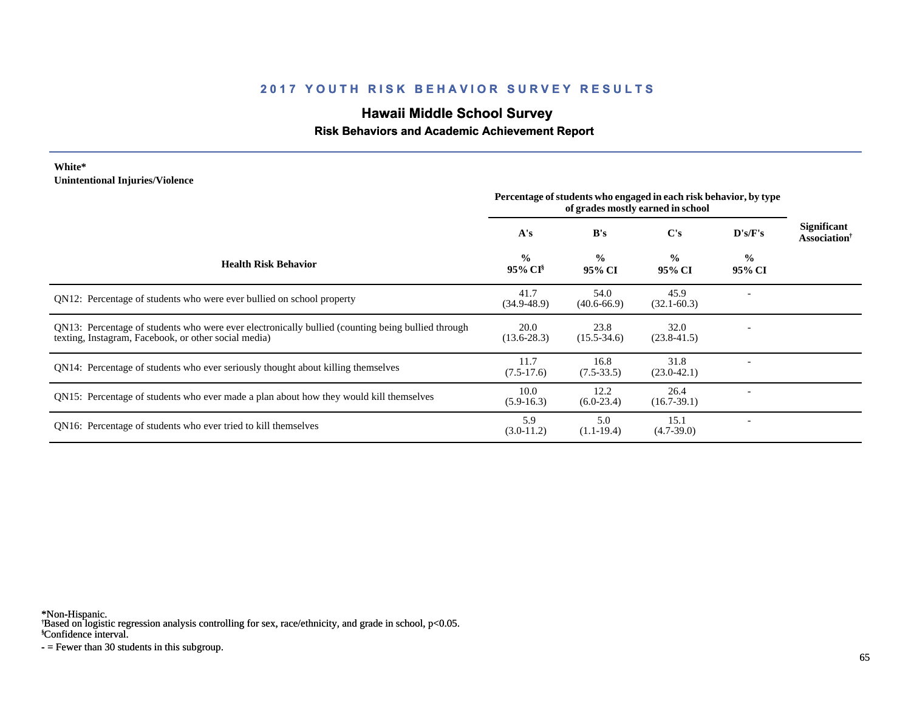## 2017 YOUTH RISK BEHAVIOR SURVEY RESULTS

### Hawaii Middle School Survey

#### Risk Behaviors and Academic Achievement Report

**White***
**Unintentional Injuries/Violence**

| Health Risk Behavior | Percentage of students who engaged in each risk behavior, by type of grades mostly earned in school | | | | Significant Association† |
|---|---|---|---|---|---|
| | A's | B's | C's | D's/F's | |
| | % 95% CI§ | % 95% CI | % 95% CI | % 95% CI | |
| QN12: Percentage of students who were ever bullied on school property | 41.7 (34.9-48.9) | 54.0 (40.6-66.9) | 45.9 (32.1-60.3) | - | |
| QN13: Percentage of students who were ever electronically bullied (counting being bullied through texting, Instagram, Facebook, or other social media) | 20.0 (13.6-28.3) | 23.8 (15.5-34.6) | 32.0 (23.8-41.5) | - | |
| QN14: Percentage of students who ever seriously thought about killing themselves | 11.7 (7.5-17.6) | 16.8 (7.5-33.5) | 31.8 (23.0-42.1) | - | |
| QN15: Percentage of students who ever made a plan about how they would kill themselves | 10.0 (5.9-16.3) | 12.2 (6.0-23.4) | 26.4 (16.7-39.1) | - | |
| QN16: Percentage of students who ever tried to kill themselves | 5.9 (3.0-11.2) | 5.0 (1.1-19.4) | 15.1 (4.7-39.0) | - | |

*Non-Hispanic.
†Based on logistic regression analysis controlling for sex, race/ethnicity, and grade in school, $p<0.05$.
§Confidence interval.
- = Fewer than 30 students in this subgroup.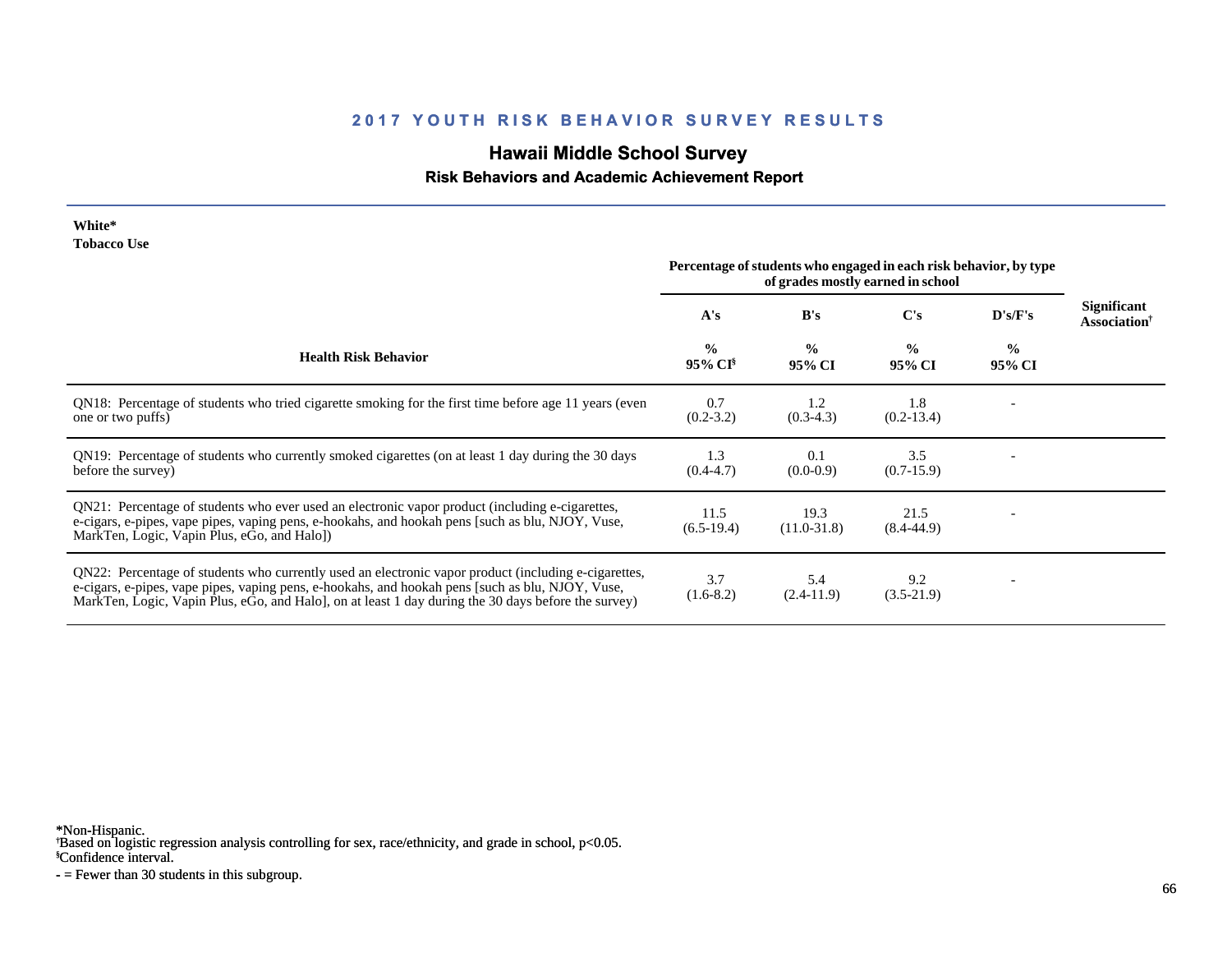## 2017 YOUTH RISK BEHAVIOR SURVEY RESULTS

### Hawaii Middle School Survey

**Risk Behaviors and Academic Achievement Report**

**White***
**Tobacco Use**

| Health Risk Behavior | Percentage of students who engaged in each risk behavior, by type of grades mostly earned in school | | | | Significant Association† |
|---|---|---|---|---|---|
| | A's | B's | C's | D's/F's | |
| | % 95% CI§ | % 95% CI | % 95% CI | % 95% CI | |
| QN18: Percentage of students who tried cigarette smoking for the first time before age 11 years (even one or two puffs) | 0.7 (0.2-3.2) | 1.2 (0.3-4.3) | 1.8 (0.2-13.4) | - | |
| QN19: Percentage of students who currently smoked cigarettes (on at least 1 day during the 30 days before the survey) | 1.3 (0.4-4.7) | 0.1 (0.0-0.9) | 3.5 (0.7-15.9) | - | |
| QN21: Percentage of students who ever used an electronic vapor product (including e-cigarettes, e-cigars, e-pipes, vape pipes, vaping pens, e-hookahs, and hookah pens [such as blu, NJOY, Vuse, MarkTen, Logic, Vapin Plus, eGo, and Halo]) | 11.5 (6.5-19.4) | 19.3 (11.0-31.8) | 21.5 (8.4-44.9) | - | |
| QN22: Percentage of students who currently used an electronic vapor product (including e-cigarettes, e-cigars, e-pipes, vape pipes, vaping pens, e-hookahs, and hookah pens [such as blu, NJOY, Vuse, MarkTen, Logic, Vapin Plus, eGo, and Halo], on at least 1 day during the 30 days before the survey) | 3.7 (1.6-8.2) | 5.4 (2.4-11.9) | 9.2 (3.5-21.9) | - | |

*Non-Hispanic.
†Based on logistic regression analysis controlling for sex, race/ethnicity, and grade in school, $p<0.05$.
§Confidence interval.
- = Fewer than 30 students in this subgroup.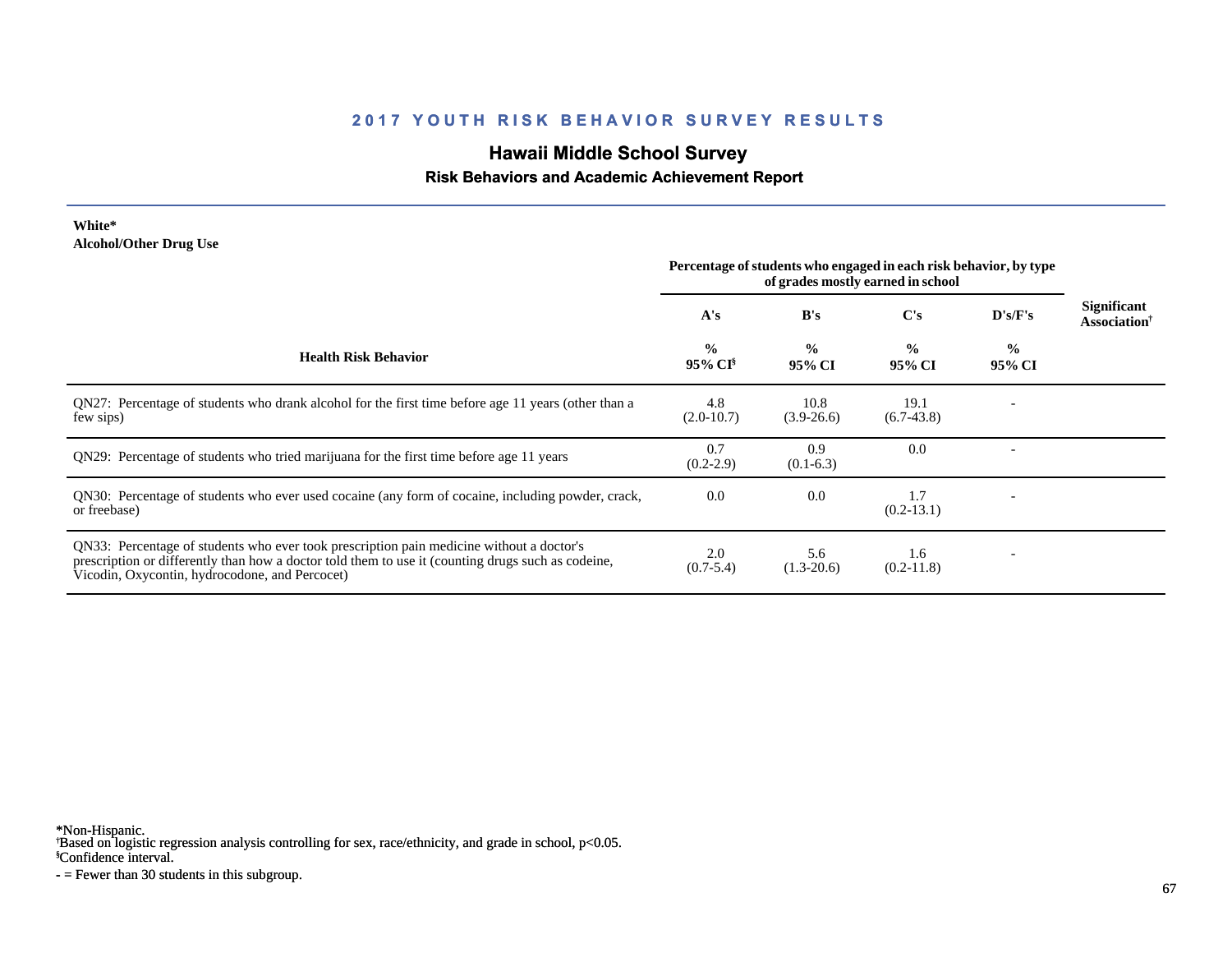# 2017 YOUTH RISK BEHAVIOR SURVEY RESULTS

## Hawaii Middle School Survey

### Risk Behaviors and Academic Achievement Report

**White***
**Alcohol/Other Drug Use**

| Health Risk Behavior | A's % 95% CI§ | B's % 95% CI | C's % 95% CI | D's/F's % 95% CI | Significant Association† |
|---|---|---|---|---|---|
| | *Percentage of students who engaged in each risk behavior, by type of grades mostly earned in school* | | | | |
| QN27: Percentage of students who drank alcohol for the first time before age 11 years (other than a few sips) | 4.8 (2.0-10.7) | 10.8 (3.9-26.6) | 19.1 (6.7-43.8) | - | |
| QN29: Percentage of students who tried marijuana for the first time before age 11 years | 0.7 (0.2-2.9) | 0.9 (0.1-6.3) | 0.0 | - | |
| QN30: Percentage of students who ever used cocaine (any form of cocaine, including powder, crack, or freebase) | 0.0 | 0.0 | 1.7 (0.2-13.1) | - | |
| QN33: Percentage of students who ever took prescription pain medicine without a doctor's prescription or differently than how a doctor told them to use it (counting drugs such as codeine, Vicodin, Oxycontin, hydrocodone, and Percocet) | 2.0 (0.7-5.4) | 5.6 (1.3-20.6) | 1.6 (0.2-11.8) | - | |

*Non-Hispanic.
†Based on logistic regression analysis controlling for sex, race/ethnicity, and grade in school, $p<0.05$.
§Confidence interval.
- = Fewer than 30 students in this subgroup.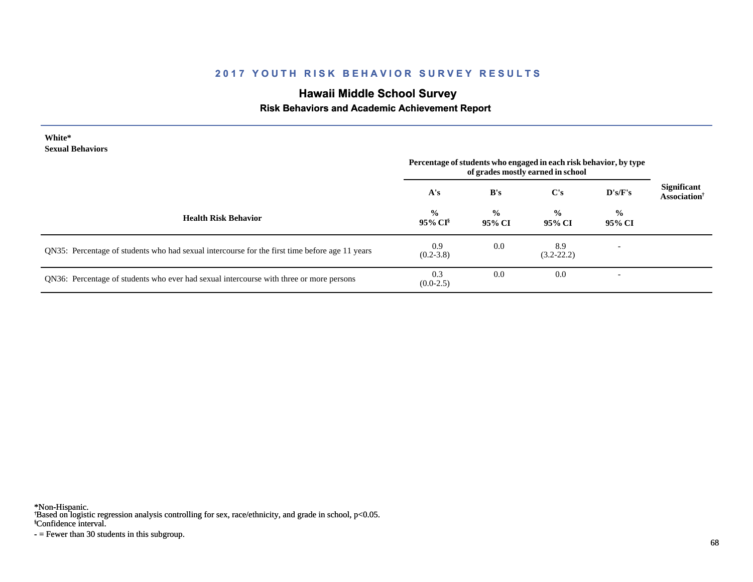# 2017 YOUTH RISK BEHAVIOR SURVEY RESULTS

## Hawaii Middle School Survey

### Risk Behaviors and Academic Achievement Report

**White***
**Sexual Behaviors**

| Health Risk Behavior | A's | B's | C's | D's/F's | Significant Association[†] |
|---|---|---|---|---|---|
| | Percentage of students who engaged in each risk behavior, by type of grades mostly earned in school | | | | |
| | % 95% CI[§] | % 95% CI | % 95% CI | % 95% CI | |
| QN35: Percentage of students who had sexual intercourse for the first time before age 11 years | 0.9 (0.2-3.8) | 0.0 | 8.9 (3.2-22.2) | - | |
| QN36: Percentage of students who ever had sexual intercourse with three or more persons | 0.3 (0.0-2.5) | 0.0 | 0.0 | - | |

*Non-Hispanic.
[†]Based on logistic regression analysis controlling for sex, race/ethnicity, and grade in school, p<0.05.
[§]Confidence interval.
- = Fewer than 30 students in this subgroup.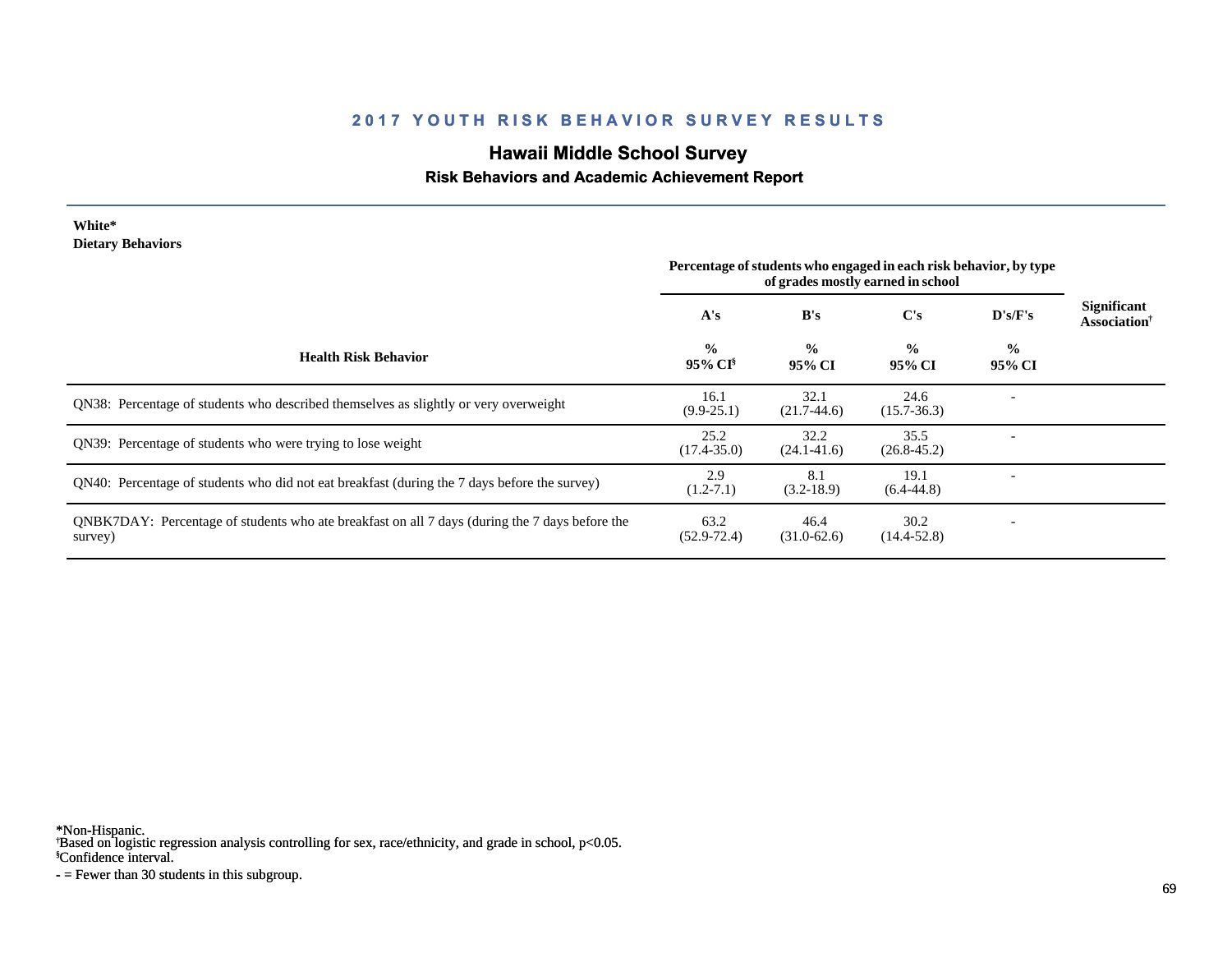# 2017 YOUTH RISK BEHAVIOR SURVEY RESULTS

## Hawaii Middle School Survey

### Risk Behaviors and Academic Achievement Report

**White***
**Dietary Behaviors**

| Health Risk Behavior | A's % 95% CI§ | B's % 95% CI | C's % 95% CI | D's/F's % 95% CI | Significant Association† |
|---|---|---|---|---|---|
| | Percentage of students who engaged in each risk behavior, by type of grades mostly earned in school | | | | |
| QN38: Percentage of students who described themselves as slightly or very overweight | 16.1 (9.9-25.1) | 32.1 (21.7-44.6) | 24.6 (15.7-36.3) | - | |
| QN39: Percentage of students who were trying to lose weight | 25.2 (17.4-35.0) | 32.2 (24.1-41.6) | 35.5 (26.8-45.2) | - | |
| QN40: Percentage of students who did not eat breakfast (during the 7 days before the survey) | 2.9 (1.2-7.1) | 8.1 (3.2-18.9) | 19.1 (6.4-44.8) | - | |
| QNBK7DAY: Percentage of students who ate breakfast on all 7 days (during the 7 days before the survey) | 63.2 (52.9-72.4) | 46.4 (31.0-62.6) | 30.2 (14.4-52.8) | - | |

*Non-Hispanic.
†Based on logistic regression analysis controlling for sex, race/ethnicity, and grade in school, p<0.05.
§Confidence interval.
- = Fewer than 30 students in this subgroup.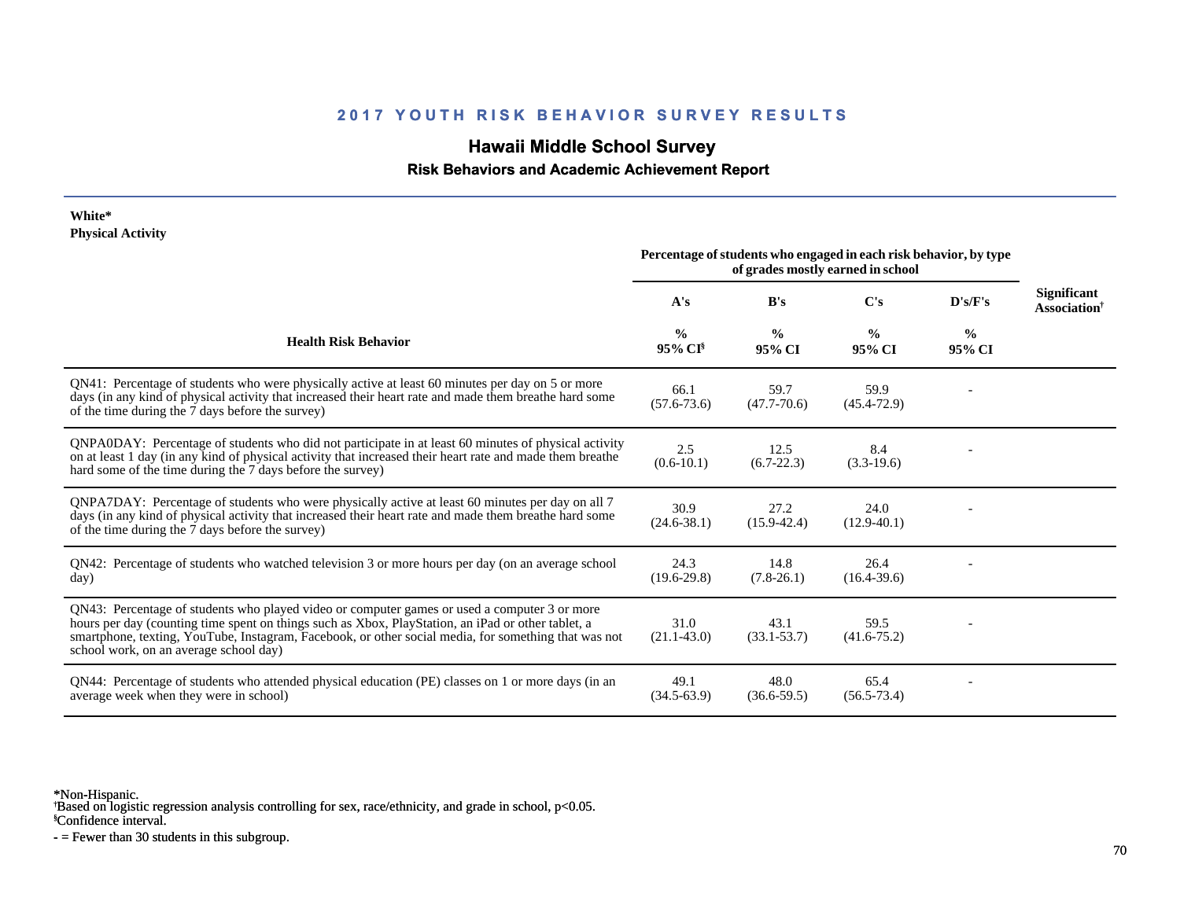## 2017 YOUTH RISK BEHAVIOR SURVEY RESULTS

# Hawaii Middle School Survey

### Risk Behaviors and Academic Achievement Report

**White***
**Physical Activity**

| Health Risk Behavior | A's | B's | C's | D's/F's | Significant Association† |
|---|---|---|---|---|---|
| | Percentage of students who engaged in each risk behavior, by type of grades mostly earned in school | | | | |
| | % 95% CI§ | % 95% CI | % 95% CI | % 95% CI | |
| QN41: Percentage of students who were physically active at least 60 minutes per day on 5 or more days (in any kind of physical activity that increased their heart rate and made them breathe hard some of the time during the 7 days before the survey) | 66.1 (57.6-73.6) | 59.7 (47.7-70.6) | 59.9 (45.4-72.9) | - | |
| QNPA0DAY: Percentage of students who did not participate in at least 60 minutes of physical activity on at least 1 day (in any kind of physical activity that increased their heart rate and made them breathe hard some of the time during the 7 days before the survey) | 2.5 (0.6-10.1) | 12.5 (6.7-22.3) | 8.4 (3.3-19.6) | - | |
| QNPA7DAY: Percentage of students who were physically active at least 60 minutes per day on all 7 days (in any kind of physical activity that increased their heart rate and made them breathe hard some of the time during the 7 days before the survey) | 30.9 (24.6-38.1) | 27.2 (15.9-42.4) | 24.0 (12.9-40.1) | - | |
| QN42: Percentage of students who watched television 3 or more hours per day (on an average school day) | 24.3 (19.6-29.8) | 14.8 (7.8-26.1) | 26.4 (16.4-39.6) | - | |
| QN43: Percentage of students who played video or computer games or used a computer 3 or more hours per day (counting time spent on things such as Xbox, PlayStation, an iPad or other tablet, a smartphone, texting, YouTube, Instagram, Facebook, or other social media, for something that was not school work, on an average school day) | 31.0 (21.1-43.0) | 43.1 (33.1-53.7) | 59.5 (41.6-75.2) | - | |
| QN44: Percentage of students who attended physical education (PE) classes on 1 or more days (in an average week when they were in school) | 49.1 (34.5-63.9) | 48.0 (36.6-59.5) | 65.4 (56.5-73.4) | - | |

*Non-Hispanic.
†Based on logistic regression analysis controlling for sex, race/ethnicity, and grade in school, p<0.05.
§Confidence interval.
- = Fewer than 30 students in this subgroup.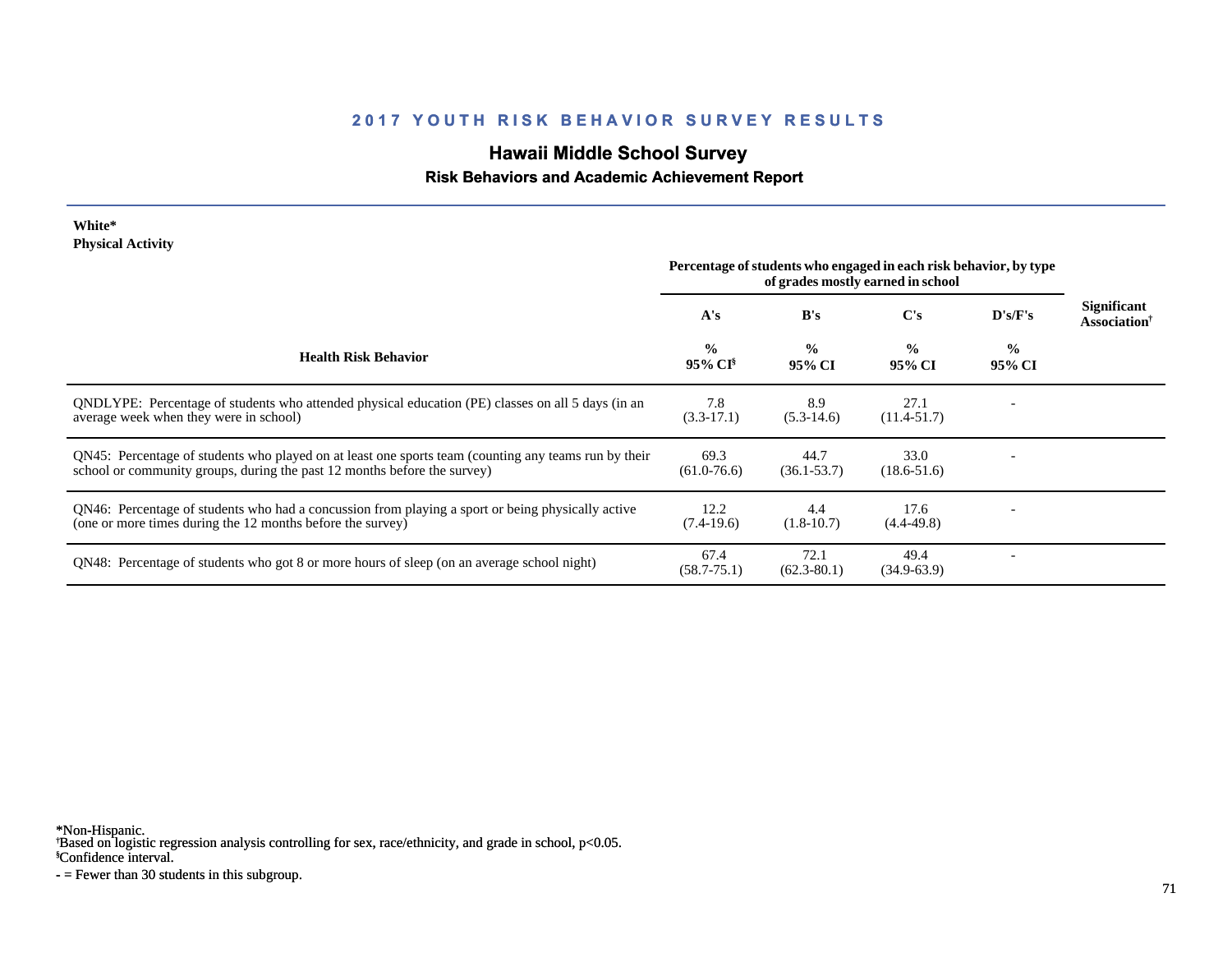## 2017 YOUTH RISK BEHAVIOR SURVEY RESULTS

# Hawaii Middle School Survey

### Risk Behaviors and Academic Achievement Report

**White***
**Physical Activity**

| Health Risk Behavior | Percentage of students who engaged in each risk behavior, by type of grades mostly earned in school: A's % 95% CI[§] | B's % 95% CI | C's % 95% CI | D's/F's % 95% CI | Significant Association[†] |
|---|---|---|---|---|---|
| QNDLYPE: Percentage of students who attended physical education (PE) classes on all 5 days (in an average week when they were in school) | 7.8 (3.3-17.1) | 8.9 (5.3-14.6) | 27.1 (11.4-51.7) | - | |
| QN45: Percentage of students who played on at least one sports team (counting any teams run by their school or community groups, during the past 12 months before the survey) | 69.3 (61.0-76.6) | 44.7 (36.1-53.7) | 33.0 (18.6-51.6) | - | |
| QN46: Percentage of students who had a concussion from playing a sport or being physically active (one or more times during the 12 months before the survey) | 12.2 (7.4-19.6) | 4.4 (1.8-10.7) | 17.6 (4.4-49.8) | - | |
| QN48: Percentage of students who got 8 or more hours of sleep (on an average school night) | 67.4 (58.7-75.1) | 72.1 (62.3-80.1) | 49.4 (34.9-63.9) | - | |

*Non-Hispanic.
[†]Based on logistic regression analysis controlling for sex, race/ethnicity, and grade in school, p<0.05.
[§]Confidence interval.
- = Fewer than 30 students in this subgroup.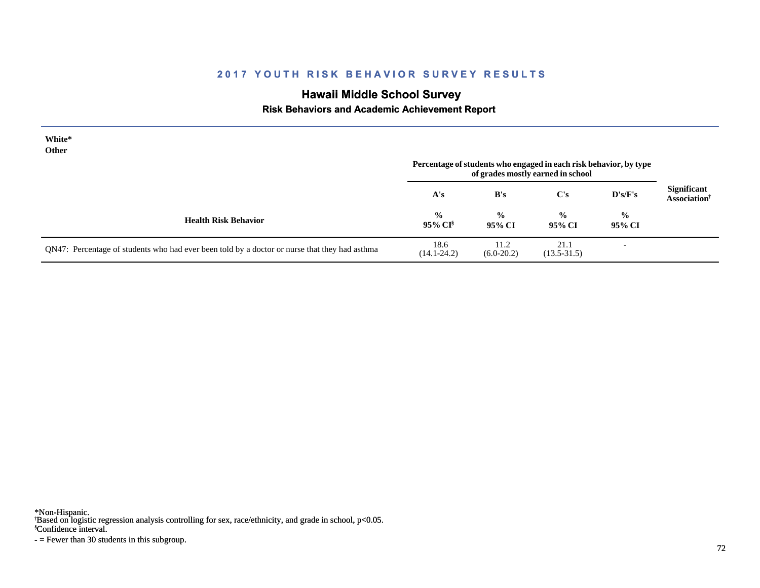## 2017 YOUTH RISK BEHAVIOR SURVEY RESULTS

### Hawaii Middle School Survey

#### Risk Behaviors and Academic Achievement Report

**White***
**Other**

| Health Risk Behavior | A's<br>%<br>95% CI§ | B's<br>%<br>95% CI | C's<br>%<br>95% CI | D's/F's<br>%<br>95% CI | Significant Association† |
|---|---|---|---|---|---|
| | Percentage of students who engaged in each risk behavior, by type of grades mostly earned in school | | | | |
| QN47: Percentage of students who had ever been told by a doctor or nurse that they had asthma | 18.6<br>(14.1-24.2) | 11.2<br>(6.0-20.2) | 21.1<br>(13.5-31.5) | - | |

*Non-Hispanic.
†Based on logistic regression analysis controlling for sex, race/ethnicity, and grade in school, $p<0.05$.
§Confidence interval.
- = Fewer than 30 students in this subgroup.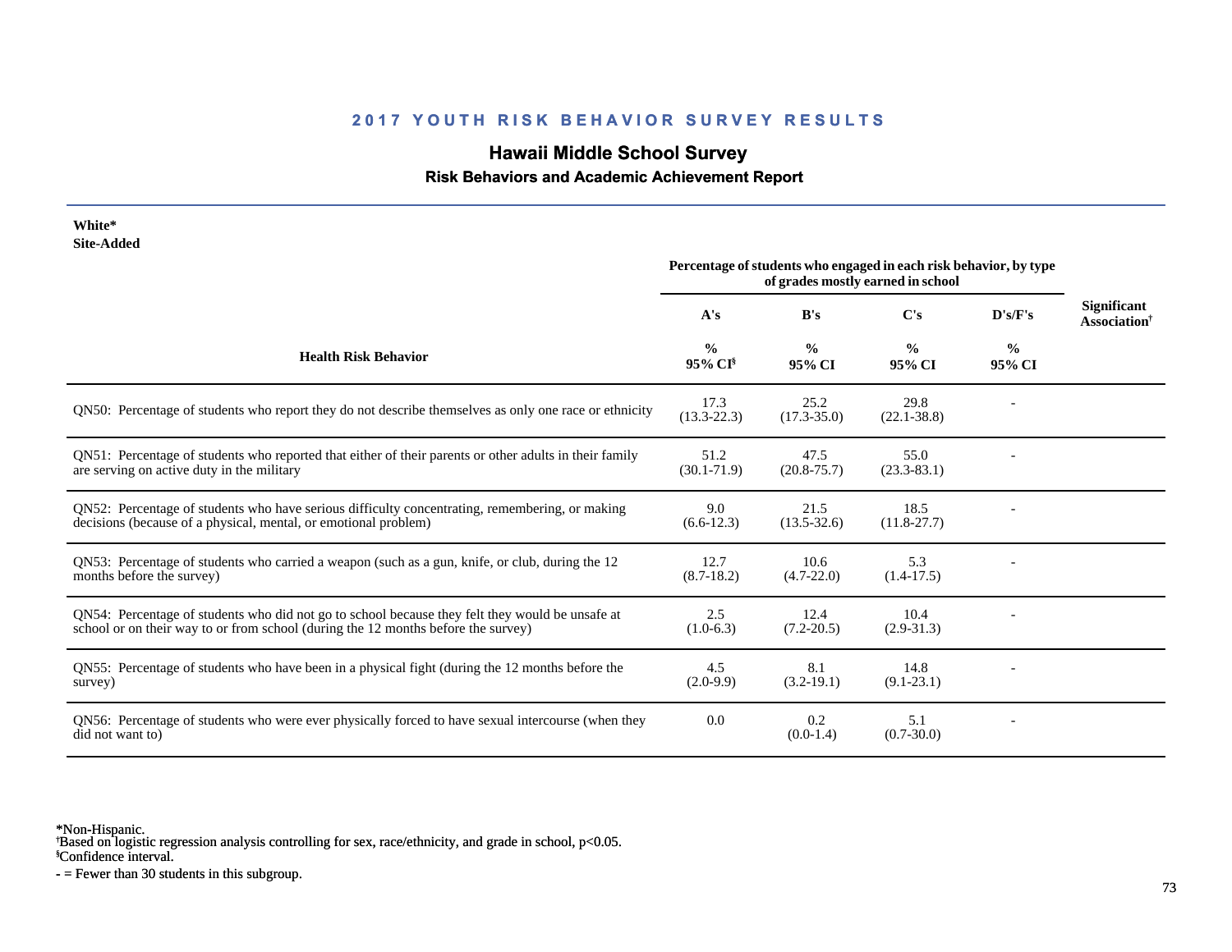## 2017 YOUTH RISK BEHAVIOR SURVEY RESULTS

# Hawaii Middle School Survey

### Risk Behaviors and Academic Achievement Report

**White***
**Site-Added**

| Health Risk Behavior | A's % 95% CI[§] | B's % 95% CI | C's % 95% CI | D's/F's % 95% CI | Significant Association[†] |
|---|---|---|---|---|---|
| | *Percentage of students who engaged in each risk behavior, by type of grades mostly earned in school* | | | | |
| QN50: Percentage of students who report they do not describe themselves as only one race or ethnicity | 17.3 (13.3-22.3) | 25.2 (17.3-35.0) | 29.8 (22.1-38.8) | - | |
| QN51: Percentage of students who reported that either of their parents or other adults in their family are serving on active duty in the military | 51.2 (30.1-71.9) | 47.5 (20.8-75.7) | 55.0 (23.3-83.1) | - | |
| QN52: Percentage of students who have serious difficulty concentrating, remembering, or making decisions (because of a physical, mental, or emotional problem) | 9.0 (6.6-12.3) | 21.5 (13.5-32.6) | 18.5 (11.8-27.7) | - | |
| QN53: Percentage of students who carried a weapon (such as a gun, knife, or club, during the 12 months before the survey) | 12.7 (8.7-18.2) | 10.6 (4.7-22.0) | 5.3 (1.4-17.5) | - | |
| QN54: Percentage of students who did not go to school because they felt they would be unsafe at school or on their way to or from school (during the 12 months before the survey) | 2.5 (1.0-6.3) | 12.4 (7.2-20.5) | 10.4 (2.9-31.3) | - | |
| QN55: Percentage of students who have been in a physical fight (during the 12 months before the survey) | 4.5 (2.0-9.9) | 8.1 (3.2-19.1) | 14.8 (9.1-23.1) | - | |
| QN56: Percentage of students who were ever physically forced to have sexual intercourse (when they did not want to) | 0.0 | 0.2 (0.0-1.4) | 5.1 (0.7-30.0) | - | |

*Non-Hispanic.
[†]Based on logistic regression analysis controlling for sex, race/ethnicity, and grade in school, $p<0.05$.
[§]Confidence interval.
- = Fewer than 30 students in this subgroup.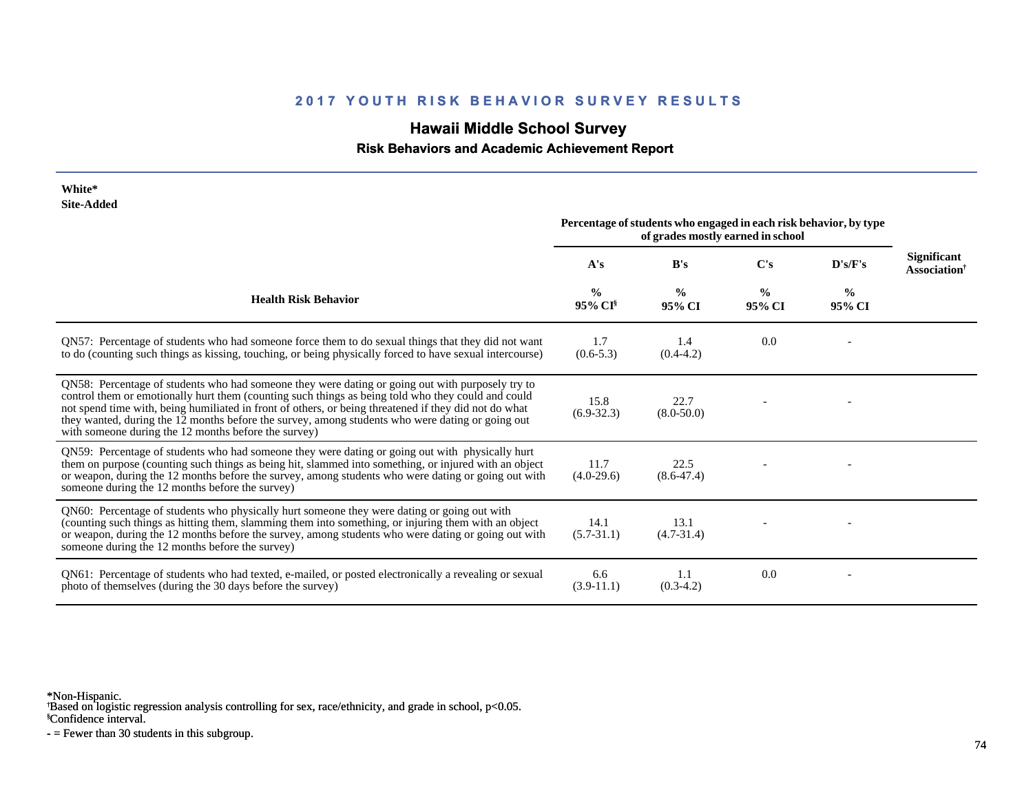## 2017 YOUTH RISK BEHAVIOR SURVEY RESULTS

# Hawaii Middle School Survey

### Risk Behaviors and Academic Achievement Report

**White\***
**Site-Added**

| Health Risk Behavior | Percentage of students who engaged in each risk behavior, by type of grades mostly earned in school | | | | Significant Association† |
|---|---|---|---|---|---|
| | A's | B's | C's | D's/F's | |
| | % 95% CI§ | % 95% CI | % 95% CI | % 95% CI | |
| QN57: Percentage of students who had someone force them to do sexual things that they did not want to do (counting such things as kissing, touching, or being physically forced to have sexual intercourse) | 1.7 (0.6-5.3) | 1.4 (0.4-4.2) | 0.0 | - | |
| QN58: Percentage of students who had someone they were dating or going out with purposely try to control them or emotionally hurt them (counting such things as being told who they could and could not spend time with, being humiliated in front of others, or being threatened if they did not do what they wanted, during the 12 months before the survey, among students who were dating or going out with someone during the 12 months before the survey) | 15.8 (6.9-32.3) | 22.7 (8.0-50.0) | - | - | |
| QN59: Percentage of students who had someone they were dating or going out with physically hurt them on purpose (counting such things as being hit, slammed into something, or injured with an object or weapon, during the 12 months before the survey, among students who were dating or going out with someone during the 12 months before the survey) | 11.7 (4.0-29.6) | 22.5 (8.6-47.4) | - | - | |
| QN60: Percentage of students who physically hurt someone they were dating or going out with (counting such things as hitting them, slamming them into something, or injuring them with an object or weapon, during the 12 months before the survey, among students who were dating or going out with someone during the 12 months before the survey) | 14.1 (5.7-31.1) | 13.1 (4.7-31.4) | - | - | |
| QN61: Percentage of students who had texted, e-mailed, or posted electronically a revealing or sexual photo of themselves (during the 30 days before the survey) | 6.6 (3.9-11.1) | 1.1 (0.3-4.2) | 0.0 | - | |

\*Non-Hispanic.
†Based on logistic regression analysis controlling for sex, race/ethnicity, and grade in school, $p<0.05$.
§Confidence interval.
- = Fewer than 30 students in this subgroup.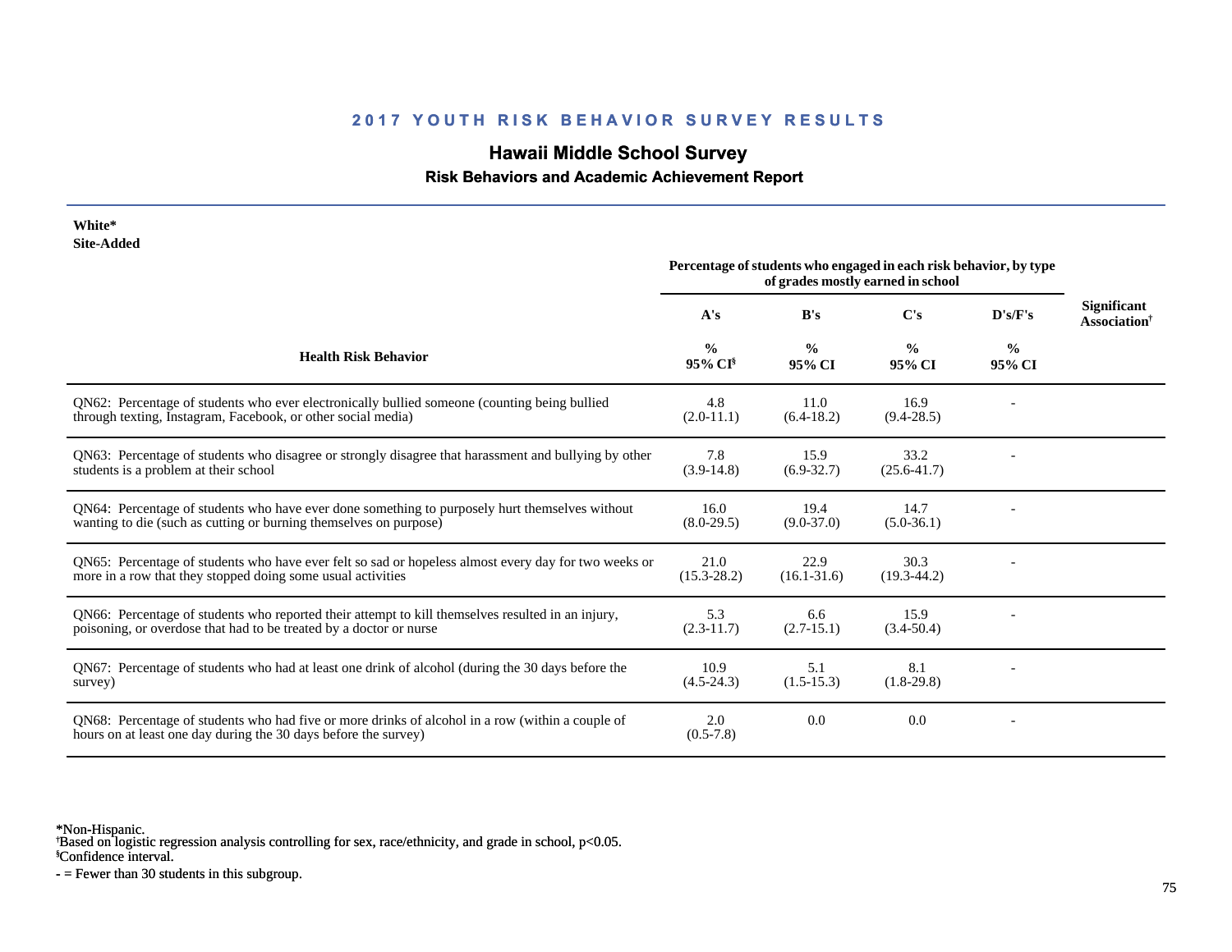## 2017 YOUTH RISK BEHAVIOR SURVEY RESULTS

# Hawaii Middle School Survey

### Risk Behaviors and Academic Achievement Report

**White***
**Site-Added**

| Health Risk Behavior | A's % 95% CI[§] | B's % 95% CI | C's % 95% CI | D's/F's % 95% CI | Significant Association[†] |
|---|---|---|---|---|---|
| | Percentage of students who engaged in each risk behavior, by type of grades mostly earned in school | | | | |
| QN62: Percentage of students who ever electronically bullied someone (counting being bullied through texting, Instagram, Facebook, or other social media) | 4.8 (2.0-11.1) | 11.0 (6.4-18.2) | 16.9 (9.4-28.5) | - | |
| QN63: Percentage of students who disagree or strongly disagree that harassment and bullying by other students is a problem at their school | 7.8 (3.9-14.8) | 15.9 (6.9-32.7) | 33.2 (25.6-41.7) | - | |
| QN64: Percentage of students who have ever done something to purposely hurt themselves without wanting to die (such as cutting or burning themselves on purpose) | 16.0 (8.0-29.5) | 19.4 (9.0-37.0) | 14.7 (5.0-36.1) | - | |
| QN65: Percentage of students who have ever felt so sad or hopeless almost every day for two weeks or more in a row that they stopped doing some usual activities | 21.0 (15.3-28.2) | 22.9 (16.1-31.6) | 30.3 (19.3-44.2) | - | |
| QN66: Percentage of students who reported their attempt to kill themselves resulted in an injury, poisoning, or overdose that had to be treated by a doctor or nurse | 5.3 (2.3-11.7) | 6.6 (2.7-15.1) | 15.9 (3.4-50.4) | - | |
| QN67: Percentage of students who had at least one drink of alcohol (during the 30 days before the survey) | 10.9 (4.5-24.3) | 5.1 (1.5-15.3) | 8.1 (1.8-29.8) | - | |
| QN68: Percentage of students who had five or more drinks of alcohol in a row (within a couple of hours on at least one day during the 30 days before the survey) | 2.0 (0.5-7.8) | 0.0 | 0.0 | - | |

*Non-Hispanic.
[†]Based on logistic regression analysis controlling for sex, race/ethnicity, and grade in school, $p<0.05$.
[§]Confidence interval.
- = Fewer than 30 students in this subgroup.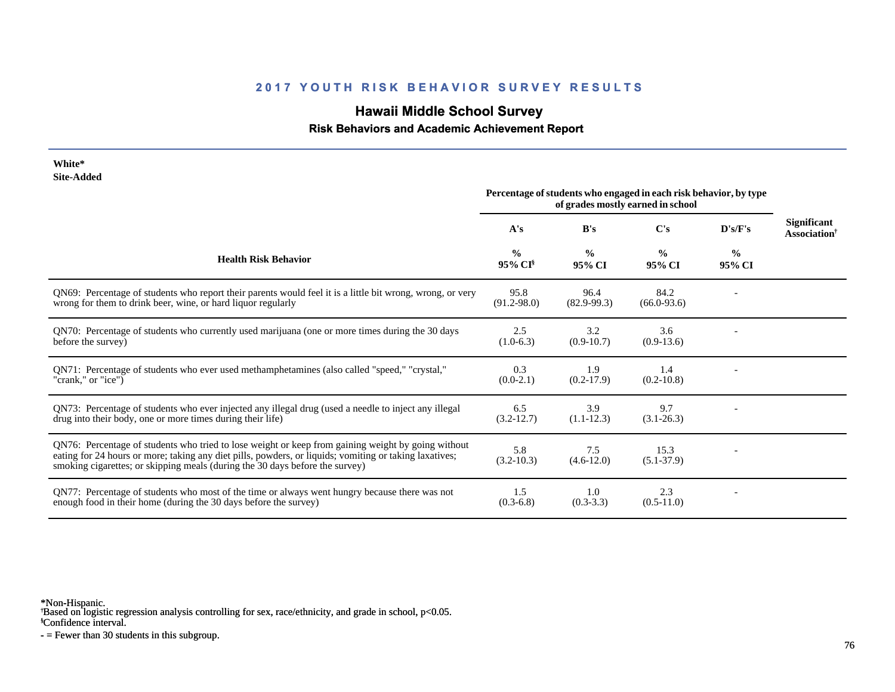## 2017 YOUTH RISK BEHAVIOR SURVEY RESULTS

# Hawaii Middle School Survey

### Risk Behaviors and Academic Achievement Report

**White***
**Site-Added**

| Health Risk Behavior | A's % 95% CI§ | B's % 95% CI | C's % 95% CI | D's/F's % 95% CI | Significant Association† |
|---|---|---|---|---|---|
| | *Percentage of students who engaged in each risk behavior, by type of grades mostly earned in school* | | | | |
| QN69: Percentage of students who report their parents would feel it is a little bit wrong, wrong, or very wrong for them to drink beer, wine, or hard liquor regularly | 95.8 (91.2-98.0) | 96.4 (82.9-99.3) | 84.2 (66.0-93.6) | - | |
| QN70: Percentage of students who currently used marijuana (one or more times during the 30 days before the survey) | 2.5 (1.0-6.3) | 3.2 (0.9-10.7) | 3.6 (0.9-13.6) | - | |
| QN71: Percentage of students who ever used methamphetamines (also called "speed," "crystal," "crank," or "ice") | 0.3 (0.0-2.1) | 1.9 (0.2-17.9) | 1.4 (0.2-10.8) | - | |
| QN73: Percentage of students who ever injected any illegal drug (used a needle to inject any illegal drug into their body, one or more times during their life) | 6.5 (3.2-12.7) | 3.9 (1.1-12.3) | 9.7 (3.1-26.3) | - | |
| QN76: Percentage of students who tried to lose weight or keep from gaining weight by going without eating for 24 hours or more; taking any diet pills, powders, or liquids; vomiting or taking laxatives; smoking cigarettes; or skipping meals (during the 30 days before the survey) | 5.8 (3.2-10.3) | 7.5 (4.6-12.0) | 15.3 (5.1-37.9) | - | |
| QN77: Percentage of students who most of the time or always went hungry because there was not enough food in their home (during the 30 days before the survey) | 1.5 (0.3-6.8) | 1.0 (0.3-3.3) | 2.3 (0.5-11.0) | - | |

*Non-Hispanic.
†Based on logistic regression analysis controlling for sex, race/ethnicity, and grade in school, $p<0.05$.
§Confidence interval.
- = Fewer than 30 students in this subgroup.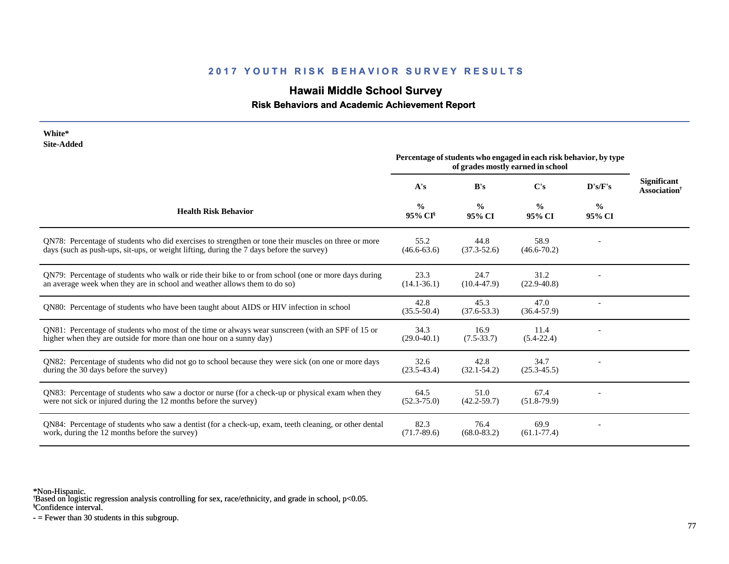## 2017 YOUTH RISK BEHAVIOR SURVEY RESULTS

# Hawaii Middle School Survey

### Risk Behaviors and Academic Achievement Report

**White***
**Site-Added**

| Health Risk Behavior | A's % 95% CI§ | B's % 95% CI | C's % 95% CI | D's/F's % 95% CI | Significant Association† |
|---|---|---|---|---|---|
| QN78: Percentage of students who did exercises to strengthen or tone their muscles on three or more days (such as push-ups, sit-ups, or weight lifting, during the 7 days before the survey) | 55.2 (46.6-63.6) | 44.8 (37.3-52.6) | 58.9 (46.6-70.2) | - | |
| QN79: Percentage of students who walk or ride their bike to or from school (one or more days during an average week when they are in school and weather allows them to do so) | 23.3 (14.1-36.1) | 24.7 (10.4-47.9) | 31.2 (22.9-40.8) | - | |
| QN80: Percentage of students who have been taught about AIDS or HIV infection in school | 42.8 (35.5-50.4) | 45.3 (37.6-53.3) | 47.0 (36.4-57.9) | - | |
| QN81: Percentage of students who most of the time or always wear sunscreen (with an SPF of 15 or higher when they are outside for more than one hour on a sunny day) | 34.3 (29.0-40.1) | 16.9 (7.5-33.7) | 11.4 (5.4-22.4) | - | |
| QN82: Percentage of students who did not go to school because they were sick (on one or more days during the 30 days before the survey) | 32.6 (23.5-43.4) | 42.8 (32.1-54.2) | 34.7 (25.3-45.5) | - | |
| QN83: Percentage of students who saw a doctor or nurse (for a check-up or physical exam when they were not sick or injured during the 12 months before the survey) | 64.5 (52.3-75.0) | 51.0 (42.2-59.7) | 67.4 (51.8-79.9) | - | |
| QN84: Percentage of students who saw a dentist (for a check-up, exam, teeth cleaning, or other dental work, during the 12 months before the survey) | 82.3 (71.7-89.6) | 76.4 (68.0-83.2) | 69.9 (61.1-77.4) | - | |

*Non-Hispanic.
†Based on logistic regression analysis controlling for sex, race/ethnicity, and grade in school, $p<0.05$.
§Confidence interval.
- = Fewer than 30 students in this subgroup.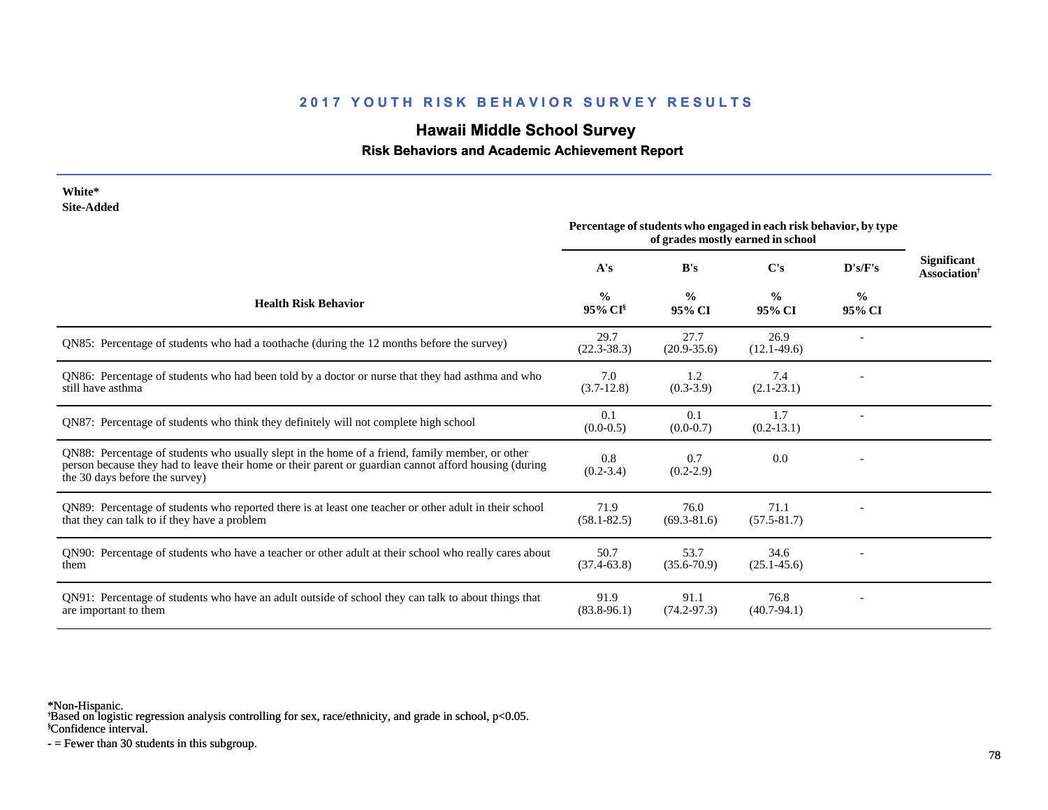## 2017 YOUTH RISK BEHAVIOR SURVEY RESULTS

# Hawaii Middle School Survey

### Risk Behaviors and Academic Achievement Report

**White***
**Site-Added**

| Health Risk Behavior | A's % 95% CI§ | B's % 95% CI | C's % 95% CI | D's/F's % 95% CI | Significant Association† |
|---|---|---|---|---|---|
| | Percentage of students who engaged in each risk behavior, by type of grades mostly earned in school | | | | |
| QN85: Percentage of students who had a toothache (during the 12 months before the survey) | 29.7 (22.3-38.3) | 27.7 (20.9-35.6) | 26.9 (12.1-49.6) | - | |
| QN86: Percentage of students who had been told by a doctor or nurse that they had asthma and who still have asthma | 7.0 (3.7-12.8) | 1.2 (0.3-3.9) | 7.4 (2.1-23.1) | - | |
| QN87: Percentage of students who think they definitely will not complete high school | 0.1 (0.0-0.5) | 0.1 (0.0-0.7) | 1.7 (0.2-13.1) | - | |
| QN88: Percentage of students who usually slept in the home of a friend, family member, or other person because they had to leave their home or their parent or guardian cannot afford housing (during the 30 days before the survey) | 0.8 (0.2-3.4) | 0.7 (0.2-2.9) | 0.0 | - | |
| QN89: Percentage of students who reported there is at least one teacher or other adult in their school that they can talk to if they have a problem | 71.9 (58.1-82.5) | 76.0 (69.3-81.6) | 71.1 (57.5-81.7) | - | |
| QN90: Percentage of students who have a teacher or other adult at their school who really cares about them | 50.7 (37.4-63.8) | 53.7 (35.6-70.9) | 34.6 (25.1-45.6) | - | |
| QN91: Percentage of students who have an adult outside of school they can talk to about things that are important to them | 91.9 (83.8-96.1) | 91.1 (74.2-97.3) | 76.8 (40.7-94.1) | - | |

*Non-Hispanic.
†Based on logistic regression analysis controlling for sex, race/ethnicity, and grade in school, $p<0.05$.
§Confidence interval.
- = Fewer than 30 students in this subgroup.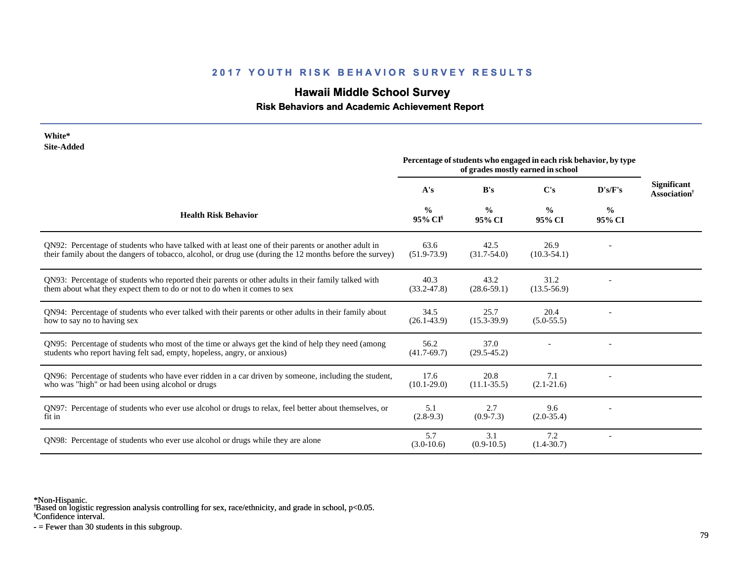## 2017 YOUTH RISK BEHAVIOR SURVEY RESULTS

# Hawaii Middle School Survey

### Risk Behaviors and Academic Achievement Report

**White***
**Site-Added**

| Health Risk Behavior | A's | B's | C's | D's/F's | Significant Association† |
|---|---|---|---|---|---|
| | Percentage of students who engaged in each risk behavior, by type of grades mostly earned in school | | | | |
| | % 95% CI§ | % 95% CI | % 95% CI | % 95% CI | |
| QN92: Percentage of students who have talked with at least one of their parents or another adult in their family about the dangers of tobacco, alcohol, or drug use (during the 12 months before the survey) | 63.6 (51.9-73.9) | 42.5 (31.7-54.0) | 26.9 (10.3-54.1) | - | |
| QN93: Percentage of students who reported their parents or other adults in their family talked with them about what they expect them to do or not to do when it comes to sex | 40.3 (33.2-47.8) | 43.2 (28.6-59.1) | 31.2 (13.5-56.9) | - | |
| QN94: Percentage of students who ever talked with their parents or other adults in their family about how to say no to having sex | 34.5 (26.1-43.9) | 25.7 (15.3-39.9) | 20.4 (5.0-55.5) | - | |
| QN95: Percentage of students who most of the time or always get the kind of help they need (among students who report having felt sad, empty, hopeless, angry, or anxious) | 56.2 (41.7-69.7) | 37.0 (29.5-45.2) | - | - | |
| QN96: Percentage of students who have ever ridden in a car driven by someone, including the student, who was "high" or had been using alcohol or drugs | 17.6 (10.1-29.0) | 20.8 (11.1-35.5) | 7.1 (2.1-21.6) | - | |
| QN97: Percentage of students who ever use alcohol or drugs to relax, feel better about themselves, or fit in | 5.1 (2.8-9.3) | 2.7 (0.9-7.3) | 9.6 (2.0-35.4) | - | |
| QN98: Percentage of students who ever use alcohol or drugs while they are alone | 5.7 (3.0-10.6) | 3.1 (0.9-10.5) | 7.2 (1.4-30.7) | - | |

*Non-Hispanic.
†Based on logistic regression analysis controlling for sex, race/ethnicity, and grade in school, $p<0.05$.
§Confidence interval.
- = Fewer than 30 students in this subgroup.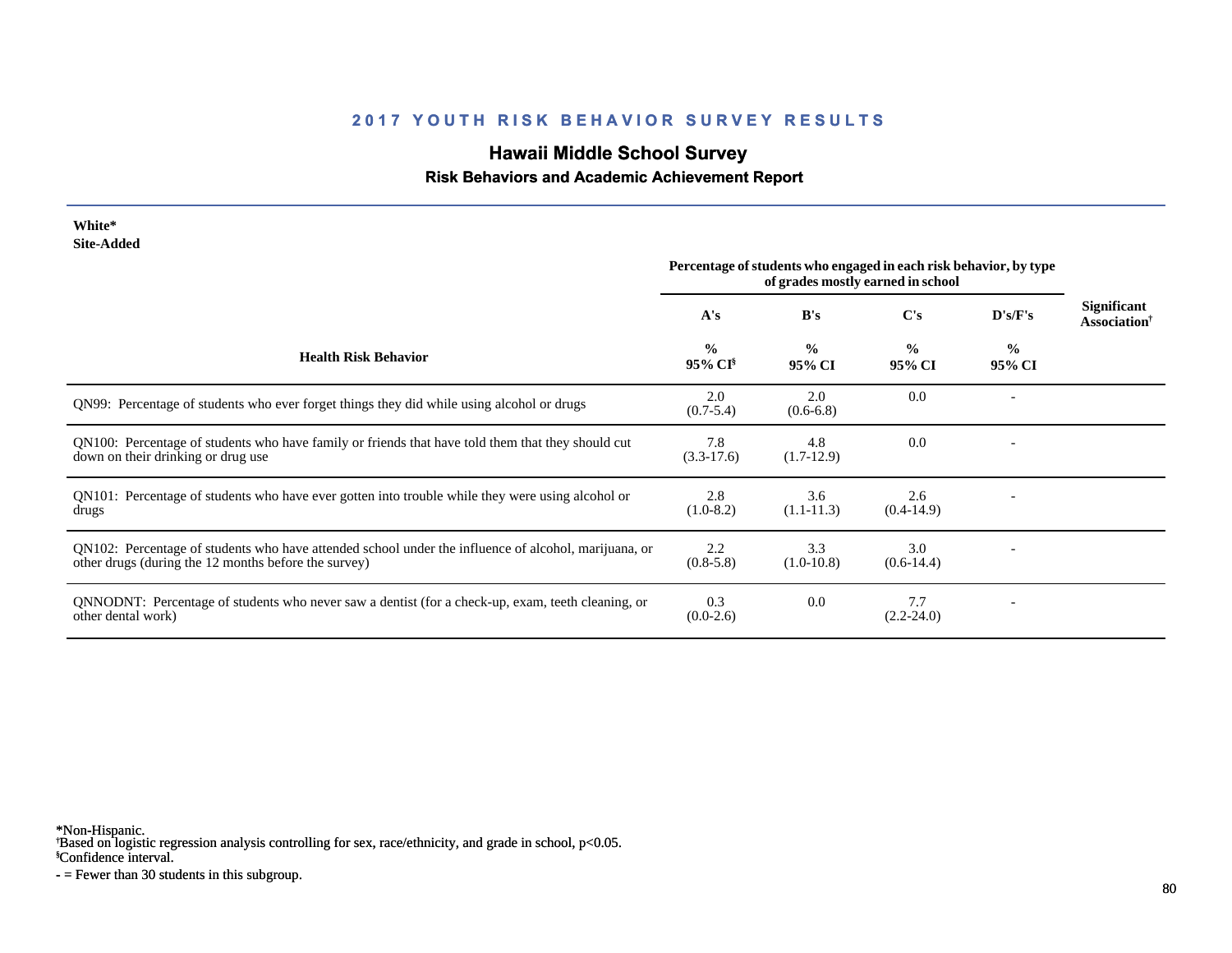# 2017 YOUTH RISK BEHAVIOR SURVEY RESULTS

## Hawaii Middle School Survey

### Risk Behaviors and Academic Achievement Report

**White***
**Site-Added**

| Health Risk Behavior | Percentage of students who engaged in each risk behavior, by type of grades mostly earned in school | | | | Significant Association† |
|---|---|---|---|---|---|
| | A's | B's | C's | D's/F's | |
| | % 95% CI§ | % 95% CI | % 95% CI | % 95% CI | |
| QN99: Percentage of students who ever forget things they did while using alcohol or drugs | 2.0 (0.7-5.4) | 2.0 (0.6-6.8) | 0.0 | - | |
| QN100: Percentage of students who have family or friends that have told them that they should cut down on their drinking or drug use | 7.8 (3.3-17.6) | 4.8 (1.7-12.9) | 0.0 | - | |
| QN101: Percentage of students who have ever gotten into trouble while they were using alcohol or drugs | 2.8 (1.0-8.2) | 3.6 (1.1-11.3) | 2.6 (0.4-14.9) | - | |
| QN102: Percentage of students who have attended school under the influence of alcohol, marijuana, or other drugs (during the 12 months before the survey) | 2.2 (0.8-5.8) | 3.3 (1.0-10.8) | 3.0 (0.6-14.4) | - | |
| QNNODNT: Percentage of students who never saw a dentist (for a check-up, exam, teeth cleaning, or other dental work) | 0.3 (0.0-2.6) | 0.0 | 7.7 (2.2-24.0) | - | |

*Non-Hispanic.
†Based on logistic regression analysis controlling for sex, race/ethnicity, and grade in school, p<0.05.
§Confidence interval.
- = Fewer than 30 students in this subgroup.